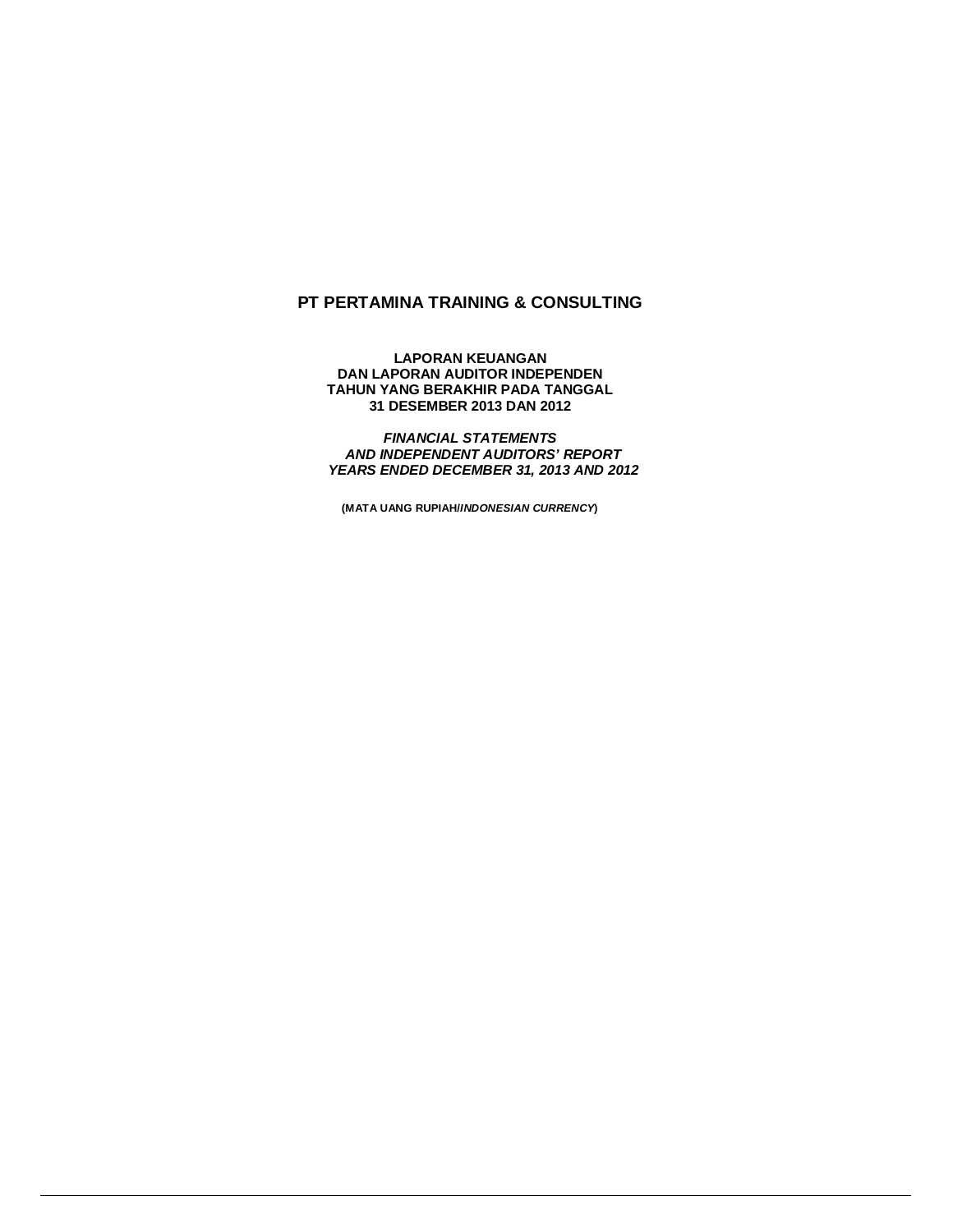# PT PERTAMINA TRAINING & CONSULTING

**LAPORAN KEUANGAN**
**DAN LAPORAN AUDITOR INDEPENDEN**
**TAHUN YANG BERAKHIR PADA TANGGAL**
**31 DESEMBER 2013 DAN 2012**

***FINANCIAL STATEMENTS***
***AND INDEPENDENT AUDITORS' REPORT***
***YEARS ENDED DECEMBER 31, 2013 AND 2012***

**(MATA UANG RUPIAH/*INDONESIAN CURRENCY*)**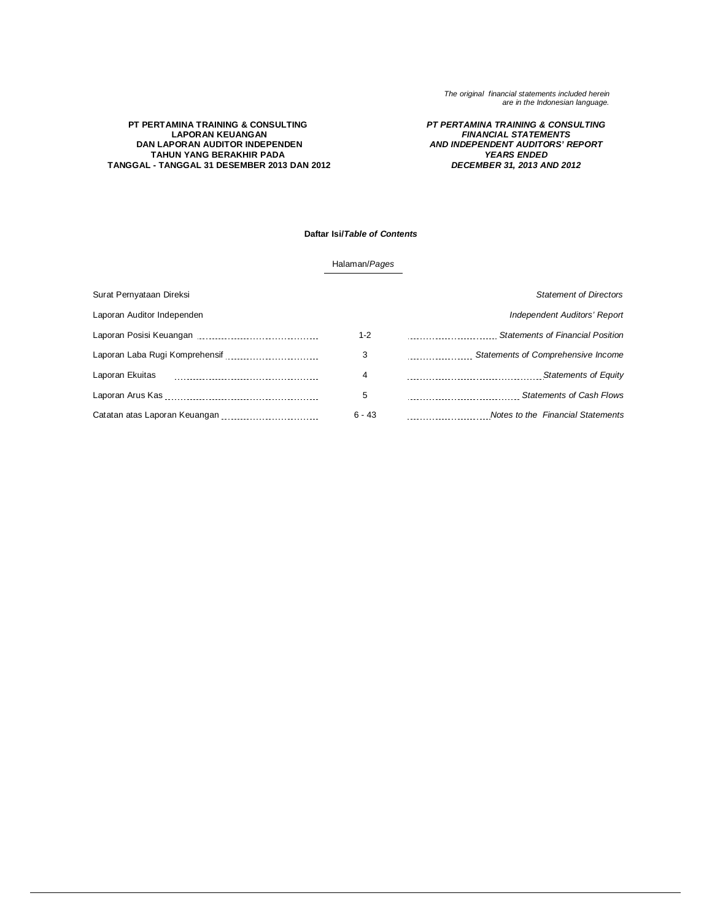*The original financial statements included herein are in the Indonesian language.*

**PT PERTAMINA TRAINING & CONSULTING**
**LAPORAN KEUANGAN**
**DAN LAPORAN AUDITOR INDEPENDEN**
**TAHUN YANG BERAKHIR PADA**
**TANGGAL - TANGGAL 31 DESEMBER 2013 DAN 2012**

***PT PERTAMINA TRAINING & CONSULTING***
***FINANCIAL STATEMENTS***
***AND INDEPENDENT AUDITORS' REPORT***
***YEARS ENDED***
***DECEMBER 31, 2013 AND 2012***

**Daftar Isi/*Table of Contents***

| | Halaman/*Pages* | |
|---|---|---|
| Surat Pernyataan Direksi | | *Statement of Directors* |
| Laporan Auditor Independen | | *Independent Auditors' Report* |
| Laporan Posisi Keuangan | 1-2 | *Statements of Financial Position* |
| Laporan Laba Rugi Komprehensif | 3 | *Statements of Comprehensive Income* |
| Laporan Ekuitas | 4 | *Statements of Equity* |
| Laporan Arus Kas | 5 | *Statements of Cash Flows* |
| Catatan atas Laporan Keuangan | 6 - 43 | *Notes to the Financial Statements* |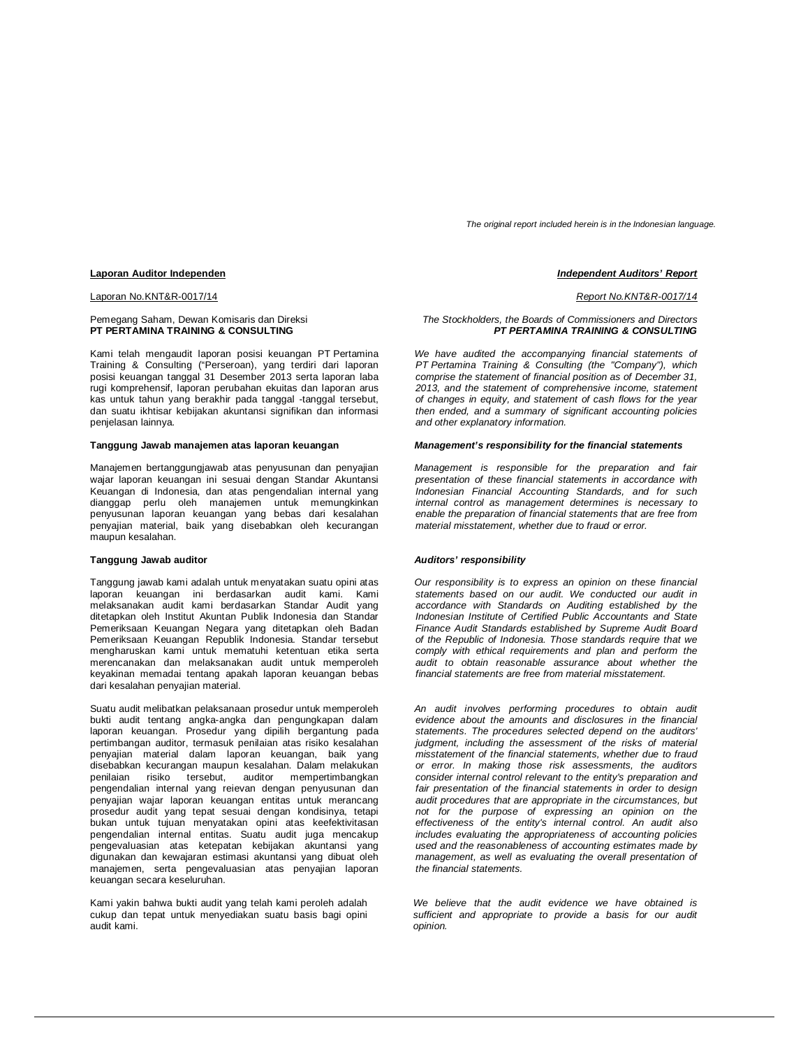*The original report included herein is in the Indonesian language.*

**Laporan Auditor Independen**

Laporan No.KNT&R-0017/14

Pemegang Saham, Dewan Komisaris dan Direksi
**PT PERTAMINA TRAINING & CONSULTING**

Kami telah mengaudit laporan posisi keuangan PT Pertamina Training & Consulting ("Perseroan"), yang terdiri dari laporan posisi keuangan tanggal 31 Desember 2013 serta laporan laba rugi komprehensif, laporan perubahan ekuitas dan laporan arus kas untuk tahun yang berakhir pada tanggal -tanggal tersebut, dan suatu ikhtisar kebijakan akuntansi signifikan dan informasi penjelasan lainnya.

**Tanggung Jawab manajemen atas laporan keuangan**

Manajemen bertanggungjawab atas penyusunan dan penyajian wajar laporan keuangan ini sesuai dengan Standar Akuntansi Keuangan di Indonesia, dan atas pengendalian internal yang dianggap perlu oleh manajemen untuk memungkinkan penyusunan laporan keuangan yang bebas dari kesalahan penyajian material, baik yang disebabkan oleh kecurangan maupun kesalahan.

**Tanggung Jawab auditor**

Tanggung jawab kami adalah untuk menyatakan suatu opini atas laporan keuangan ini berdasarkan audit kami. Kami melaksanakan audit kami berdasarkan Standar Audit yang ditetapkan oleh Institut Akuntan Publik Indonesia dan Standar Pemeriksaan Keuangan Negara yang ditetapkan oleh Badan Pemeriksaan Keuangan Republik Indonesia. Standar tersebut mengharuskan kami untuk mematuhi ketentuan etika serta merencanakan dan melaksanakan audit untuk memperoleh keyakinan memadai tentang apakah laporan keuangan bebas dari kesalahan penyajian material.

Suatu audit melibatkan pelaksanaan prosedur untuk memperoleh bukti audit tentang angka-angka dan pengungkapan dalam laporan keuangan. Prosedur yang dipilih bergantung pada pertimbangan auditor, termasuk penilaian atas risiko kesalahan penyajian material dalam laporan keuangan, baik yang disebabkan kecurangan maupun kesalahan. Dalam melakukan penilaian risiko tersebut, auditor mempertimbangkan pengendalian internal yang relevan dengan penyusunan dan penyajian wajar laporan keuangan entitas untuk merancang prosedur audit yang tepat sesuai dengan kondisinya, tetapi bukan untuk tujuan menyatakan opini atas keefektivitasan pengendalian internal entitas. Suatu audit juga mencakup pengevaluasian atas ketepatan kebijakan akuntansi yang digunakan dan kewajaran estimasi akuntansi yang dibuat oleh manajemen, serta pengevaluasian atas penyajian laporan keuangan secara keseluruhan.

Kami yakin bahwa bukti audit yang telah kami peroleh adalah cukup dan tepat untuk menyediakan suatu basis bagi opini audit kami.

***Independent Auditors' Report***

*Report No.KNT&R-0017/14*

*The Stockholders, the Boards of Commissioners and Directors*
***PT PERTAMINA TRAINING & CONSULTING***

*We have audited the accompanying financial statements of PT Pertamina Training & Consulting (the "Company"), which comprise the statement of financial position as of December 31, 2013, and the statement of comprehensive income, statement of changes in equity, and statement of cash flows for the year then ended, and a summary of significant accounting policies and other explanatory information.*

***Management's responsibility for the financial statements***

*Management is responsible for the preparation and fair presentation of these financial statements in accordance with Indonesian Financial Accounting Standards, and for such internal control as management determines is necessary to enable the preparation of financial statements that are free from material misstatement, whether due to fraud or error.*

***Auditors' responsibility***

*Our responsibility is to express an opinion on these financial statements based on our audit. We conducted our audit in accordance with Standards on Auditing established by the Indonesian Institute of Certified Public Accountants and State Finance Audit Standards established by Supreme Audit Board of the Republic of Indonesia. Those standards require that we comply with ethical requirements and plan and perform the audit to obtain reasonable assurance about whether the financial statements are free from material misstatement.*

*An audit involves performing procedures to obtain audit evidence about the amounts and disclosures in the financial statements. The procedures selected depend on the auditors' judgment, including the assessment of the risks of material misstatement of the financial statements, whether due to fraud or error. In making those risk assessments, the auditors consider internal control relevant to the entity's preparation and fair presentation of the financial statements in order to design audit procedures that are appropriate in the circumstances, but not for the purpose of expressing an opinion on the effectiveness of the entity's internal control. An audit also includes evaluating the appropriateness of accounting policies used and the reasonableness of accounting estimates made by management, as well as evaluating the overall presentation of the financial statements.*

*We believe that the audit evidence we have obtained is sufficient and appropriate to provide a basis for our audit opinion.*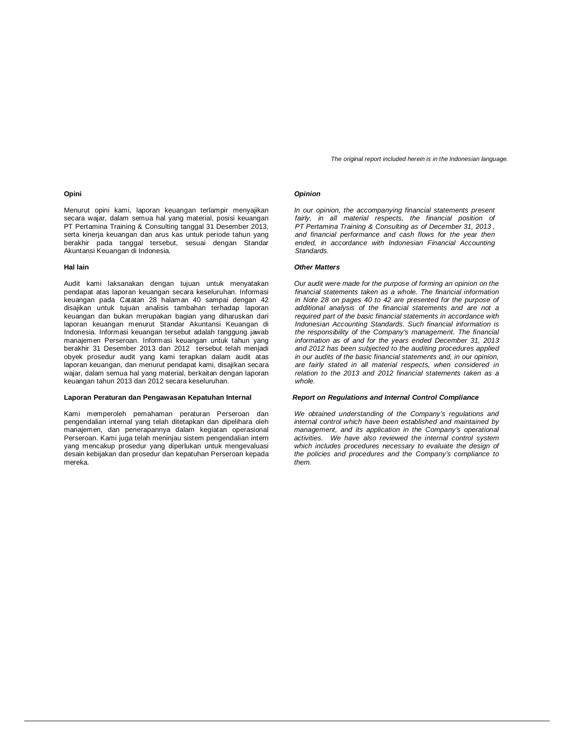*The original report included herein is in the Indonesian language.*

**Opini**

Menurut opini kami, laporan keuangan terlampir menyajikan secara wajar, dalam semua hal yang material, posisi keuangan PT Pertamina Training & Consulting tanggal 31 Desember 2013, serta kinerja keuangan dan arus kas untuk periode tahun yang berakhir pada tanggal tersebut, sesuai dengan Standar Akuntansi Keuangan di Indonesia.

**Hal lain**

Audit kami laksanakan dengan tujuan untuk menyatakan pendapat atas laporan keuangan secara keseluruhan. Informasi keuangan pada Catatan 28 halaman 40 sampai dengan 42 disajikan untuk tujuan analisis tambahan terhadap laporan keuangan dan bukan merupakan bagian yang diharuskan dari laporan keuangan menurut Standar Akuntansi Keuangan di Indonesia. Informasi keuangan tersebut adalah tanggung jawab manajemen Perseroan. Informasi keuangan untuk tahun yang berakhir 31 Desember 2013 dan 2012 tersebut telah menjadi obyek prosedur audit yang kami terapkan dalam audit atas laporan keuangan, dan menurut pendapat kami, disajikan secara wajar, dalam semua hal yang material, berkaitan dengan laporan keuangan tahun 2013 dan 2012 secara keseluruhan.

**Laporan Peraturan dan Pengawasan Kepatuhan Internal**

Kami memperoleh pemahaman peraturan Perseroan dan pengendalian internal yang telah ditetapkan dan dipelihara oleh manajemen, dan penerapannya dalam kegiatan operasional Perseroan. Kami juga telah meninjau sistem pengendalian intern yang mencakup prosedur yang diperlukan untuk mengevaluasi desain kebijakan dan prosedur dan kepatuhan Perseroan kepada mereka.

***Opinion***

*In our opinion, the accompanying financial statements present fairly, in all material respects, the financial position of PT Pertamina Training & Consulting as of December 31, 2013 , and financial performance and cash flows for the year then ended, in accordance with Indonesian Financial Accounting Standards.*

***Other Matters***

*Our audit were made for the purpose of forming an opinion on the financial statements taken as a whole. The financial information in Note 28 on pages 40 to 42 are presented for the purpose of additional analysis of the financial statements and are not a required part of the basic financial statements in accordance with Indonesian Accounting Standards. Such financial information is the responsibility of the Company's management. The financial information as of and for the years ended December 31, 2013 and 2012 has been subjected to the auditing procedures applied in our audits of the basic financial statements and, in our opinion, are fairly stated in all material respects, when considered in relation to the 2013 and 2012 financial statements taken as a whole.*

***Report on Regulations and Internal Control Compliance***

*We obtained understanding of the Company's regulations and internal control which have been established and maintained by management, and its application in the Company's operational activities. We have also reviewed the internal control system which includes procedures necessary to evaluate the design of the policies and procedures and the Company's compliance to them.*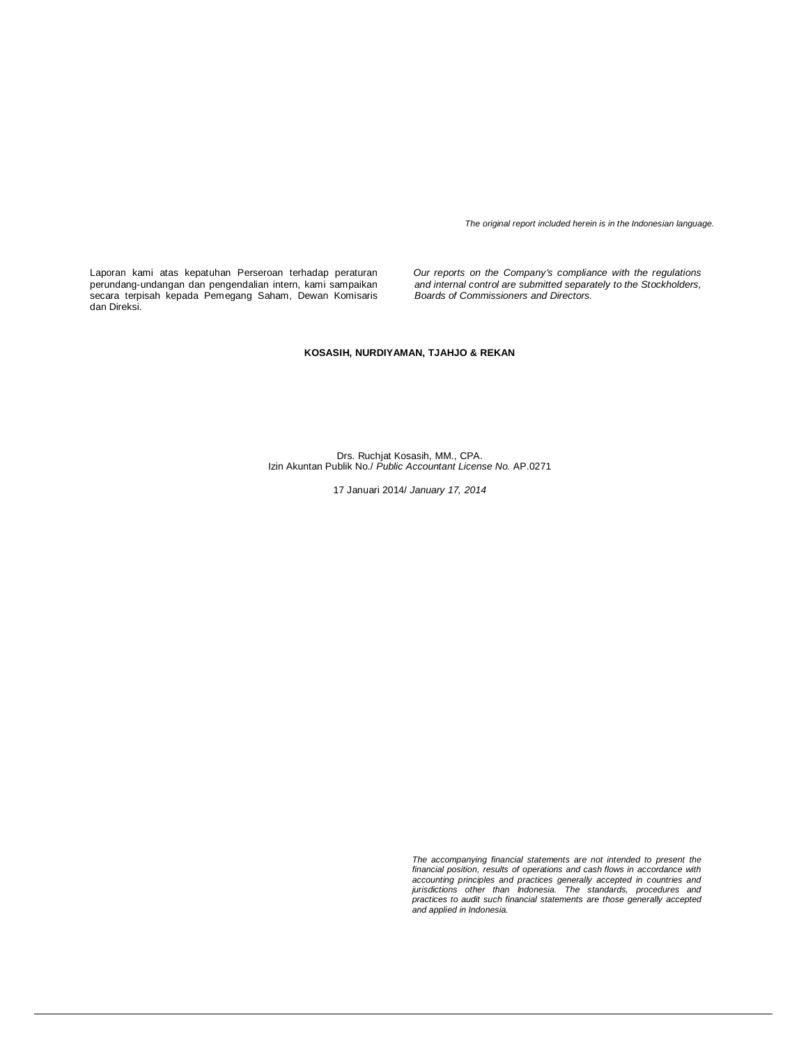*The original report included herein is in the Indonesian language.*

Laporan kami atas kepatuhan Perseroan terhadap peraturan perundang-undangan dan pengendalian intern, kami sampaikan secara terpisah kepada Pemegang Saham, Dewan Komisaris dan Direksi.

*Our reports on the Company's compliance with the regulations and internal control are submitted separately to the Stockholders, Boards of Commissioners and Directors.*

**KOSASIH, NURDIYAMAN, TJAHJO & REKAN**

Drs. Ruchjat Kosasih, MM., CPA.
Izin Akuntan Publik No./ *Public Accountant License No.* AP.0271

17 Januari 2014/ *January 17, 2014*

*The accompanying financial statements are not intended to present the financial position, results of operations and cash flows in accordance with accounting principles and practices generally accepted in countries and jurisdictions other than Indonesia. The standards, procedures and practices to audit such financial statements are those generally accepted and applied in Indonesia.*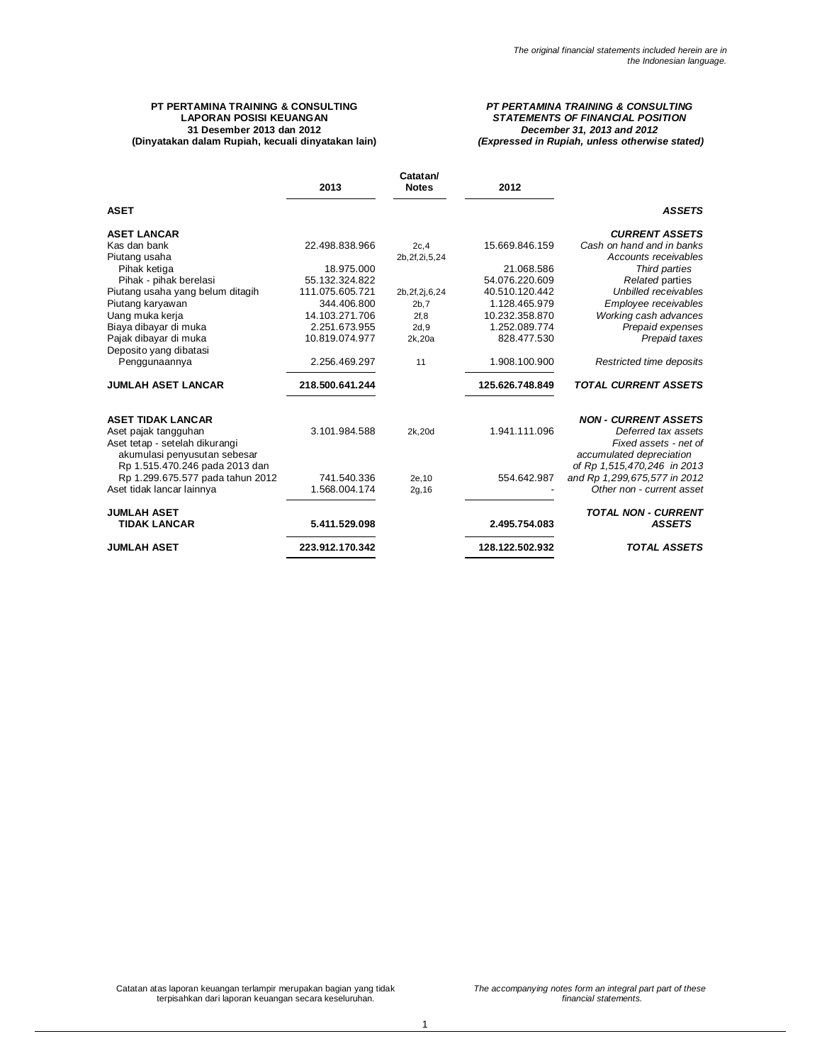*The original financial statements included herein are in the Indonesian language.*

**PT PERTAMINA TRAINING & CONSULTING**
**LAPORAN POSISI KEUANGAN**
**31 Desember 2013 dan 2012**
**(Dinyatakan dalam Rupiah, kecuali dinyatakan lain)**

***PT PERTAMINA TRAINING & CONSULTING***
***STATEMENTS OF FINANCIAL POSITION***
***December 31, 2013 and 2012***
***(Expressed in Rupiah, unless otherwise stated)***

| | 2013 | Catatan/ Notes | 2012 | |
|---|---|---|---|---|
| **ASET** | | | | ***ASSETS*** |
| **ASET LANCAR** | | | | ***CURRENT ASSETS*** |
| Kas dan bank | 22.498.838.966 | 2c,4 | 15.669.846.159 | *Cash on hand and in banks* |
| Piutang usaha | | 2b,2f,2i,5,24 | | *Accounts receivables* |
| Pihak ketiga | 18.975.000 | | 21.068.586 | *Third parties* |
| Pihak - pihak berelasi | 55.132.324.822 | | 54.076.220.609 | *Related parties* |
| Piutang usaha yang belum ditagih | 111.075.605.721 | 2b,2f,2j,6,24 | 40.510.120.442 | *Unbilled receivables* |
| Piutang karyawan | 344.406.800 | 2b,7 | 1.128.465.979 | *Employee receivables* |
| Uang muka kerja | 14.103.271.706 | 2f,8 | 10.232.358.870 | *Working cash advances* |
| Biaya dibayar di muka | 2.251.673.955 | 2d,9 | 1.252.089.774 | *Prepaid expenses* |
| Pajak dibayar di muka | 10.819.074.977 | 2k,20a | 828.477.530 | *Prepaid taxes* |
| Deposito yang dibatasi Penggunaannya | 2.256.469.297 | 11 | 1.908.100.900 | *Restricted time deposits* |
| **JUMLAH ASET LANCAR** | **218.500.641.244** | | **125.626.748.849** | ***TOTAL CURRENT ASSETS*** |
| **ASET TIDAK LANCAR** | | | | ***NON - CURRENT ASSETS*** |
| Aset pajak tangguhan | 3.101.984.588 | 2k,20d | 1.941.111.096 | *Deferred tax assets* |
| Aset tetap - setelah dikurangi akumulasi penyusutan sebesar Rp 1.515.470.246 pada 2013 dan Rp 1.299.675.577 pada tahun 2012 | 741.540.336 | 2e,10 | 554.642.987 | *Fixed assets - net of accumulated depreciation of Rp 1,515,470,246 in 2013 and Rp 1,299,675,577 in 2012* |
| Aset tidak lancar lainnya | 1.568.004.174 | 2g,16 | - | *Other non - current asset* |
| **JUMLAH ASET TIDAK LANCAR** | **5.411.529.098** | | **2.495.754.083** | ***TOTAL NON - CURRENT ASSETS*** |
| **JUMLAH ASET** | **223.912.170.342** | | **128.122.502.932** | ***TOTAL ASSETS*** |

Catatan atas laporan keuangan terlampir merupakan bagian yang tidak terpisahkan dari laporan keuangan secara keseluruhan.

*The accompanying notes form an integral part part of these financial statements.*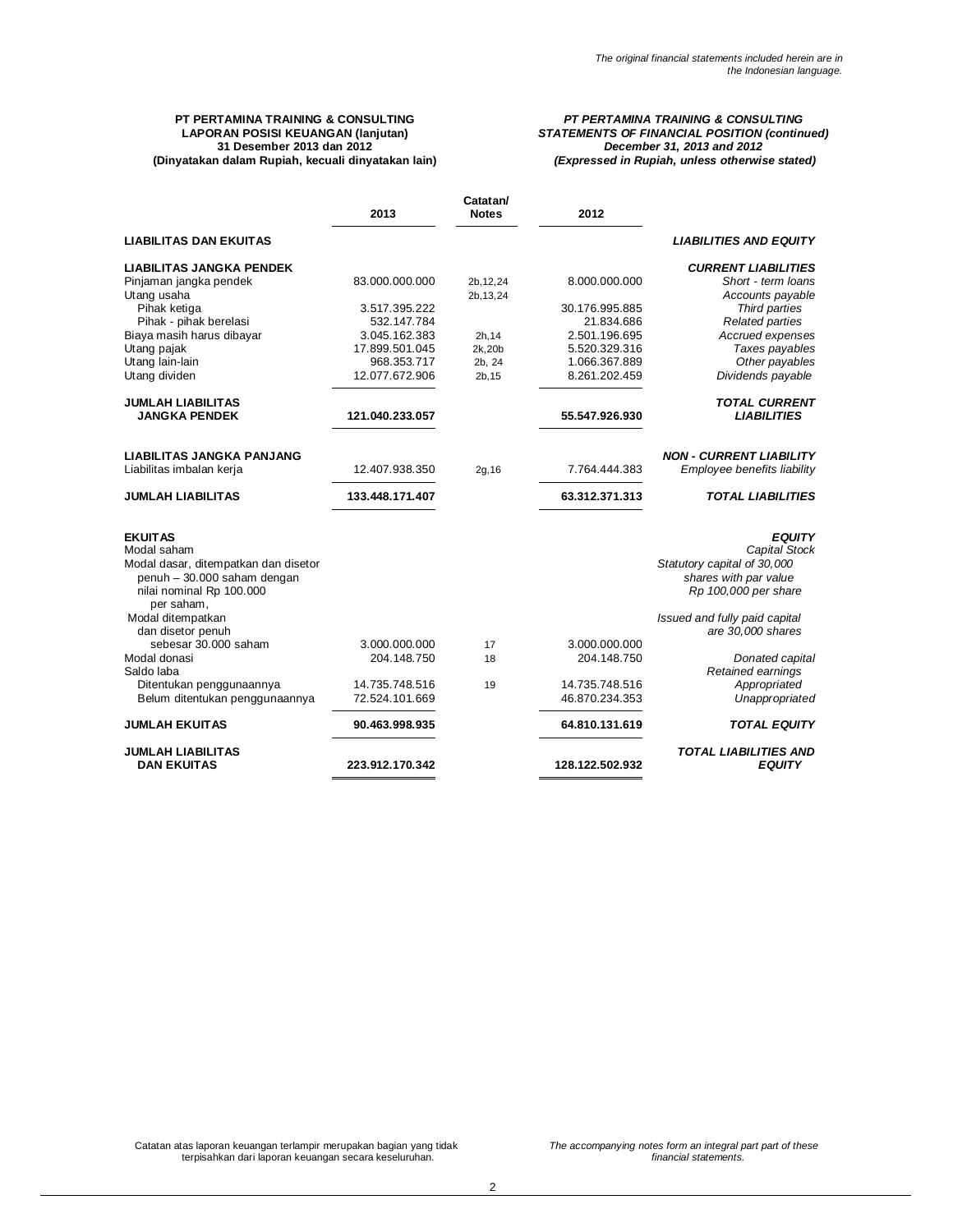*The original financial statements included herein are in the Indonesian language.*

**PT PERTAMINA TRAINING & CONSULTING**
**LAPORAN POSISI KEUANGAN (lanjutan)**
**31 Desember 2013 dan 2012**
**(Dinyatakan dalam Rupiah, kecuali dinyatakan lain)**

***PT PERTAMINA TRAINING & CONSULTING***
***STATEMENTS OF FINANCIAL POSITION (continued)***
***December 31, 2013 and 2012***
***(Expressed in Rupiah, unless otherwise stated)***

| | 2013 | Catatan/ Notes | 2012 | |
|---|---|---|---|---|
| **LIABILITAS DAN EKUITAS** | | | | ***LIABILITIES AND EQUITY*** |
| **LIABILITAS JANGKA PENDEK** | | | | ***CURRENT LIABILITIES*** |
| Pinjaman jangka pendek | 83.000.000.000 | 2b,12,24 | 8.000.000.000 | *Short - term loans* |
| Utang usaha | | 2b,13,24 | | *Accounts payable* |
| Pihak ketiga | 3.517.395.222 | | 30.176.995.885 | *Third parties* |
| Pihak - pihak berelasi | 532.147.784 | | 21.834.686 | *Related parties* |
| Biaya masih harus dibayar | 3.045.162.383 | 2h,14 | 2.501.196.695 | *Accrued expenses* |
| Utang pajak | 17.899.501.045 | 2k,20b | 5.520.329.316 | *Taxes payables* |
| Utang lain-lain | 968.353.717 | 2b, 24 | 1.066.367.889 | *Other payables* |
| Utang dividen | 12.077.672.906 | 2b,15 | 8.261.202.459 | *Dividends payable* |
| **JUMLAH LIABILITAS JANGKA PENDEK** | **121.040.233.057** | | **55.547.926.930** | ***TOTAL CURRENT LIABILITIES*** |
| **LIABILITAS JANGKA PANJANG** | | | | ***NON - CURRENT LIABILITY*** |
| Liabilitas imbalan kerja | 12.407.938.350 | 2g,16 | 7.764.444.383 | *Employee benefits liability* |
| **JUMLAH LIABILITAS** | **133.448.171.407** | | **63.312.371.313** | ***TOTAL LIABILITIES*** |
| **EKUITAS** | | | | ***EQUITY*** |
| Modal saham | | | | *Capital Stock* |
| Modal dasar, ditempatkan dan disetor penuh – 30.000 saham dengan nilai nominal Rp 100.000 per saham, | | | | *Statutory capital of 30,000 shares with par value Rp 100,000 per share* |
| Modal ditempatkan dan disetor penuh sebesar 30.000 saham | 3.000.000.000 | 17 | 3.000.000.000 | *Issued and fully paid capital are 30,000 shares* |
| Modal donasi | 204.148.750 | 18 | 204.148.750 | *Donated capital* |
| Saldo laba | | | | *Retained earnings* |
| Ditentukan penggunaannya | 14.735.748.516 | 19 | 14.735.748.516 | *Appropriated* |
| Belum ditentukan penggunaannya | 72.524.101.669 | | 46.870.234.353 | *Unappropriated* |
| **JUMLAH EKUITAS** | **90.463.998.935** | | **64.810.131.619** | ***TOTAL EQUITY*** |
| **JUMLAH LIABILITAS DAN EKUITAS** | **223.912.170.342** | | **128.122.502.932** | ***TOTAL LIABILITIES AND EQUITY*** |

Catatan atas laporan keuangan terlampir merupakan bagian yang tidak terpisahkan dari laporan keuangan secara keseluruhan.

*The accompanying notes form an integral part part of these financial statements.*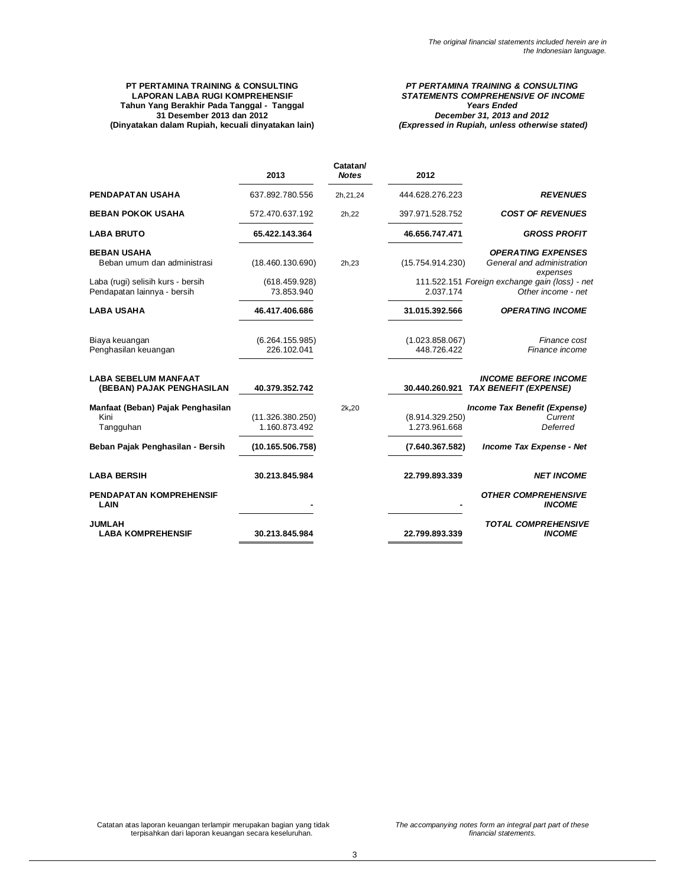*The original financial statements included herein are in the Indonesian language.*

**PT PERTAMINA TRAINING & CONSULTING**
**LAPORAN LABA RUGI KOMPREHENSIF**
**Tahun Yang Berakhir Pada Tanggal - Tanggal**
**31 Desember 2013 dan 2012**
**(Dinyatakan dalam Rupiah, kecuali dinyatakan lain)**

***PT PERTAMINA TRAINING & CONSULTING***
***STATEMENTS COMPREHENSIVE OF INCOME***
***Years Ended***
***December 31, 2013 and 2012***
***(Expressed in Rupiah, unless otherwise stated)***

| | 2013 | Catatan/ *Notes* | 2012 | |
|---|---|---|---|---|
| **PENDAPATAN USAHA** | 637.892.780.556 | 2h,21,24 | 444.628.276.223 | ***REVENUES*** |
| **BEBAN POKOK USAHA** | 572.470.637.192 | 2h,22 | 397.971.528.752 | ***COST OF REVENUES*** |
| **LABA BRUTO** | **65.422.143.364** | | **46.656.747.471** | ***GROSS PROFIT*** |
| **BEBAN USAHA** | | | | ***OPERATING EXPENSES*** |
| Beban umum dan administrasi | (18.460.130.690) | 2h,23 | (15.754.914.230) | *General and administration expenses* |
| Laba (rugi) selisih kurs - bersih | (618.459.928) | | 111.522.151 | *Foreign exchange gain (loss) - net* |
| Pendapatan lainnya - bersih | 73.853.940 | | 2.037.174 | *Other income - net* |
| **LABA USAHA** | **46.417.406.686** | | **31.015.392.566** | ***OPERATING INCOME*** |
| Biaya keuangan | (6.264.155.985) | | (1.023.858.067) | *Finance cost* |
| Penghasilan keuangan | 226.102.041 | | 448.726.422 | *Finance income* |
| **LABA SEBELUM MANFAAT (BEBAN) PAJAK PENGHASILAN** | **40.379.352.742** | | **30.440.260.921** | ***INCOME BEFORE INCOME TAX BENEFIT (EXPENSE)*** |
| **Manfaat (Beban) Pajak Penghasilan** | | 2k,20 | | ***Income Tax Benefit (Expense)*** |
| Kini | (11.326.380.250) | | (8.914.329.250) | *Current* |
| Tangguhan | 1.160.873.492 | | 1.273.961.668 | *Deferred* |
| **Beban Pajak Penghasilan - Bersih** | **(10.165.506.758)** | | **(7.640.367.582)** | ***Income Tax Expense - Net*** |
| **LABA BERSIH** | **30.213.845.984** | | **22.799.893.339** | ***NET INCOME*** |
| **PENDAPATAN KOMPREHENSIF LAIN** | **-** | | **-** | ***OTHER COMPREHENSIVE INCOME*** |
| **JUMLAH LABA KOMPREHENSIF** | **30.213.845.984** | | **22.799.893.339** | ***TOTAL COMPREHENSIVE INCOME*** |

Catatan atas laporan keuangan terlampir merupakan bagian yang tidak terpisahkan dari laporan keuangan secara keseluruhan.

*The accompanying notes form an integral part part of these financial statements.*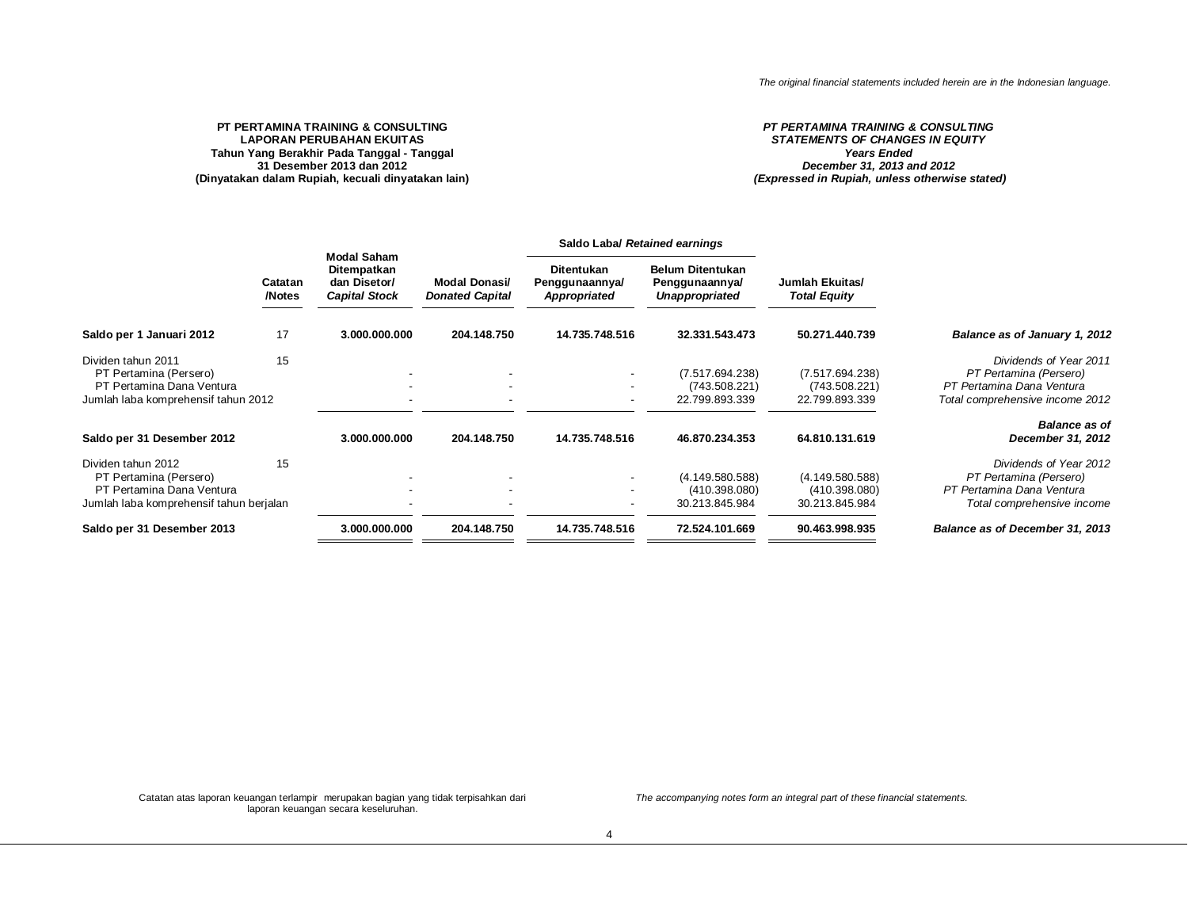*The original financial statements included herein are in the Indonesian language.*

**PT PERTAMINA TRAINING & CONSULTING**
**LAPORAN PERUBAHAN EKUITAS**
**Tahun Yang Berakhir Pada Tanggal - Tanggal**
**31 Desember 2013 dan 2012**
**(Dinyatakan dalam Rupiah, kecuali dinyatakan lain)**

***PT PERTAMINA TRAINING & CONSULTING***
***STATEMENTS OF CHANGES IN EQUITY***
***Years Ended***
***December 31, 2013 and 2012***
***(Expressed in Rupiah, unless otherwise stated)***

| | Catatan /Notes | Modal Saham Ditempatkan dan Disetor/ *Capital Stock* | Modal Donasi/ *Donated Capital* | Saldo Laba/ *Retained earnings* | | Jumlah Ekuitas/ *Total Equity* | |
|---|---|---|---|---|---|---|---|
| | | | | Ditentukan Penggunaannya/ *Appropriated* | Belum Ditentukan Penggunaannya/ *Unappropriated* | | |
| **Saldo per 1 Januari 2012** | 17 | **3.000.000.000** | **204.148.750** | **14.735.748.516** | **32.331.543.473** | **50.271.440.739** | ***Balance as of January 1, 2012*** |
| Dividen tahun 2011 | 15 | | | | | | *Dividends of Year 2011* |
| PT Pertamina (Persero) | | - | - | - | (7.517.694.238) | (7.517.694.238) | *PT Pertamina (Persero)* |
| PT Pertamina Dana Ventura | | - | - | - | (743.508.221) | (743.508.221) | *PT Pertamina Dana Ventura* |
| Jumlah laba komprehensif tahun 2012 | | - | - | - | 22.799.893.339 | 22.799.893.339 | *Total comprehensive income 2012* |
| **Saldo per 31 Desember 2012** | | **3.000.000.000** | **204.148.750** | **14.735.748.516** | **46.870.234.353** | **64.810.131.619** | ***Balance as of December 31, 2012*** |
| Dividen tahun 2012 | 15 | | | | | | *Dividends of Year 2012* |
| PT Pertamina (Persero) | | - | - | - | (4.149.580.588) | (4.149.580.588) | *PT Pertamina (Persero)* |
| PT Pertamina Dana Ventura | | - | - | - | (410.398.080) | (410.398.080) | *PT Pertamina Dana Ventura* |
| Jumlah laba komprehensif tahun berjalan | | - | - | - | 30.213.845.984 | 30.213.845.984 | *Total comprehensive income* |
| **Saldo per 31 Desember 2013** | | **3.000.000.000** | **204.148.750** | **14.735.748.516** | **72.524.101.669** | **90.463.998.935** | ***Balance as of December 31, 2013*** |

Catatan atas laporan keuangan terlampir merupakan bagian yang tidak terpisahkan dari laporan keuangan secara keseluruhan.

*The accompanying notes form an integral part of these financial statements.*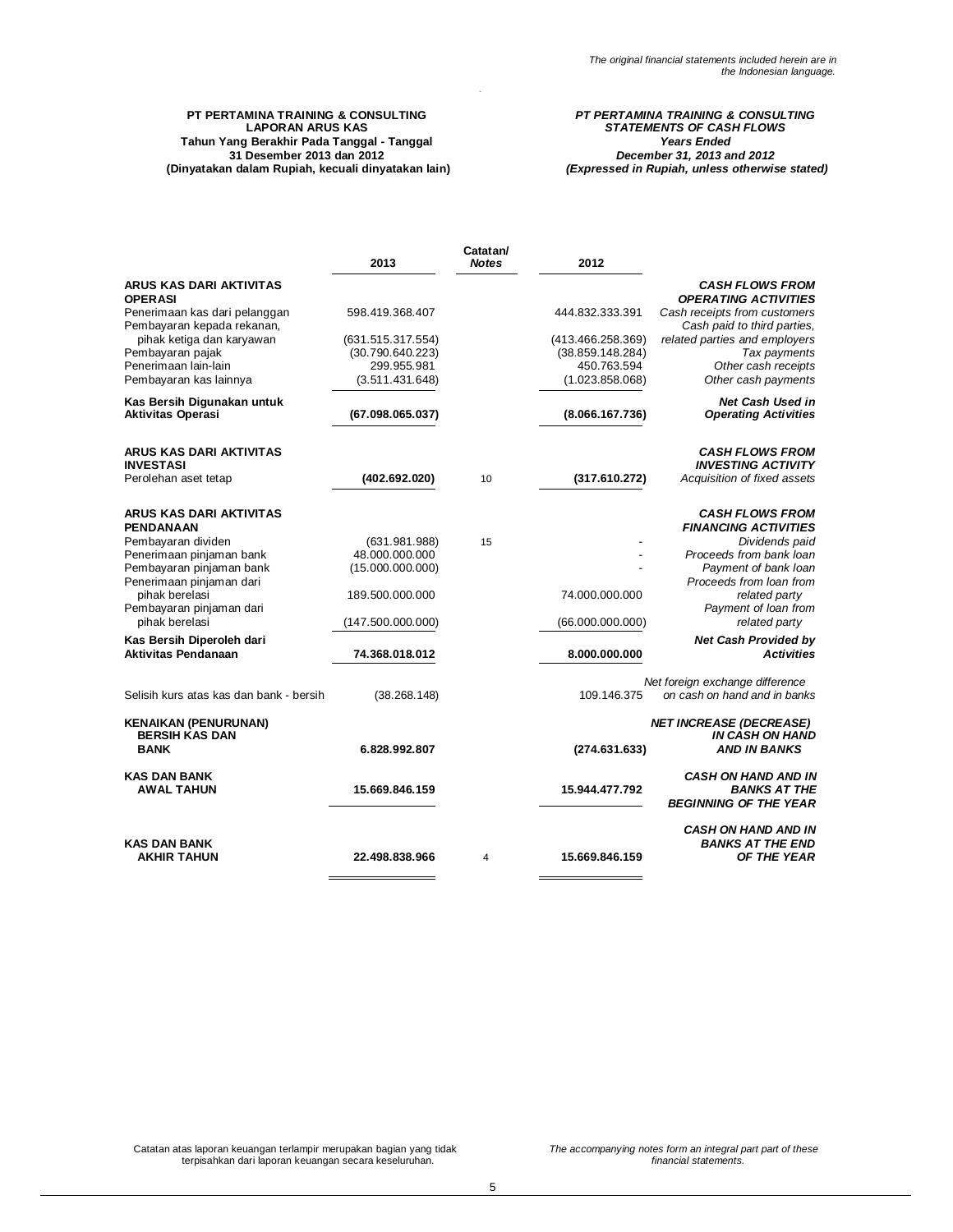*The original financial statements included herein are in the Indonesian language.*

**PT PERTAMINA TRAINING & CONSULTING**
**LAPORAN ARUS KAS**
**Tahun Yang Berakhir Pada Tanggal - Tanggal**
**31 Desember 2013 dan 2012**
**(Dinyatakan dalam Rupiah, kecuali dinyatakan lain)**

***PT PERTAMINA TRAINING & CONSULTING***
***STATEMENTS OF CASH FLOWS***
***Years Ended***
***December 31, 2013 and 2012***
***(Expressed in Rupiah, unless otherwise stated)***

| | 2013 | Catatan/ *Notes* | 2012 | |
|---|---|---|---|---|
| **ARUS KAS DARI AKTIVITAS OPERASI** | | | | ***CASH FLOWS FROM OPERATING ACTIVITIES*** |
| Penerimaan kas dari pelanggan | 598.419.368.407 | | 444.832.333.391 | *Cash receipts from customers* |
| Pembayaran kepada rekanan, pihak ketiga dan karyawan | (631.515.317.554) | | (413.466.258.369) | *Cash paid to third parties, related parties and employers* |
| Pembayaran pajak | (30.790.640.223) | | (38.859.148.284) | *Tax payments* |
| Penerimaan lain-lain | 299.955.981 | | 450.763.594 | *Other cash receipts* |
| Pembayaran kas lainnya | (3.511.431.648) | | (1.023.858.068) | *Other cash payments* |
| **Kas Bersih Digunakan untuk Aktivitas Operasi** | **(67.098.065.037)** | | **(8.066.167.736)** | ***Net Cash Used in Operating Activities*** |
| **ARUS KAS DARI AKTIVITAS INVESTASI** | | | | ***CASH FLOWS FROM INVESTING ACTIVITY*** |
| Perolehan aset tetap | **(402.692.020)** | 10 | **(317.610.272)** | *Acquisition of fixed assets* |
| **ARUS KAS DARI AKTIVITAS PENDANAAN** | | | | ***CASH FLOWS FROM FINANCING ACTIVITIES*** |
| Pembayaran dividen | (631.981.988) | 15 | - | *Dividends paid* |
| Penerimaan pinjaman bank | 48.000.000.000 | | - | *Proceeds from bank loan* |
| Pembayaran pinjaman bank | (15.000.000.000) | | - | *Payment of bank loan* |
| Penerimaan pinjaman dari pihak berelasi | 189.500.000.000 | | 74.000.000.000 | *Proceeds from loan from related party* |
| Pembayaran pinjaman dari pihak berelasi | (147.500.000.000) | | (66.000.000.000) | *Payment of loan from related party* |
| **Kas Bersih Diperoleh dari Aktivitas Pendanaan** | **74.368.018.012** | | **8.000.000.000** | ***Net Cash Provided by Activities*** |
| Selisih kurs atas kas dan bank - bersih | (38.268.148) | | 109.146.375 | *Net foreign exchange difference on cash on hand and in banks* |
| **KENAIKAN (PENURUNAN) BERSIH KAS DAN BANK** | **6.828.992.807** | | **(274.631.633)** | ***NET INCREASE (DECREASE) IN CASH ON HAND AND IN BANKS*** |
| **KAS DAN BANK AWAL TAHUN** | **15.669.846.159** | | **15.944.477.792** | ***CASH ON HAND AND IN BANKS AT THE BEGINNING OF THE YEAR*** |
| **KAS DAN BANK AKHIR TAHUN** | **22.498.838.966** | 4 | **15.669.846.159** | ***CASH ON HAND AND IN BANKS AT THE END OF THE YEAR*** |

Catatan atas laporan keuangan terlampir merupakan bagian yang tidak terpisahkan dari laporan keuangan secara keseluruhan.

*The accompanying notes form an integral part part of these financial statements.*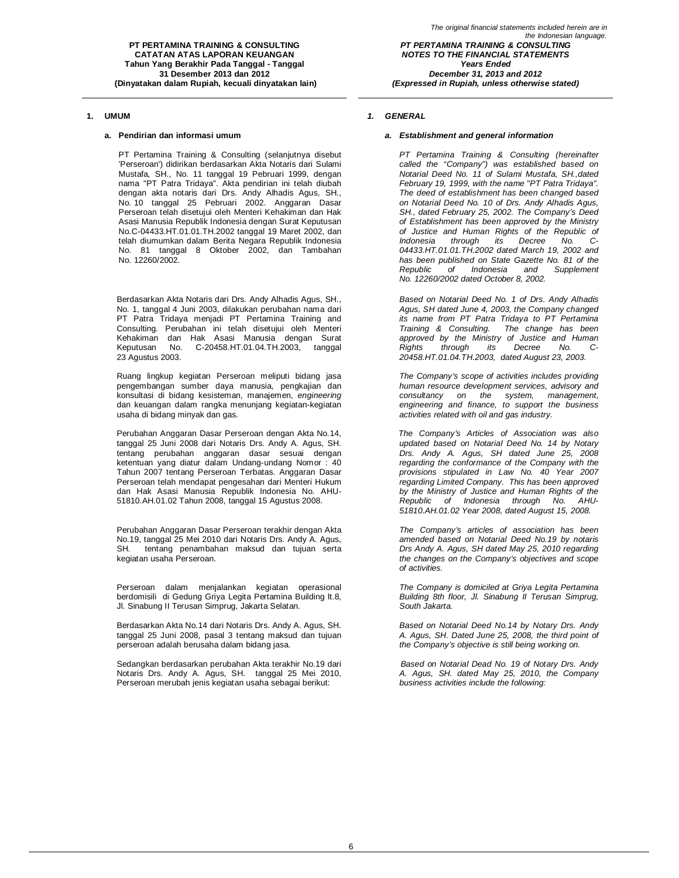## 1. UMUM

### a. Pendirian dan informasi umum

PT Pertamina Training & Consulting (selanjutnya disebut 'Perseroan') didirikan berdasarkan Akta Notaris dari Sulami Mustafa, SH., No. 11 tanggal 19 Pebruari 1999, dengan nama "PT Patra Tridaya". Akta pendirian ini telah diubah dengan akta notaris dari Drs. Andy Alhadis Agus, SH., No. 10 tanggal 25 Pebruari 2002. Anggaran Dasar Perseroan telah disetujui oleh Menteri Kehakiman dan Hak Asasi Manusia Republik Indonesia dengan Surat Keputusan No.C-04433.HT.01.01.TH.2002 tanggal 19 Maret 2002, dan telah diumumkan dalam Berita Negara Republik Indonesia No. 81 tanggal 8 Oktober 2002, dan Tambahan No. 12260/2002.

Berdasarkan Akta Notaris dari Drs. Andy Alhadis Agus, SH., No. 1, tanggal 4 Juni 2003, dilakukan perubahan nama dari PT Patra Tridaya menjadi PT Pertamina Training and Consulting. Perubahan ini telah disetujui oleh Menteri Kehakiman dan Hak Asasi Manusia dengan Surat Keputusan No. C-20458.HT.01.04.TH.2003, tanggal 23 Agustus 2003.

Ruang lingkup kegiatan Perseroan meliputi bidang jasa pengembangan sumber daya manusia, pengkajian dan konsultasi di bidang kesisteman, manajemen, *engineering* dan keuangan dalam rangka menunjang kegiatan-kegiatan usaha di bidang minyak dan gas.

Perubahan Anggaran Dasar Perseroan dengan Akta No.14, tanggal 25 Juni 2008 dari Notaris Drs. Andy A. Agus, SH. tentang perubahan anggaran dasar sesuai dengan ketentuan yang diatur dalam Undang-undang Nomor : 40 Tahun 2007 tentang Perseroan Terbatas. Anggaran Dasar Perseroan telah mendapat pengesahan dari Menteri Hukum dan Hak Asasi Manusia Republik Indonesia No. AHU-51810.AH.01.02 Tahun 2008, tanggal 15 Agustus 2008.

Perubahan Anggaran Dasar Perseroan terakhir dengan Akta No.19, tanggal 25 Mei 2010 dari Notaris Drs. Andy A. Agus, SH. tentang penambahan maksud dan tujuan serta kegiatan usaha Perseroan.

Perseroan dalam menjalankan kegiatan operasional berdomisili di Gedung Griya Legita Pertamina Building lt.8, Jl. Sinabung II Terusan Simprug, Jakarta Selatan.

Berdasarkan Akta No.14 dari Notaris Drs. Andy A. Agus, SH. tanggal 25 Juni 2008, pasal 3 tentang maksud dan tujuan perseroan adalah berusaha dalam bidang jasa.

Sedangkan berdasarkan perubahan Akta terakhir No.19 dari Notaris Drs. Andy A. Agus, SH. tanggal 25 Mei 2010, Perseroan merubah jenis kegiatan usaha sebagai berikut:

## *1. GENERAL*

### *a. Establishment and general information*

*PT Pertamina Training & Consulting (hereinafter called the "Company") was established based on Notarial Deed No. 11 of Sulami Mustafa, SH.,dated February 19, 1999, with the name "PT Patra Tridaya". The deed of establishment has been changed based on Notarial Deed No. 10 of Drs. Andy Alhadis Agus, SH., dated February 25, 2002. The Company's Deed of Establishment has been approved by the Ministry of Justice and Human Rights of the Republic of Indonesia through its Decree No. C-04433.HT.01.01.TH.2002 dated March 19, 2002 and has been published on State Gazette No. 81 of the Republic of Indonesia and Supplement No. 12260/2002 dated October 8, 2002.*

*Based on Notarial Deed No. 1 of Drs. Andy Alhadis Agus, SH dated June 4, 2003, the Company changed its name from PT Patra Tridaya to PT Pertamina Training & Consulting. The change has been approved by the Ministry of Justice and Human Rights through its Decree No. C-20458.HT.01.04.TH.2003, dated August 23, 2003.*

*The Company's scope of activities includes providing human resource development services, advisory and consultancy on the system, management, engineering and finance, to support the business activities related with oil and gas industry.*

*The Company's Articles of Association was also updated based on Notarial Deed No. 14 by Notary Drs. Andy A. Agus, SH dated June 25, 2008 regarding the conformance of the Company with the provisions stipulated in Law No. 40 Year 2007 regarding Limited Company. This has been approved by the Ministry of Justice and Human Rights of the Republic of Indonesia through No. AHU-51810.AH.01.02 Year 2008, dated August 15, 2008.*

*The Company's articles of association has been amended based on Notarial Deed No.19 by notaris Drs Andy A. Agus, SH dated May 25, 2010 regarding the changes on the Company's objectives and scope of activities.*

*The Company is domiciled at Griya Legita Pertamina Building 8th floor, Jl. Sinabung II Terusan Simprug, South Jakarta.*

*Based on Notarial Deed No.14 by Notary Drs. Andy A. Agus, SH. Dated June 25, 2008, the third point of the Company's objective is still being working on.*

*Based on Notarial Dead No. 19 of Notary Drs. Andy A. Agus, SH. dated May 25, 2010, the Company business activities include the following:*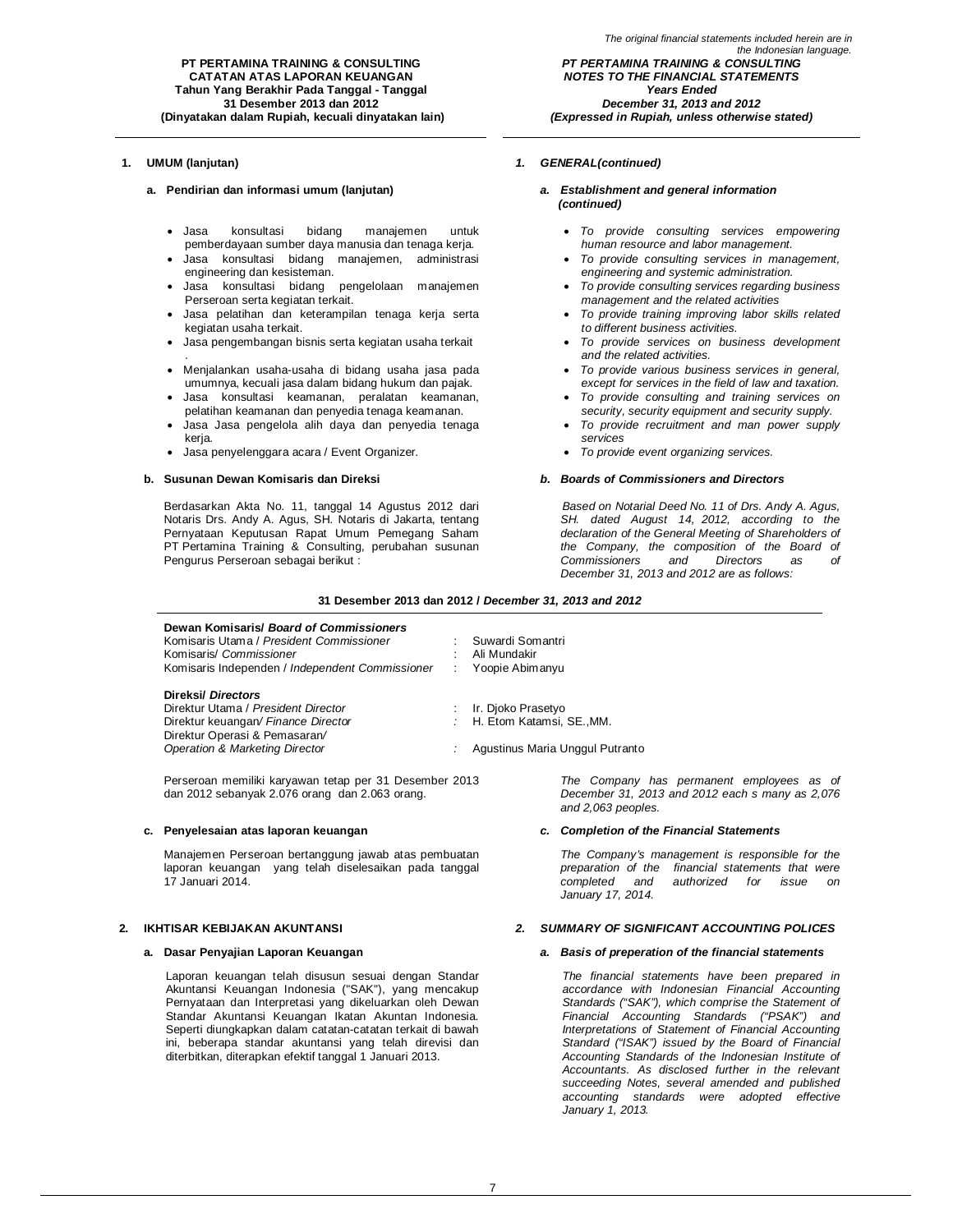## 1. UMUM (lanjutan)

### a. Pendirian dan informasi umum (lanjutan)

- Jasa konsultasi bidang manajemen untuk pemberdayaan sumber daya manusia dan tenaga kerja.
- Jasa konsultasi bidang manajemen, administrasi engineering dan kesisteman.
- Jasa konsultasi bidang pengelolaan manajemen Perseroan serta kegiatan terkait.
- Jasa pelatihan dan keterampilan tenaga kerja serta kegiatan usaha terkait.
- Jasa pengembangan bisnis serta kegiatan usaha terkait .
- Menjalankan usaha-usaha di bidang usaha jasa pada umumnya, kecuali jasa dalam bidang hukum dan pajak.
- Jasa konsultasi keamanan, peralatan keamanan, pelatihan keamanan dan penyedia tenaga keamanan.
- Jasa Jasa pengelola alih daya dan penyedia tenaga kerja.
- Jasa penyelenggara acara / Event Organizer.

### b. Susunan Dewan Komisaris dan Direksi

Berdasarkan Akta No. 11, tanggal 14 Agustus 2012 dari Notaris Drs. Andy A. Agus, SH. Notaris di Jakarta, tentang Pernyataan Keputusan Rapat Umum Pemegang Saham PT Pertamina Training & Consulting, perubahan susunan Pengurus Perseroan sebagai berikut :

## *1. GENERAL(continued)*

### *a. Establishment and general information (continued)*

- *To provide consulting services empowering human resource and labor management.*
- *To provide consulting services in management, engineering and systemic administration.*
- *To provide consulting services regarding business management and the related activities*
- *To provide training improving labor skills related to different business activities.*
- *To provide services on business development and the related activities.*
- *To provide various business services in general, except for services in the field of law and taxation.*
- *To provide consulting and training services on security, security equipment and security supply.*
- *To provide recruitment and man power supply services*
- *To provide event organizing services.*

### *b. Boards of Commissioners and Directors*

*Based on Notarial Deed No. 11 of Drs. Andy A. Agus, SH. dated August 14, 2012, according to the declaration of the General Meeting of Shareholders of the Company, the composition of the Board of Commissioners and Directors as of December 31, 2013 and 2012 are as follows:*

**31 Desember 2013 dan 2012 / *December 31, 2013 and 2012***

| | | |
|---|---|---|
| **Dewan Komisaris/ *Board of Commissioners*** | | |
| Komisaris Utama / *President Commissioner* | : | Suwardi Somantri |
| Komisaris/ *Commissioner* | : | Ali Mundakir |
| Komisaris Independen / *Independent Commissioner* | : | Yoopie Abimanyu |
| **Direksi/ *Directors*** | | |
| Direktur Utama / *President Director* | : | Ir. Djoko Prasetyo |
| Direktur keuangan/ *Finance Director* | : | H. Etom Katamsi, SE.,MM. |
| Direktur Operasi & Pemasaran/ *Operation & Marketing Director* | : | Agustinus Maria Unggul Putranto |

Perseroan memiliki karyawan tetap per 31 Desember 2013 dan 2012 sebanyak 2.076 orang dan 2.063 orang.

*The Company has permanent employees as of December 31, 2013 and 2012 each s many as 2,076 and 2,063 peoples.*

### c. Penyelesaian atas laporan keuangan

Manajemen Perseroan bertanggung jawab atas pembuatan laporan keuangan yang telah diselesaikan pada tanggal 17 Januari 2014.

### *c. Completion of the Financial Statements*

*The Company's management is responsible for the preparation of the financial statements that were completed and authorized for issue on January 17, 2014.*

## 2. IKHTISAR KEBIJAKAN AKUNTANSI

### a. Dasar Penyajian Laporan Keuangan

Laporan keuangan telah disusun sesuai dengan Standar Akuntansi Keuangan Indonesia ("SAK"), yang mencakup Pernyataan dan Interpretasi yang dikeluarkan oleh Dewan Standar Akuntansi Keuangan Ikatan Akuntan Indonesia. Seperti diungkapkan dalam catatan-catatan terkait di bawah ini, beberapa standar akuntansi yang telah direvisi dan diterbitkan, diterapkan efektif tanggal 1 Januari 2013.

## *2. SUMMARY OF SIGNIFICANT ACCOUNTING POLICES*

### *a. Basis of preperation of the financial statements*

*The financial statements have been prepared in accordance with Indonesian Financial Accounting Standards ("SAK"), which comprise the Statement of Financial Accounting Standards ("PSAK") and Interpretations of Statement of Financial Accounting Standard ("ISAK") issued by the Board of Financial Accounting Standards of the Indonesian Institute of Accountants. As disclosed further in the relevant succeeding Notes, several amended and published accounting standards were adopted effective January 1, 2013.*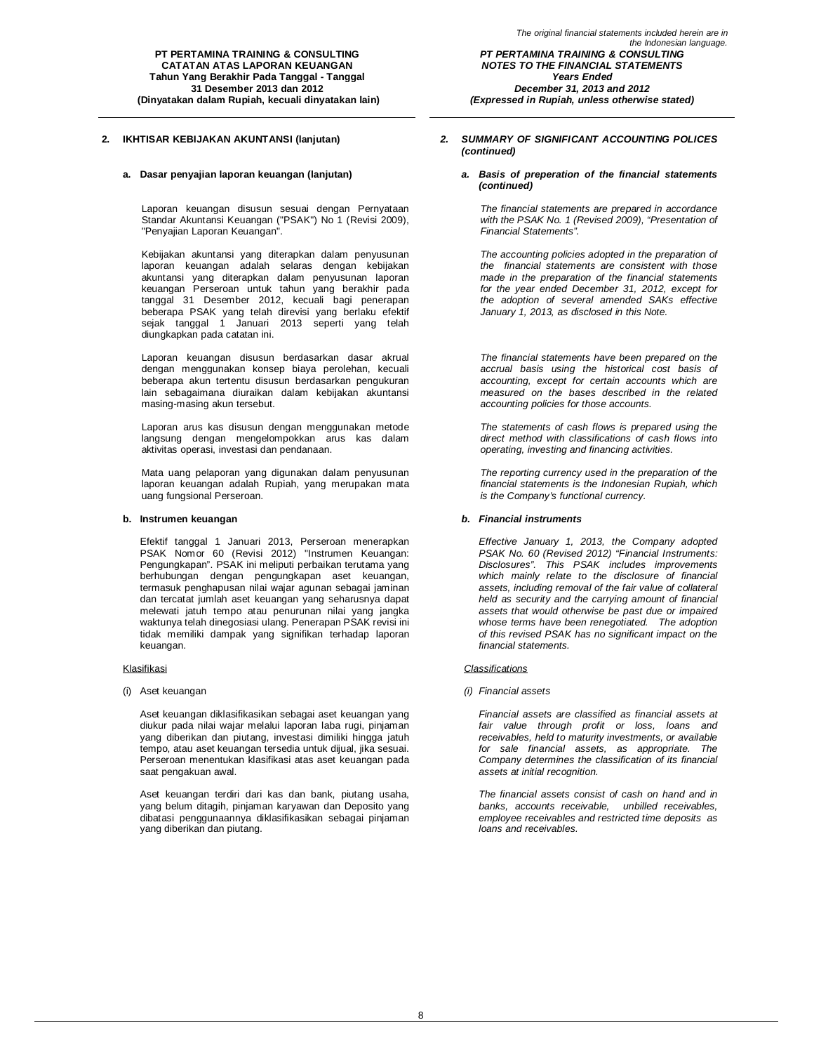## 2. IKHTISAR KEBIJAKAN AKUNTANSI (lanjutan)

### a. Dasar penyajian laporan keuangan (lanjutan)

Laporan keuangan disusun sesuai dengan Pernyataan Standar Akuntansi Keuangan ("PSAK") No 1 (Revisi 2009), "Penyajian Laporan Keuangan".

Kebijakan akuntansi yang diterapkan dalam penyusunan laporan keuangan adalah selaras dengan kebijakan akuntansi yang diterapkan dalam penyusunan laporan keuangan Perseroan untuk tahun yang berakhir pada tanggal 31 Desember 2012, kecuali bagi penerapan beberapa PSAK yang telah direvisi yang berlaku efektif sejak tanggal 1 Januari 2013 seperti yang telah diungkapkan pada catatan ini.

Laporan keuangan disusun berdasarkan dasar akrual dengan menggunakan konsep biaya perolehan, kecuali beberapa akun tertentu disusun berdasarkan pengukuran lain sebagaimana diuraikan dalam kebijakan akuntansi masing-masing akun tersebut.

Laporan arus kas disusun dengan menggunakan metode langsung dengan mengelompokkan arus kas dalam aktivitas operasi, investasi dan pendanaan.

Mata uang pelaporan yang digunakan dalam penyusunan laporan keuangan adalah Rupiah, yang merupakan mata uang fungsional Perseroan.

### b. Instrumen keuangan

Efektif tanggal 1 Januari 2013, Perseroan menerapkan PSAK Nomor 60 (Revisi 2012) "Instrumen Keuangan: Pengungkapan". PSAK ini meliputi perbaikan terutama yang berhubungan dengan pengungkapan aset keuangan, termasuk penghapusan nilai wajar agunan sebagai jaminan dan tercatat jumlah aset keuangan yang seharusnya dapat melewati jatuh tempo atau penurunan nilai yang jangka waktunya telah dinegosiasi ulang. Penerapan PSAK revisi ini tidak memiliki dampak yang signifikan terhadap laporan keuangan.

Klasifikasi

(i) Aset keuangan

Aset keuangan diklasifikasikan sebagai aset keuangan yang diukur pada nilai wajar melalui laporan laba rugi, pinjaman yang diberikan dan piutang, investasi dimiliki hingga jatuh tempo, atau aset keuangan tersedia untuk dijual, jika sesuai. Perseroan menentukan klasifikasi atas aset keuangan pada saat pengakuan awal.

Aset keuangan terdiri dari kas dan bank, piutang usaha, yang belum ditagih, pinjaman karyawan dan Deposito yang dibatasi penggunaannya diklasifikasikan sebagai pinjaman yang diberikan dan piutang.

## *2. SUMMARY OF SIGNIFICANT ACCOUNTING POLICES (continued)*

### *a. Basis of preperation of the financial statements (continued)*

*The financial statements are prepared in accordance with the PSAK No. 1 (Revised 2009), "Presentation of Financial Statements".*

*The accounting policies adopted in the preparation of the financial statements are consistent with those made in the preparation of the financial statements for the year ended December 31, 2012, except for the adoption of several amended SAKs effective January 1, 2013, as disclosed in this Note.*

*The financial statements have been prepared on the accrual basis using the historical cost basis of accounting, except for certain accounts which are measured on the bases described in the related accounting policies for those accounts.*

*The statements of cash flows is prepared using the direct method with classifications of cash flows into operating, investing and financing activities.*

*The reporting currency used in the preparation of the financial statements is the Indonesian Rupiah, which is the Company's functional currency.*

### *b. Financial instruments*

*Effective January 1, 2013, the Company adopted PSAK No. 60 (Revised 2012) "Financial Instruments: Disclosures". This PSAK includes improvements which mainly relate to the disclosure of financial assets, including removal of the fair value of collateral held as security and the carrying amount of financial assets that would otherwise be past due or impaired whose terms have been renegotiated. The adoption of this revised PSAK has no significant impact on the financial statements.*

*Classifications*

*(i) Financial assets*

*Financial assets are classified as financial assets at fair value through profit or loss, loans and receivables, held to maturity investments, or available for sale financial assets, as appropriate. The Company determines the classification of its financial assets at initial recognition.*

*The financial assets consist of cash on hand and in banks, accounts receivable, unbilled receivables, employee receivables and restricted time deposits as loans and receivables.*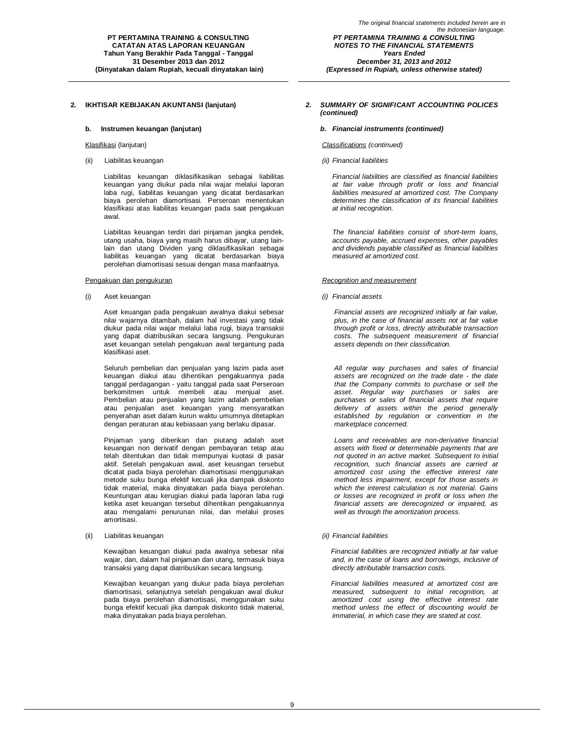## 2. IKHTISAR KEBIJAKAN AKUNTANSI (lanjutan)

### b. Instrumen keuangan (lanjutan)

Klasifikasi (lanjutan)

(ii) Liabilitas keuangan

Liabilitas keuangan diklasifikasikan sebagai liabilitas keuangan yang diukur pada nilai wajar melalui laporan laba rugi, liabilitas keuangan yang dicatat berdasarkan biaya perolehan diamortisasi. Perseroan menentukan klasifikasi atas liabilitas keuangan pada saat pengakuan awal.

Liabilitas keuangan terdiri dari pinjaman jangka pendek, utang usaha, biaya yang masih harus dibayar, utang lain-lain dan utang Dividen yang diklasifikasikan sebagai liabilitas keuangan yang dicatat berdasarkan biaya perolehan diamortisasi sesuai dengan masa manfaatnya.

Pengakuan dan pengukuran

(i) Aset keuangan

Aset keuangan pada pengakuan awalnya diakui sebesar nilai wajarnya ditambah, dalam hal investasi yang tidak diukur pada nilai wajar melalui laba rugi, biaya transaksi yang dapat diatribusikan secara langsung. Pengukuran aset keuangan setelah pengakuan awal tergantung pada klasifikasi aset.

Seluruh pembelian dan penjualan yang lazim pada aset keuangan diakui atau dihentikan pengakuannya pada tanggal perdagangan - yaitu tanggal pada saat Perseroan berkomitmen untuk membeli atau menjual aset. Pembelian atau penjualan yang lazim adalah pembelian atau penjualan aset keuangan yang mensyaratkan penyerahan aset dalam kurun waktu umumnya ditetapkan dengan peraturan atau kebiasaan yang berlaku dipasar.

Pinjaman yang diberikan dan piutang adalah aset keuangan non derivatif dengan pembayaran tetap atau telah ditentukan dan tidak mempunyai kuotasi di pasar aktif. Setelah pengakuan awal, aset keuangan tersebut dicatat pada biaya perolehan diamortisasi menggunakan metode suku bunga efektif kecuali jika dampak diskonto tidak material, maka dinyatakan pada biaya perolehan. Keuntungan atau kerugian diakui pada laporan laba rugi ketika aset keuangan tersebut dihentikan pengakuannya atau mengalami penurunan nilai, dan melalui proses amortisasi.

(ii) Liabilitas keuangan

Kewajiban keuangan diakui pada awalnya sebesar nilai wajar, dan, dalam hal pinjaman dan utang, termasuk biaya transaksi yang dapat diatribusikan secara langsung.

Kewajiban keuangan yang diukur pada biaya perolehan diamortisasi, selanjutnya setelah pengakuan awal diukur pada biaya perolehan diamortisasi, menggunakan suku bunga efektif kecuali jika dampak diskonto tidak material, maka dinyatakan pada biaya perolehan.

## *2. SUMMARY OF SIGNIFICANT ACCOUNTING POLICES (continued)*

### *b. Financial instruments (continued)*

*Classifications (continued)*

*(ii) Financial liabilities*

*Financial liabilities are classified as financial liabilities at fair value through profit or loss and financial liabilities measured at amortized cost. The Company determines the classification of its financial liabilities at initial recognition.*

*The financial liabilities consist of short-term loans, accounts payable, accrued expenses, other payables and dividends payable classified as financial liabilities measured at amortized cost.*

*Recognition and measurement*

*(i) Financial assets*

*Financial assets are recognized initially at fair value, plus, in the case of financial assets not at fair value through profit or loss, directly attributable transaction costs. The subsequent measurement of financial assets depends on their classification.*

*All regular way purchases and sales of financial assets are recognized on the trade date - the date that the Company commits to purchase or sell the asset. Regular way purchases or sales are purchases or sales of financial assets that require delivery of assets within the period generally established by regulation or convention in the marketplace concerned.*

*Loans and receivables are non-derivative financial assets with fixed or determinable payments that are not quoted in an active market. Subsequent to initial recognition, such financial assets are carried at amortized cost using the effective interest rate method less impairment, except for those assets in which the interest calculation is not material. Gains or losses are recognized in profit or loss when the financial assets are derecognized or impaired, as well as through the amortization process.*

*(ii) Financial liabilities*

*Financial liabilities are recognized initially at fair value and, in the case of loans and borrowings, inclusive of directly attributable transaction costs.*

*Financial liabilities measured at amortized cost are measured, subsequent to initial recognition, at amortized cost using the effective interest rate method unless the effect of discounting would be immaterial, in which case they are stated at cost.*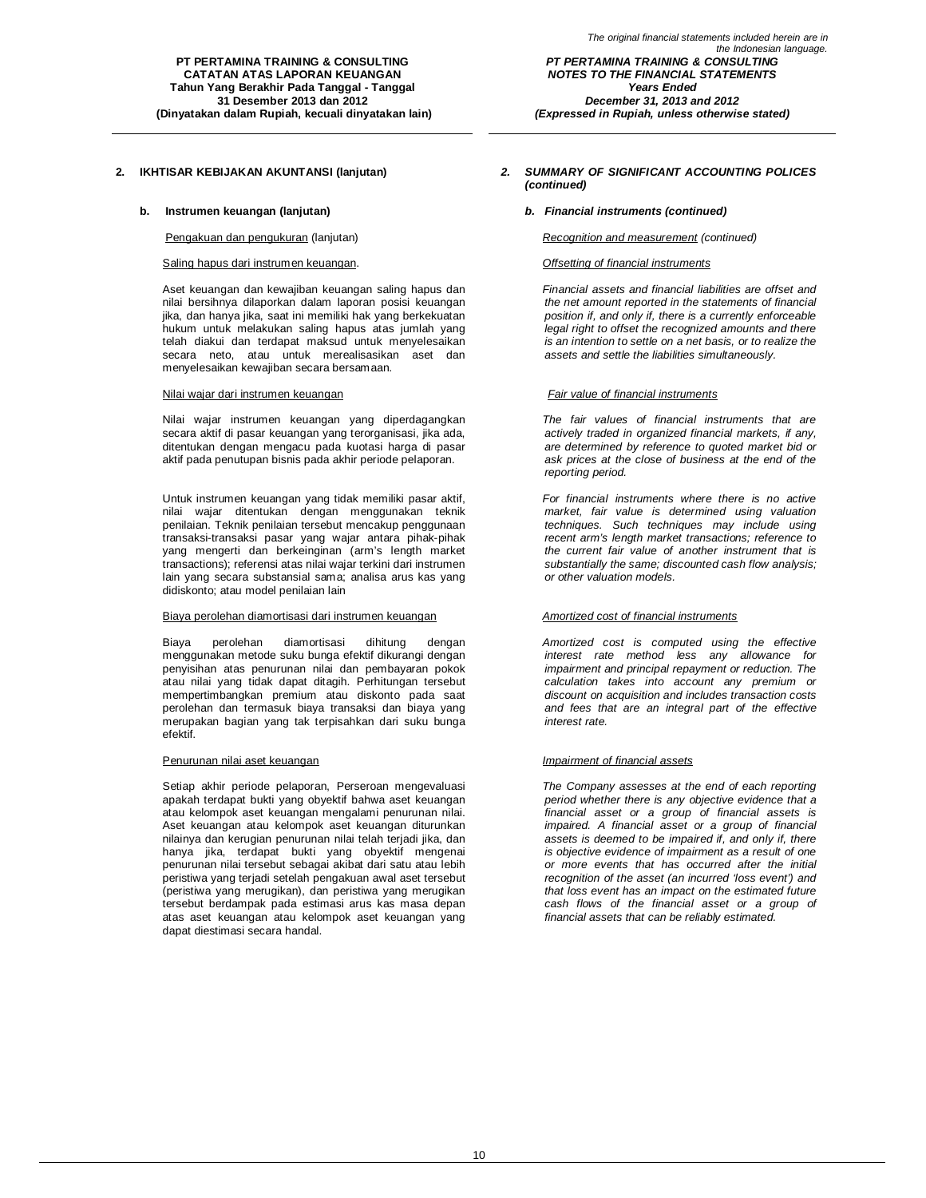## 2. IKHTISAR KEBIJAKAN AKUNTANSI (lanjutan)

*2. SUMMARY OF SIGNIFICANT ACCOUNTING POLICES (continued)*

### b. Instrumen keuangan (lanjutan)

*b. Financial instruments (continued)*

Pengakuan dan pengukuran (lanjutan)

*Recognition and measurement (continued)*

Saling hapus dari instrumen keuangan.

Aset keuangan dan kewajiban keuangan saling hapus dan nilai bersihnya dilaporkan dalam laporan posisi keuangan jika, dan hanya jika, saat ini memiliki hak yang berkekuatan hukum untuk melakukan saling hapus atas jumlah yang telah diakui dan terdapat maksud untuk menyelesaikan secara neto, atau untuk merealisasikan aset dan menyelesaikan kewajiban secara bersamaan.

*Offsetting of financial instruments*

*Financial assets and financial liabilities are offset and the net amount reported in the statements of financial position if, and only if, there is a currently enforceable legal right to offset the recognized amounts and there is an intention to settle on a net basis, or to realize the assets and settle the liabilities simultaneously.*

Nilai wajar dari instrumen keuangan

Nilai wajar instrumen keuangan yang diperdagangkan secara aktif di pasar keuangan yang terorganisasi, jika ada, ditentukan dengan mengacu pada kuotasi harga di pasar aktif pada penutupan bisnis pada akhir periode pelaporan.

Untuk instrumen keuangan yang tidak memiliki pasar aktif, nilai wajar ditentukan dengan menggunakan teknik penilaian. Teknik penilaian tersebut mencakup penggunaan transaksi-transaksi pasar yang wajar antara pihak-pihak yang mengerti dan berkeinginan (arm's length market transactions); referensi atas nilai wajar terkini dari instrumen lain yang secara substansial sama; analisa arus kas yang didiskonto; atau model penilaian lain

*Fair value of financial instruments*

*The fair values of financial instruments that are actively traded in organized financial markets, if any, are determined by reference to quoted market bid or ask prices at the close of business at the end of the reporting period.*

*For financial instruments where there is no active market, fair value is determined using valuation techniques. Such techniques may include using recent arm's length market transactions; reference to the current fair value of another instrument that is substantially the same; discounted cash flow analysis; or other valuation models.*

Biaya perolehan diamortisasi dari instrumen keuangan

Biaya perolehan diamortisasi dihitung dengan menggunakan metode suku bunga efektif dikurangi dengan penyisihan atas penurunan nilai dan pembayaran pokok atau nilai yang tidak dapat ditagih. Perhitungan tersebut mempertimbangkan premium atau diskonto pada saat perolehan dan termasuk biaya transaksi dan biaya yang merupakan bagian yang tak terpisahkan dari suku bunga efektif.

*Amortized cost of financial instruments*

*Amortized cost is computed using the effective interest rate method less any allowance for impairment and principal repayment or reduction. The calculation takes into account any premium or discount on acquisition and includes transaction costs and fees that are an integral part of the effective interest rate.*

Penurunan nilai aset keuangan

Setiap akhir periode pelaporan, Perseroan mengevaluasi apakah terdapat bukti yang obyektif bahwa aset keuangan atau kelompok aset keuangan mengalami penurunan nilai. Aset keuangan atau kelompok aset keuangan diturunkan nilainya dan kerugian penurunan nilai telah terjadi jika, dan hanya jika, terdapat bukti yang obyektif mengenai penurunan nilai tersebut sebagai akibat dari satu atau lebih peristiwa yang terjadi setelah pengakuan awal aset tersebut (peristiwa yang merugikan), dan peristiwa yang merugikan tersebut berdampak pada estimasi arus kas masa depan atas aset keuangan atau kelompok aset keuangan yang dapat diestimasi secara handal.

*Impairment of financial assets*

*The Company assesses at the end of each reporting period whether there is any objective evidence that a financial asset or a group of financial assets is impaired. A financial asset or a group of financial assets is deemed to be impaired if, and only if, there is objective evidence of impairment as a result of one or more events that has occurred after the initial recognition of the asset (an incurred 'loss event') and that loss event has an impact on the estimated future cash flows of the financial asset or a group of financial assets that can be reliably estimated.*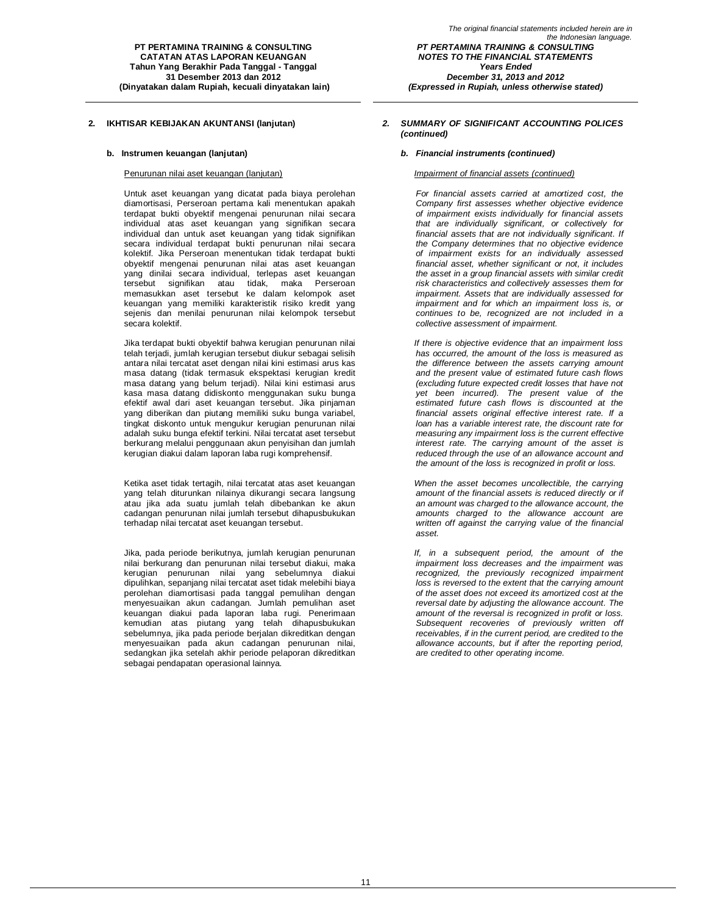## 2. IKHTISAR KEBIJAKAN AKUNTANSI (lanjutan)

### b. Instrumen keuangan (lanjutan)

Penurunan nilai aset keuangan (lanjutan)

Untuk aset keuangan yang dicatat pada biaya perolehan diamortisasi, Perseroan pertama kali menentukan apakah terdapat bukti obyektif mengenai penurunan nilai secara individual atas aset keuangan yang signifikan secara individual dan untuk aset keuangan yang tidak signifikan secara individual terdapat bukti penurunan nilai secara kolektif. Jika Perseroan menentukan tidak terdapat bukti obyektif mengenai penurunan nilai atas aset keuangan yang dinilai secara individual, terlepas aset keuangan tersebut signifikan atau tidak, maka Perseroan memasukkan aset tersebut ke dalam kelompok aset keuangan yang memiliki karakteristik risiko kredit yang sejenis dan menilai penurunan nilai kelompok tersebut secara kolektif.

Jika terdapat bukti obyektif bahwa kerugian penurunan nilai telah terjadi, jumlah kerugian tersebut diukur sebagai selisih antara nilai tercatat aset dengan nilai kini estimasi arus kas masa datang (tidak termasuk ekspektasi kerugian kredit masa datang yang belum terjadi). Nilai kini estimasi arus kasa masa datang didiskonto menggunakan suku bunga efektif awal dari aset keuangan tersebut. Jika pinjaman yang diberikan dan piutang memiliki suku bunga variabel, tingkat diskonto untuk mengukur kerugian penurunan nilai adalah suku bunga efektif terkini. Nilai tercatat aset tersebut berkurang melalui penggunaan akun penyisihan dan jumlah kerugian diakui dalam laporan laba rugi komprehensif.

Ketika aset tidak tertagih, nilai tercatat atas aset keuangan yang telah diturunkan nilainya dikurangi secara langsung atau jika ada suatu jumlah telah dibebankan ke akun cadangan penurunan nilai jumlah tersebut dihapusbukukan terhadap nilai tercatat aset keuangan tersebut.

Jika, pada periode berikutnya, jumlah kerugian penurunan nilai berkurang dan penurunan nilai tersebut diakui, maka kerugian penurunan nilai yang sebelumnya diakui dipulihkan, sepanjang nilai tercatat aset tidak melebihi biaya perolehan diamortisasi pada tanggal pemulihan dengan menyesuaikan akun cadangan. Jumlah pemulihan aset keuangan diakui pada laporan laba rugi. Penerimaan kemudian atas piutang yang telah dihapusbukukan sebelumnya, jika pada periode berjalan dikreditkan dengan menyesuaikan pada akun cadangan penurunan nilai, sedangkan jika setelah akhir periode pelaporan dikreditkan sebagai pendapatan operasional lainnya.

## *2. SUMMARY OF SIGNIFICANT ACCOUNTING POLICES (continued)*

### *b. Financial instruments (continued)*

*Impairment of financial assets (continued)*

*For financial assets carried at amortized cost, the Company first assesses whether objective evidence of impairment exists individually for financial assets that are individually significant, or collectively for financial assets that are not individually significant. If the Company determines that no objective evidence of impairment exists for an individually assessed financial asset, whether significant or not, it includes the asset in a group financial assets with similar credit risk characteristics and collectively assesses them for impairment. Assets that are individually assessed for impairment and for which an impairment loss is, or continues to be, recognized are not included in a collective assessment of impairment.*

*If there is objective evidence that an impairment loss has occurred, the amount of the loss is measured as the difference between the assets carrying amount and the present value of estimated future cash flows (excluding future expected credit losses that have not yet been incurred). The present value of the estimated future cash flows is discounted at the financial assets original effective interest rate. If a loan has a variable interest rate, the discount rate for measuring any impairment loss is the current effective interest rate. The carrying amount of the asset is reduced through the use of an allowance account and the amount of the loss is recognized in profit or loss.*

*When the asset becomes uncollectible, the carrying amount of the financial assets is reduced directly or if an amount was charged to the allowance account, the amounts charged to the allowance account are written off against the carrying value of the financial asset.*

*If, in a subsequent period, the amount of the impairment loss decreases and the impairment was recognized, the previously recognized impairment loss is reversed to the extent that the carrying amount of the asset does not exceed its amortized cost at the reversal date by adjusting the allowance account. The amount of the reversal is recognized in profit or loss. Subsequent recoveries of previously written off receivables, if in the current period, are credited to the allowance accounts, but if after the reporting period, are credited to other operating income.*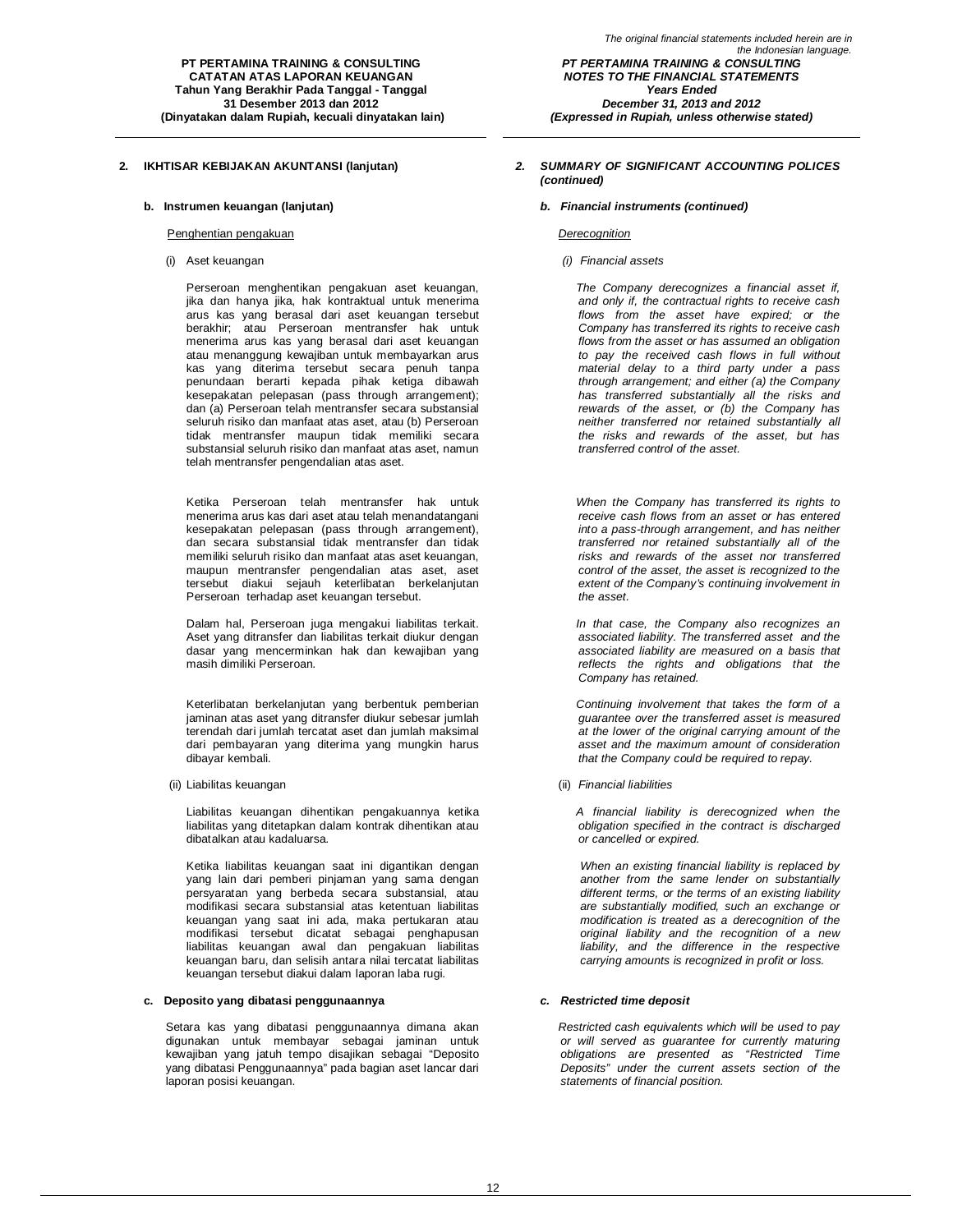## 2. IKHTISAR KEBIJAKAN AKUNTANSI (lanjutan)

*2. SUMMARY OF SIGNIFICANT ACCOUNTING POLICES (continued)*

### b. Instrumen keuangan (lanjutan)

*b. Financial instruments (continued)*

Penghentian pengakuan

*Derecognition*

(i) Aset keuangan

*(i) Financial assets*

Perseroan menghentikan pengakuan aset keuangan, jika dan hanya jika, hak kontraktual untuk menerima arus kas yang berasal dari aset keuangan tersebut berakhir; atau Perseroan mentransfer hak untuk menerima arus kas yang berasal dari aset keuangan atau menanggung kewajiban untuk membayarkan arus kas yang diterima tersebut secara penuh tanpa penundaan berarti kepada pihak ketiga dibawah kesepakatan pelepasan (pass through arrangement); dan (a) Perseroan telah mentransfer secara substansial seluruh risiko dan manfaat atas aset, atau (b) Perseroan tidak mentransfer maupun tidak memiliki secara substansial seluruh risiko dan manfaat atas aset, namun telah mentransfer pengendalian atas aset.

*The Company derecognizes a financial asset if, and only if, the contractual rights to receive cash flows from the asset have expired; or the Company has transferred its rights to receive cash flows from the asset or has assumed an obligation to pay the received cash flows in full without material delay to a third party under a pass through arrangement; and either (a) the Company has transferred substantially all the risks and rewards of the asset, or (b) the Company has neither transferred nor retained substantially all the risks and rewards of the asset, but has transferred control of the asset.*

Ketika Perseroan telah mentransfer hak untuk menerima arus kas dari aset atau telah menandatangani kesepakatan pelepasan (pass through arrangement), dan secara substansial tidak mentransfer dan tidak memiliki seluruh risiko dan manfaat atas aset keuangan, maupun mentransfer pengendalian atas aset, aset tersebut diakui sejauh keterlibatan berkelanjutan Perseroan terhadap aset keuangan tersebut.

*When the Company has transferred its rights to receive cash flows from an asset or has entered into a pass-through arrangement, and has neither transferred nor retained substantially all of the risks and rewards of the asset nor transferred control of the asset, the asset is recognized to the extent of the Company's continuing involvement in the asset.*

Dalam hal, Perseroan juga mengakui liabilitas terkait. Aset yang ditransfer dan liabilitas terkait diukur dengan dasar yang mencerminkan hak dan kewajiban yang masih dimiliki Perseroan.

*In that case, the Company also recognizes an associated liability. The transferred asset and the associated liability are measured on a basis that reflects the rights and obligations that the Company has retained.*

Keterlibatan berkelanjutan yang berbentuk pemberian jaminan atas aset yang ditransfer diukur sebesar jumlah terendah dari jumlah tercatat aset dan jumlah maksimal dari pembayaran yang diterima yang mungkin harus dibayar kembali.

*Continuing involvement that takes the form of a guarantee over the transferred asset is measured at the lower of the original carrying amount of the asset and the maximum amount of consideration that the Company could be required to repay.*

(ii) Liabilitas keuangan

(ii) *Financial liabilities*

Liabilitas keuangan dihentikan pengakuannya ketika liabilitas yang ditetapkan dalam kontrak dihentikan atau dibatalkan atau kadaluarsa.

*A financial liability is derecognized when the obligation specified in the contract is discharged or cancelled or expired.*

Ketika liabilitas keuangan saat ini digantikan dengan yang lain dari pemberi pinjaman yang sama dengan persyaratan yang berbeda secara substansial, atau modifikasi secara substansial atas ketentuan liabilitas keuangan yang saat ini ada, maka pertukaran atau modifikasi tersebut dicatat sebagai penghapusan liabilitas keuangan awal dan pengakuan liabilitas keuangan baru, dan selisih antara nilai tercatat liabilitas keuangan tersebut diakui dalam laporan laba rugi.

*When an existing financial liability is replaced by another from the same lender on substantially different terms, or the terms of an existing liability are substantially modified, such an exchange or modification is treated as a derecognition of the original liability and the recognition of a new liability, and the difference in the respective carrying amounts is recognized in profit or loss.*

### c. Deposito yang dibatasi penggunaannya

*c. Restricted time deposit*

Setara kas yang dibatasi penggunaannya dimana akan digunakan untuk membayar sebagai jaminan untuk kewajiban yang jatuh tempo disajikan sebagai "Deposito yang dibatasi Penggunaannya" pada bagian aset lancar dari laporan posisi keuangan.

*Restricted cash equivalents which will be used to pay or will served as guarantee for currently maturing obligations are presented as "Restricted Time Deposits" under the current assets section of the statements of financial position.*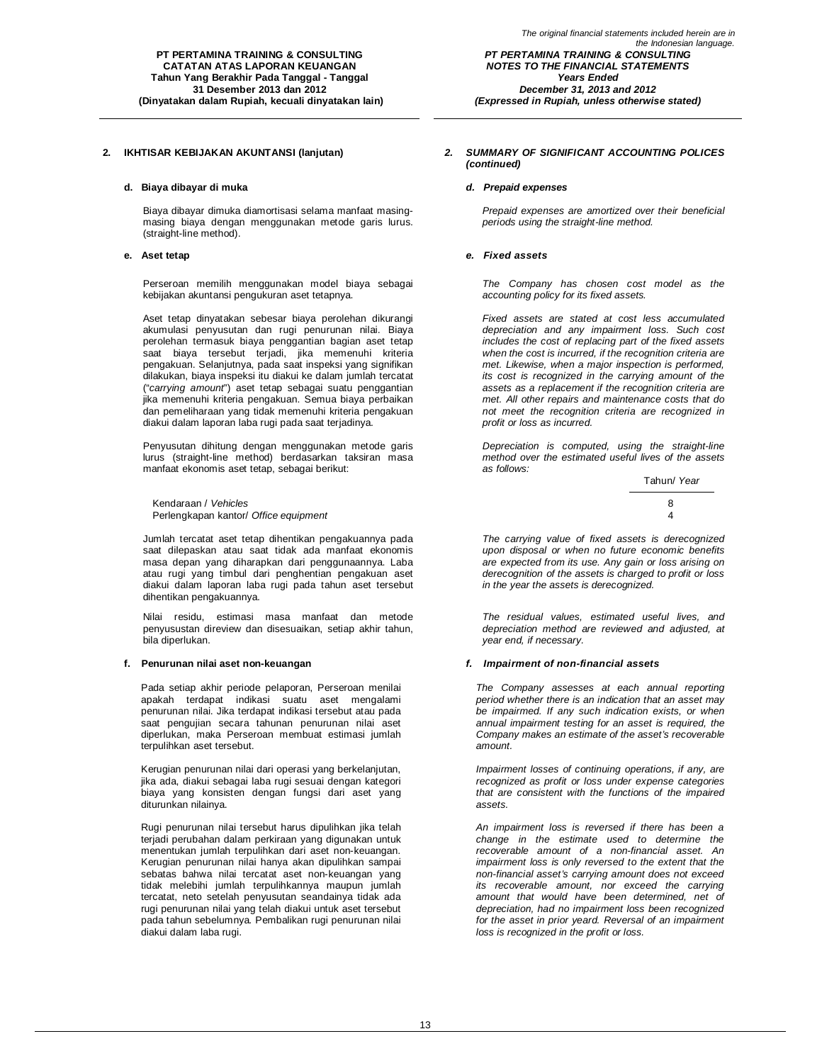## 2. IKHTISAR KEBIJAKAN AKUNTANSI (lanjutan)

## *2. SUMMARY OF SIGNIFICANT ACCOUNTING POLICES (continued)*

### d. Biaya dibayar di muka

Biaya dibayar dimuka diamortisasi selama manfaat masing-masing biaya dengan menggunakan metode garis lurus. (straight-line method).

### *d. Prepaid expenses*

*Prepaid expenses are amortized over their beneficial periods using the straight-line method.*

### e. Aset tetap

Perseroan memilih menggunakan model biaya sebagai kebijakan akuntansi pengukuran aset tetapnya.

Aset tetap dinyatakan sebesar biaya perolehan dikurangi akumulasi penyusutan dan rugi penurunan nilai. Biaya perolehan termasuk biaya penggantian bagian aset tetap saat biaya tersebut terjadi, jika memenuhi kriteria pengakuan. Selanjutnya, pada saat inspeksi yang signifikan dilakukan, biaya inspeksi itu diakui ke dalam jumlah tercatat ("*carrying amount*") aset tetap sebagai suatu penggantian jika memenuhi kriteria pengakuan. Semua biaya perbaikan dan pemeliharaan yang tidak memenuhi kriteria pengakuan diakui dalam laporan laba rugi pada saat terjadinya.

Penyusutan dihitung dengan menggunakan metode garis lurus (straight-line method) berdasarkan taksiran masa manfaat ekonomis aset tetap, sebagai berikut:

### *e. Fixed assets*

*The Company has chosen cost model as the accounting policy for its fixed assets.*

*Fixed assets are stated at cost less accumulated depreciation and any impairment loss. Such cost includes the cost of replacing part of the fixed assets when the cost is incurred, if the recognition criteria are met. Likewise, when a major inspection is performed, its cost is recognized in the carrying amount of the assets as a replacement if the recognition criteria are met. All other repairs and maintenance costs that do not meet the recognition criteria are recognized in profit or loss as incurred.*

*Depreciation is computed, using the straight-line method over the estimated useful lives of the assets as follows:*

| | Tahun/ *Year* |
|---|---|
| Kendaraan / *Vehicles* | 8 |
| Perlengkapan kantor/ *Office equipment* | 4 |

Jumlah tercatat aset tetap dihentikan pengakuannya pada saat dilepaskan atau saat tidak ada manfaat ekonomis masa depan yang diharapkan dari penggunaannya. Laba atau rugi yang timbul dari penghentian pengakuan aset diakui dalam laporan laba rugi pada tahun aset tersebut dihentikan pengakuannya.

Nilai residu, estimasi masa manfaat dan metode penyusustan direview dan disesuaikan, setiap akhir tahun, bila diperlukan.

*The carrying value of fixed assets is derecognized upon disposal or when no future economic benefits are expected from its use. Any gain or loss arising on derecognition of the assets is charged to profit or loss in the year the assets is derecognized.*

*The residual values, estimated useful lives, and depreciation method are reviewed and adjusted, at year end, if necessary.*

### f. Penurunan nilai aset non-keuangan

Pada setiap akhir periode pelaporan, Perseroan menilai apakah terdapat indikasi suatu aset mengalami penurunan nilai. Jika terdapat indikasi tersebut atau pada saat pengujian secara tahunan penurunan nilai aset diperlukan, maka Perseroan membuat estimasi jumlah terpulihkan aset tersebut.

Kerugian penurunan nilai dari operasi yang berkelanjutan, jika ada, diakui sebagai laba rugi sesuai dengan kategori biaya yang konsisten dengan fungsi dari aset yang diturunkan nilainya.

Rugi penurunan nilai tersebut harus dipulihkan jika telah terjadi perubahan dalam perkiraan yang digunakan untuk menentukan jumlah terpulihkan dari aset non-keuangan. Kerugian penurunan nilai hanya akan dipulihkan sampai sebatas bahwa nilai tercatat aset non-keuangan yang tidak melebihi jumlah terpulihkannya maupun jumlah tercatat, neto setelah penyusutan seandainya tidak ada rugi penurunan nilai yang telah diakui untuk aset tersebut pada tahun sebelumnya. Pembalikan rugi penurunan nilai diakui dalam laba rugi.

### *f. Impairment of non-financial assets*

*The Company assesses at each annual reporting period whether there is an indication that an asset may be impaired. If any such indication exists, or when annual impairment testing for an asset is required, the Company makes an estimate of the asset's recoverable amount.*

*Impairment losses of continuing operations, if any, are recognized as profit or loss under expense categories that are consistent with the functions of the impaired assets.*

*An impairment loss is reversed if there has been a change in the estimate used to determine the recoverable amount of a non-financial asset. An impairment loss is only reversed to the extent that the non-financial asset's carrying amount does not exceed its recoverable amount, nor exceed the carrying amount that would have been determined, net of depreciation, had no impairment loss been recognized for the asset in prior yeard. Reversal of an impairment loss is recognized in the profit or loss.*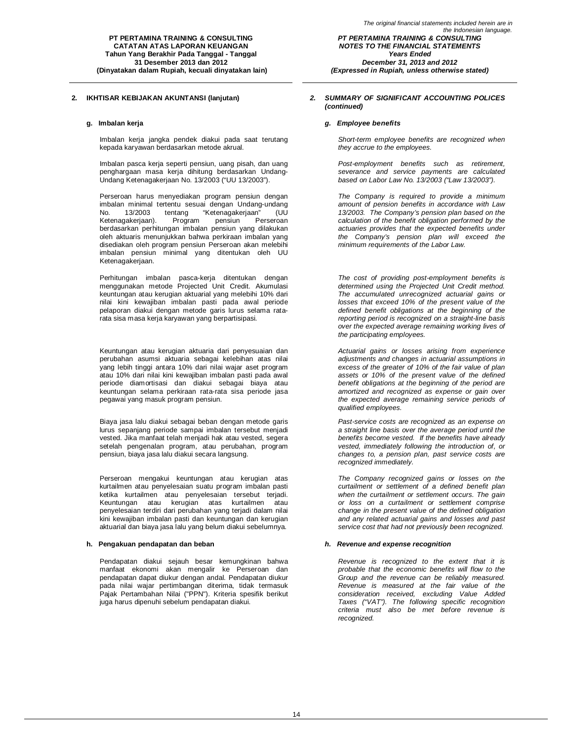## 2. IKHTISAR KEBIJAKAN AKUNTANSI (lanjutan)

### g. Imbalan kerja

Imbalan kerja jangka pendek diakui pada saat terutang kepada karyawan berdasarkan metode akrual.

Imbalan pasca kerja seperti pensiun, uang pisah, dan uang penghargaan masa kerja dihitung berdasarkan Undang-Undang Ketenagakerjaan No. 13/2003 ("UU 13/2003").

Perseroan harus menyediakan program pensiun dengan imbalan minimal tertentu sesuai dengan Undang-undang No. 13/2003 tentang "Ketenagakerjaan" (UU Ketenagakerjaan). Program pensiun Perseroan berdasarkan perhitungan imbalan pensiun yang dilakukan oleh aktuaris menunjukkan bahwa perkiraan imbalan yang disediakan oleh program pensiun Perseroan akan melebihi imbalan pensiun minimal yang ditentukan oleh UU Ketenagakerjaan.

Perhitungan imbalan pasca-kerja ditentukan dengan menggunakan metode Projected Unit Credit. Akumulasi keuntungan atau kerugian aktuarial yang melebihi 10% dari nilai kini kewajiban imbalan pasti pada awal periode pelaporan diakui dengan metode garis lurus selama rata-rata sisa masa kerja karyawan yang berpartisipasi.

Keuntungan atau kerugian aktuaria dari penyesuaian dan perubahan asumsi aktuaria sebagai kelebihan atas nilai yang lebih tinggi antara 10% dari nilai wajar aset program atau 10% dari nilai kini kewajiban imbalan pasti pada awal periode diamortisasi dan diakui sebagai biaya atau keuntungan selama perkiraan rata-rata sisa periode jasa pegawai yang masuk program pensiun.

Biaya jasa lalu diakui sebagai beban dengan metode garis lurus sepanjang periode sampai imbalan tersebut menjadi vested. Jika manfaat telah menjadi hak atau vested, segera setelah pengenalan program, atau perubahan, program pensiun, biaya jasa lalu diakui secara langsung.

Perseroan mengakui keuntungan atau kerugian atas kurtailmen atau penyelesaian suatu program imbalan pasti ketika kurtailmen atau penyelesaian tersebut terjadi. Keuntungan atau kerugian atas kurtailmen atau penyelesaian terdiri dari perubahan yang terjadi dalam nilai kini kewajiban imbalan pasti dan keuntungan dan kerugian aktuarial dan biaya jasa lalu yang belum diakui sebelumnya.

### h. Pengakuan pendapatan dan beban

Pendapatan diakui sejauh besar kemungkinan bahwa manfaat ekonomi akan mengalir ke Perseroan dan pendapatan dapat diukur dengan andal. Pendapatan diukur pada nilai wajar pertimbangan diterima, tidak termasuk Pajak Pertambahan Nilai ("PPN"). Kriteria spesifik berikut juga harus dipenuhi sebelum pendapatan diakui.

## *2. SUMMARY OF SIGNIFICANT ACCOUNTING POLICES (continued)*

### *g. Employee benefits*

*Short-term employee benefits are recognized when they accrue to the employees.*

*Post-employment benefits such as retirement, severance and service payments are calculated based on Labor Law No. 13/2003 ("Law 13/2003").*

*The Company is required to provide a minimum amount of pension benefits in accordance with Law 13/2003. The Company's pension plan based on the calculation of the benefit obligation performed by the actuaries provides that the expected benefits under the Company's pension plan will exceed the minimum requirements of the Labor Law.*

*The cost of providing post-employment benefits is determined using the Projected Unit Credit method. The accumulated unrecognized actuarial gains or losses that exceed 10% of the present value of the defined benefit obligations at the beginning of the reporting period is recognized on a straight-line basis over the expected average remaining working lives of the participating employees.*

*Actuarial gains or losses arising from experience adjustments and changes in actuarial assumptions in excess of the greater of 10% of the fair value of plan assets or 10% of the present value of the defined benefit obligations at the beginning of the period are amortized and recognized as expense or gain over the expected average remaining service periods of qualified employees.*

*Past-service costs are recognized as an expense on a straight line basis over the average period until the benefits become vested. If the benefits have already vested, immediately following the introduction of, or changes to, a pension plan, past service costs are recognized immediately.*

*The Company recognized gains or losses on the curtailment or settlement of a defined benefit plan when the curtailment or settlement occurs. The gain or loss on a curtailment or settlement comprise change in the present value of the defined obligation and any related actuarial gains and losses and past service cost that had not previously been recognized.*

### *h. Revenue and expense recognition*

*Revenue is recognized to the extent that it is probable that the economic benefits will flow to the Group and the revenue can be reliably measured. Revenue is measured at the fair value of the consideration received, excluding Value Added Taxes ("VAT"). The following specific recognition criteria must also be met before revenue is recognized.*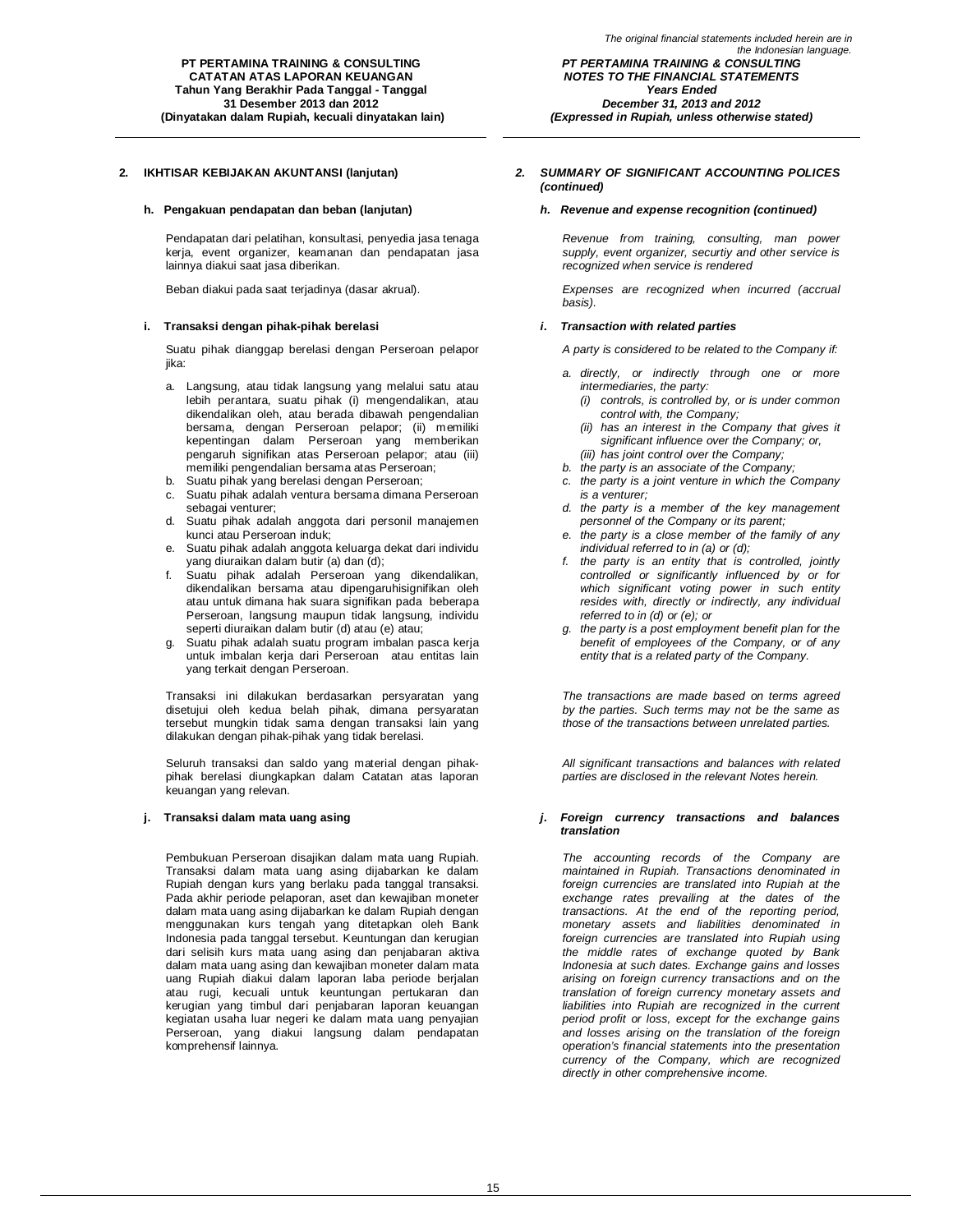## 2. IKHTISAR KEBIJAKAN AKUNTANSI (lanjutan)

### h. Pengakuan pendapatan dan beban (lanjutan)

Pendapatan dari pelatihan, konsultasi, penyedia jasa tenaga kerja, event organizer, keamanan dan pendapatan jasa lainnya diakui saat jasa diberikan.

Beban diakui pada saat terjadinya (dasar akrual).

### i. Transaksi dengan pihak-pihak berelasi

Suatu pihak dianggap berelasi dengan Perseroan pelapor jika:

a. Langsung, atau tidak langsung yang melalui satu atau lebih perantara, suatu pihak (i) mengendalikan, atau dikendalikan oleh, atau berada dibawah pengendalian bersama, dengan Perseroan pelapor; (ii) memiliki kepentingan dalam Perseroan yang memberikan pengaruh signifikan atas Perseroan pelapor; atau (iii) memiliki pengendalian bersama atas Perseroan;
b. Suatu pihak yang berelasi dengan Perseroan;
c. Suatu pihak adalah ventura bersama dimana Perseroan sebagai venturer;
d. Suatu pihak adalah anggota dari personil manajemen kunci atau Perseroan induk;
e. Suatu pihak adalah anggota keluarga dekat dari individu yang diuraikan dalam butir (a) dan (d);
f. Suatu pihak adalah Perseroan yang dikendalikan, dikendalikan bersama atau dipengaruhisignifikan oleh atau untuk dimana hak suara signifikan pada beberapa Perseroan, langsung maupun tidak langsung, individu seperti diuraikan dalam butir (d) atau (e) atau;
g. Suatu pihak adalah suatu program imbalan pasca kerja untuk imbalan kerja dari Perseroan atau entitas lain yang terkait dengan Perseroan.

Transaksi ini dilakukan berdasarkan persyaratan yang disetujui oleh kedua belah pihak, dimana persyaratan tersebut mungkin tidak sama dengan transaksi lain yang dilakukan dengan pihak-pihak yang tidak berelasi.

Seluruh transaksi dan saldo yang material dengan pihak-pihak berelasi diungkapkan dalam Catatan atas laporan keuangan yang relevan.

### j. Transaksi dalam mata uang asing

Pembukuan Perseroan disajikan dalam mata uang Rupiah. Transaksi dalam mata uang asing dijabarkan ke dalam Rupiah dengan kurs yang berlaku pada tanggal transaksi. Pada akhir periode pelaporan, aset dan kewajiban moneter dalam mata uang asing dijabarkan ke dalam Rupiah dengan menggunakan kurs tengah yang ditetapkan oleh Bank Indonesia pada tanggal tersebut. Keuntungan dan kerugian dari selisih kurs mata uang asing dan penjabaran aktiva dalam mata uang asing dan kewajiban moneter dalam mata uang Rupiah diakui dalam laporan laba periode berjalan atau rugi, kecuali untuk keuntungan pertukaran dan kerugian yang timbul dari penjabaran laporan keuangan kegiatan usaha luar negeri ke dalam mata uang penyajian Perseroan, yang diakui langsung dalam pendapatan komprehensif lainnya.

---

## *2. SUMMARY OF SIGNIFICANT ACCOUNTING POLICES (continued)*

### *h. Revenue and expense recognition (continued)*

*Revenue from training, consulting, man power supply, event organizer, securtiy and other service is recognized when service is rendered*

*Expenses are recognized when incurred (accrual basis).*

### *i. Transaction with related parties*

*A party is considered to be related to the Company if:*

*a. directly, or indirectly through one or more intermediaries, the party:*
   *(i) controls, is controlled by, or is under common control with, the Company;*
   *(ii) has an interest in the Company that gives it significant influence over the Company; or,*
   *(iii) has joint control over the Company;*
*b. the party is an associate of the Company;*
*c. the party is a joint venture in which the Company is a venturer;*
*d. the party is a member of the key management personnel of the Company or its parent;*
*e. the party is a close member of the family of any individual referred to in (a) or (d);*
*f. the party is an entity that is controlled, jointly controlled or significantly influenced by or for which significant voting power in such entity resides with, directly or indirectly, any individual referred to in (d) or (e); or*
*g. the party is a post employment benefit plan for the benefit of employees of the Company, or of any entity that is a related party of the Company.*

*The transactions are made based on terms agreed by the parties. Such terms may not be the same as those of the transactions between unrelated parties.*

*All significant transactions and balances with related parties are disclosed in the relevant Notes herein.*

### *j. Foreign currency transactions and balances translation*

*The accounting records of the Company are maintained in Rupiah. Transactions denominated in foreign currencies are translated into Rupiah at the exchange rates prevailing at the dates of the transactions. At the end of the reporting period, monetary assets and liabilities denominated in foreign currencies are translated into Rupiah using the middle rates of exchange quoted by Bank Indonesia at such dates. Exchange gains and losses arising on foreign currency transactions and on the translation of foreign currency monetary assets and liabilities into Rupiah are recognized in the current period profit or loss, except for the exchange gains and losses arising on the translation of the foreign operation's financial statements into the presentation currency of the Company, which are recognized directly in other comprehensive income.*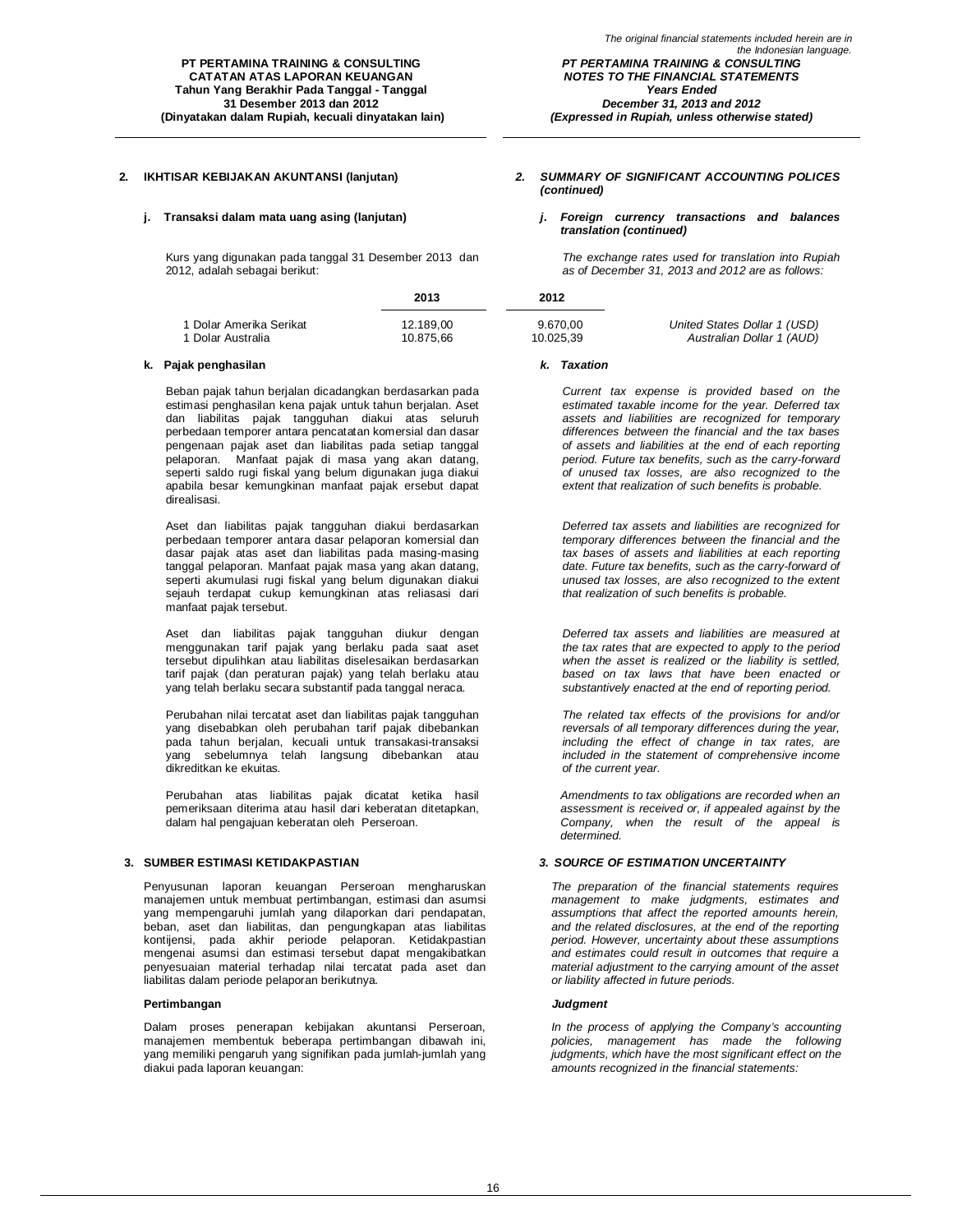## 2. IKHTISAR KEBIJAKAN AKUNTANSI (lanjutan)

*2. SUMMARY OF SIGNIFICANT ACCOUNTING POLICES (continued)*

### j. Transaksi dalam mata uang asing (lanjutan)

*j. Foreign currency transactions and balances translation (continued)*

Kurs yang digunakan pada tanggal 31 Desember 2013 dan 2012, adalah sebagai berikut:

*The exchange rates used for translation into Rupiah as of December 31, 2013 and 2012 are as follows:*

| | 2013 | 2012 | |
|---|---|---|---|
| 1 Dolar Amerika Serikat | 12.189,00 | 9.670,00 | *United States Dollar 1 (USD)* |
| 1 Dolar Australia | 10.875,66 | 10.025,39 | *Australian Dollar 1 (AUD)* |

### k. Pajak penghasilan

*k. Taxation*

Beban pajak tahun berjalan dicadangkan berdasarkan pada estimasi penghasilan kena pajak untuk tahun berjalan. Aset dan liabilitas pajak tangguhan diakui atas seluruh perbedaan temporer antara pencatatan komersial dan dasar pengenaan pajak aset dan liabilitas pada setiap tanggal pelaporan. Manfaat pajak di masa yang akan datang, seperti saldo rugi fiskal yang belum digunakan juga diakui apabila besar kemungkinan manfaat pajak ersebut dapat direalisasi.

*Current tax expense is provided based on the estimated taxable income for the year. Deferred tax assets and liabilities are recognized for temporary differences between the financial and the tax bases of assets and liabilities at the end of each reporting period. Future tax benefits, such as the carry-forward of unused tax losses, are also recognized to the extent that realization of such benefits is probable.*

Aset dan liabilitas pajak tangguhan diakui berdasarkan perbedaan temporer antara dasar pelaporan komersial dan dasar pajak atas aset dan liabilitas pada masing-masing tanggal pelaporan. Manfaat pajak masa yang akan datang, seperti akumulasi rugi fiskal yang belum digunakan diakui sejauh terdapat cukup kemungkinan atas reliasasi dari manfaat pajak tersebut.

*Deferred tax assets and liabilities are recognized for temporary differences between the financial and the tax bases of assets and liabilities at each reporting date. Future tax benefits, such as the carry-forward of unused tax losses, are also recognized to the extent that realization of such benefits is probable.*

Aset dan liabilitas pajak tangguhan diukur dengan menggunakan tarif pajak yang berlaku pada saat aset tersebut dipulihkan atau liabilitas diselesaikan berdasarkan tarif pajak (dan peraturan pajak) yang telah berlaku atau yang telah berlaku secara substantif pada tanggal neraca.

*Deferred tax assets and liabilities are measured at the tax rates that are expected to apply to the period when the asset is realized or the liability is settled, based on tax laws that have been enacted or substantively enacted at the end of reporting period.*

Perubahan nilai tercatat aset dan liabilitas pajak tangguhan yang disebabkan oleh perubahan tarif pajak dibebankan pada tahun berjalan, kecuali untuk transakasi-transaksi yang sebelumnya telah langsung dibebankan atau dikreditkan ke ekuitas.

*The related tax effects of the provisions for and/or reversals of all temporary differences during the year, including the effect of change in tax rates, are included in the statement of comprehensive income of the current year.*

Perubahan atas liabilitas pajak dicatat ketika hasil pemeriksaan diterima atau hasil dari keberatan ditetapkan, dalam hal pengajuan keberatan oleh Perseroan.

*Amendments to tax obligations are recorded when an assessment is received or, if appealed against by the Company, when the result of the appeal is determined.*

## 3. SUMBER ESTIMASI KETIDAKPASTIAN

*3. SOURCE OF ESTIMATION UNCERTAINTY*

Penyusunan laporan keuangan Perseroan mengharuskan manajemen untuk membuat pertimbangan, estimasi dan asumsi yang mempengaruhi jumlah yang dilaporkan dari pendapatan, beban, aset dan liabilitas, dan pengungkapan atas liabilitas kontijensi, pada akhir periode pelaporan. Ketidakpastian mengenai asumsi dan estimasi tersebut dapat mengakibatkan penyesuaian material terhadap nilai tercatat pada aset dan liabilitas dalam periode pelaporan berikutnya.

*The preparation of the financial statements requires management to make judgments, estimates and assumptions that affect the reported amounts herein, and the related disclosures, at the end of the reporting period. However, uncertainty about these assumptions and estimates could result in outcomes that require a material adjustment to the carrying amount of the asset or liability affected in future periods.*

### Pertimbangan

*Judgment*

Dalam proses penerapan kebijakan akuntansi Perseroan, manajemen membentuk beberapa pertimbangan dibawah ini, yang memiliki pengaruh yang signifikan pada jumlah-jumlah yang diakui pada laporan keuangan:

*In the process of applying the Company's accounting policies, management has made the following judgments, which have the most significant effect on the amounts recognized in the financial statements:*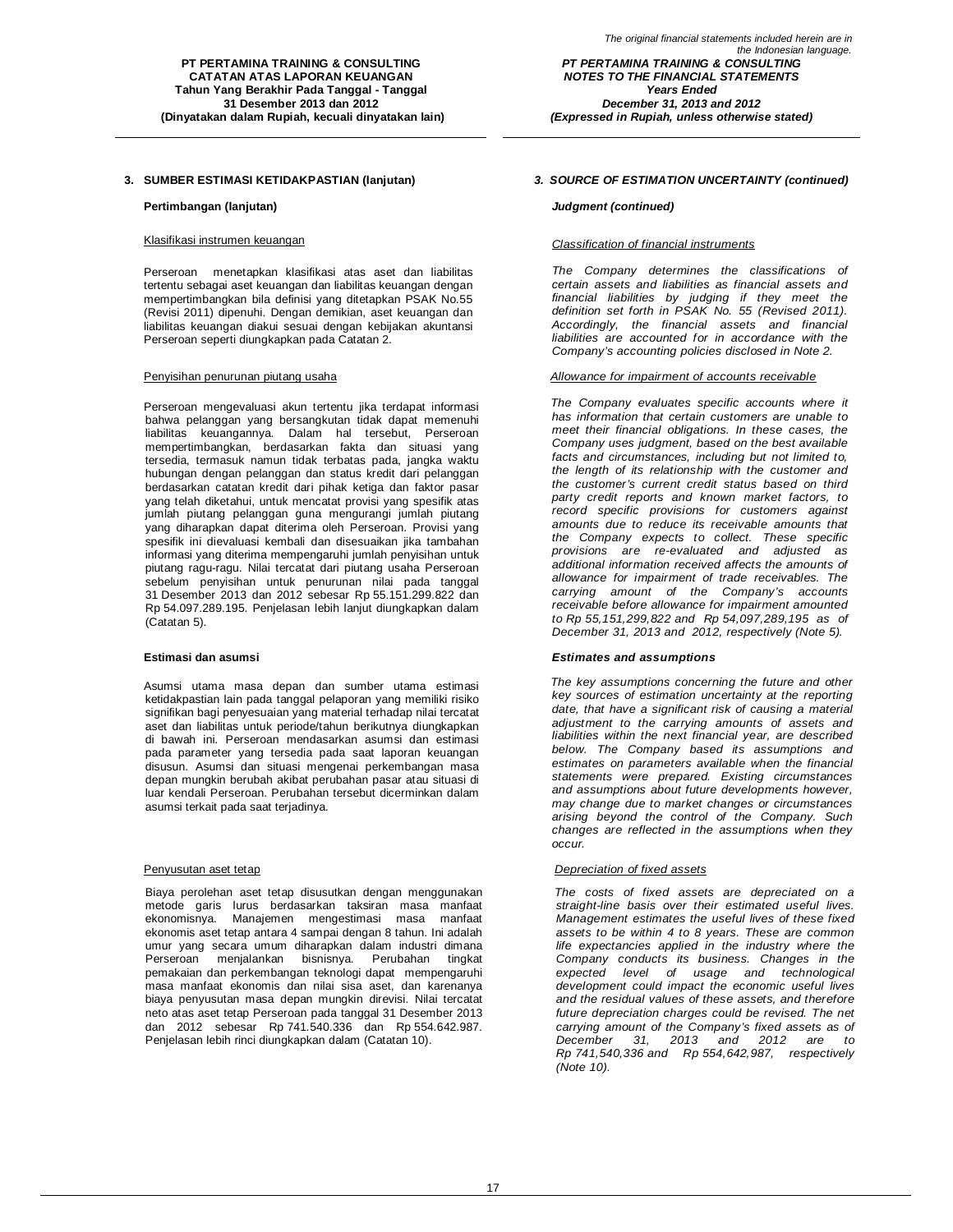## 3. SUMBER ESTIMASI KETIDAKPASTIAN (lanjutan)

### Pertimbangan (lanjutan)

Klasifikasi instrumen keuangan

Perseroan menetapkan klasifikasi atas aset dan liabilitas tertentu sebagai aset keuangan dan liabilitas keuangan dengan mempertimbangkan bila definisi yang ditetapkan PSAK No.55 (Revisi 2011) dipenuhi. Dengan demikian, aset keuangan dan liabilitas keuangan diakui sesuai dengan kebijakan akuntansi Perseroan seperti diungkapkan pada Catatan 2.

Penyisihan penurunan piutang usaha

Perseroan mengevaluasi akun tertentu jika terdapat informasi bahwa pelanggan yang bersangkutan tidak dapat memenuhi liabilitas keuangannya. Dalam hal tersebut, Perseroan mempertimbangkan, berdasarkan fakta dan situasi yang tersedia, termasuk namun tidak terbatas pada, jangka waktu hubungan dengan pelanggan dan status kredit dari pelanggan berdasarkan catatan kredit dari pihak ketiga dan faktor pasar yang telah diketahui, untuk mencatat provisi yang spesifik atas jumlah piutang pelanggan guna mengurangi jumlah piutang yang diharapkan dapat diterima oleh Perseroan. Provisi yang spesifik ini dievaluasi kembali dan disesuaikan jika tambahan informasi yang diterima mempengaruhi jumlah penyisihan untuk piutang ragu-ragu. Nilai tercatat dari piutang usaha Perseroan sebelum penyisihan untuk penurunan nilai pada tanggal 31 Desember 2013 dan 2012 sebesar Rp 55.151.299.822 dan Rp 54.097.289.195. Penjelasan lebih lanjut diungkapkan dalam (Catatan 5).

### Estimasi dan asumsi

Asumsi utama masa depan dan sumber utama estimasi ketidakpastian lain pada tanggal pelaporan yang memiliki risiko signifikan bagi penyesuaian yang material terhadap nilai tercatat aset dan liabilitas untuk periode/tahun berikutnya diungkapkan di bawah ini. Perseroan mendasarkan asumsi dan estimasi pada parameter yang tersedia pada saat laporan keuangan disusun. Asumsi dan situasi mengenai perkembangan masa depan mungkin berubah akibat perubahan pasar atau situasi di luar kendali Perseroan. Perubahan tersebut dicerminkan dalam asumsi terkait pada saat terjadinya.

Penyusutan aset tetap

Biaya perolehan aset tetap disusutkan dengan menggunakan metode garis lurus berdasarkan taksiran masa manfaat ekonomisnya. Manajemen mengestimasi masa manfaat ekonomis aset tetap antara 4 sampai dengan 8 tahun. Ini adalah umur yang secara umum diharapkan dalam industri dimana Perseroan menjalankan bisnisnya. Perubahan tingkat pemakaian dan perkembangan teknologi dapat mempengaruhi masa manfaat ekonomis dan nilai sisa aset, dan karenanya biaya penyusutan masa depan mungkin direvisi. Nilai tercatat neto atas aset tetap Perseroan pada tanggal 31 Desember 2013 dan 2012 sebesar Rp 741.540.336 dan Rp 554.642.987. Penjelasan lebih rinci diungkapkan dalam (Catatan 10).

## *3. SOURCE OF ESTIMATION UNCERTAINTY (continued)*

### *Judgment (continued)*

*Classification of financial instruments*

*The Company determines the classifications of certain assets and liabilities as financial assets and financial liabilities by judging if they meet the definition set forth in PSAK No. 55 (Revised 2011). Accordingly, the financial assets and financial liabilities are accounted for in accordance with the Company's accounting policies disclosed in Note 2.*

*Allowance for impairment of accounts receivable*

*The Company evaluates specific accounts where it has information that certain customers are unable to meet their financial obligations. In these cases, the Company uses judgment, based on the best available facts and circumstances, including but not limited to, the length of its relationship with the customer and the customer's current credit status based on third party credit reports and known market factors, to record specific provisions for customers against amounts due to reduce its receivable amounts that the Company expects to collect. These specific provisions are re-evaluated and adjusted as additional information received affects the amounts of allowance for impairment of trade receivables. The carrying amount of the Company's accounts receivable before allowance for impairment amounted to Rp 55,151,299,822 and Rp 54,097,289,195 as of December 31, 2013 and 2012, respectively (Note 5).*

### *Estimates and assumptions*

*The key assumptions concerning the future and other key sources of estimation uncertainty at the reporting date, that have a significant risk of causing a material adjustment to the carrying amounts of assets and liabilities within the next financial year, are described below. The Company based its assumptions and estimates on parameters available when the financial statements were prepared. Existing circumstances and assumptions about future developments however, may change due to market changes or circumstances arising beyond the control of the Company. Such changes are reflected in the assumptions when they occur.*

*Depreciation of fixed assets*

*The costs of fixed assets are depreciated on a straight-line basis over their estimated useful lives. Management estimates the useful lives of these fixed assets to be within 4 to 8 years. These are common life expectancies applied in the industry where the Company conducts its business. Changes in the expected level of usage and technological development could impact the economic useful lives and the residual values of these assets, and therefore future depreciation charges could be revised. The net carrying amount of the Company's fixed assets as of December 31, 2013 and 2012 are to Rp 741,540,336 and Rp 554,642,987, respectively (Note 10).*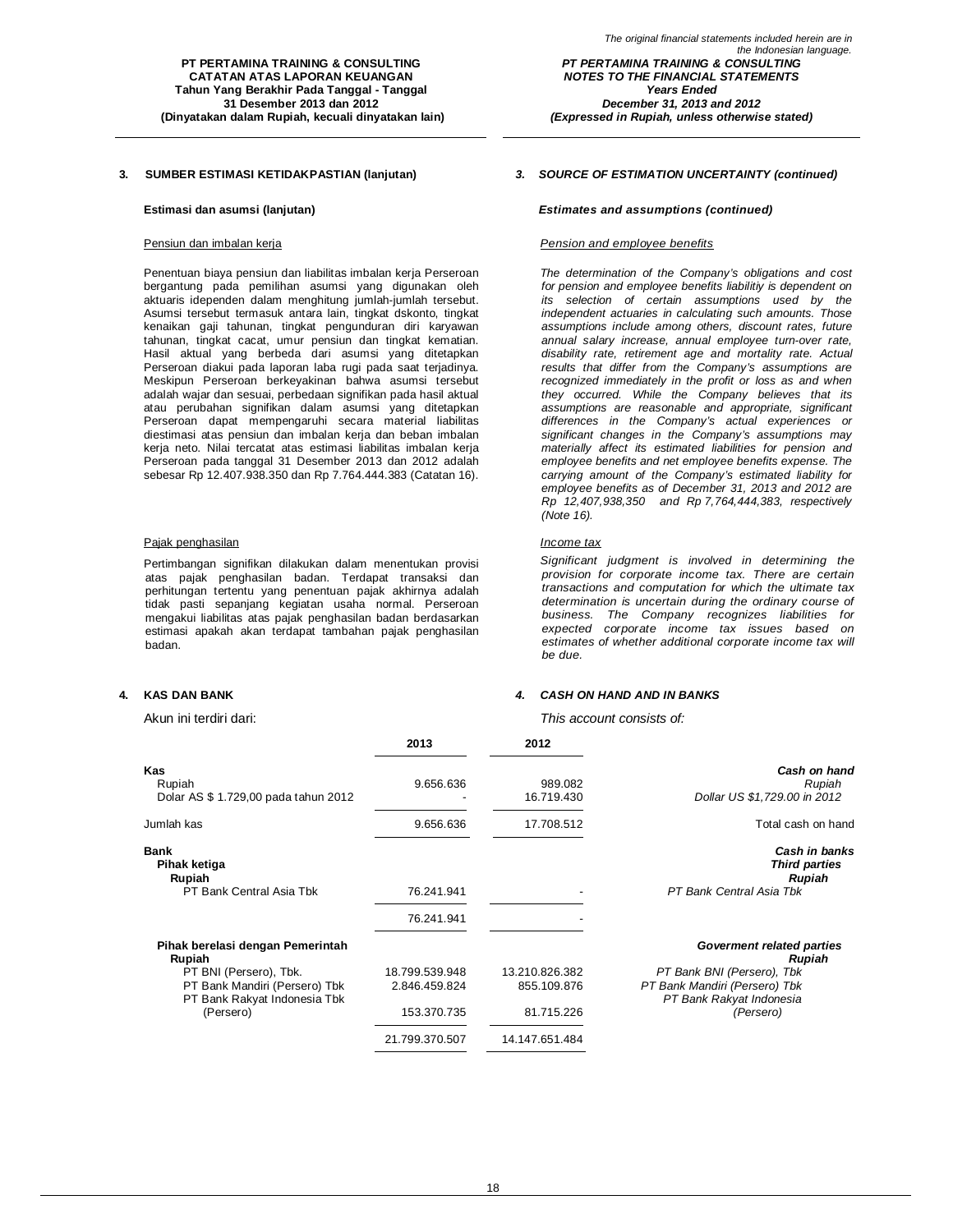## 3. SUMBER ESTIMASI KETIDAKPASTIAN (lanjutan) / *3. SOURCE OF ESTIMATION UNCERTAINTY (continued)*

### Estimasi dan asumsi (lanjutan) / *Estimates and assumptions (continued)*

Pensiun dan imbalan kerja

Penentuan biaya pensiun dan liabilitas imbalan kerja Perseroan bergantung pada pemilihan asumsi yang digunakan oleh aktuaris idependen dalam menghitung jumlah-jumlah tersebut. Asumsi tersebut termasuk antara lain, tingkat dskonto, tingkat kenaikan gaji tahunan, tingkat pengunduran diri karyawan tahunan, tingkat cacat, umur pensiun dan tingkat kematian. Hasil aktual yang berbeda dari asumsi yang ditetapkan Perseroan diakui pada laporan laba rugi pada saat terjadinya. Meskipun Perseroan berkeyakinan bahwa asumsi tersebut adalah wajar dan sesuai, perbedaan signifikan pada hasil aktual atau perubahan signifikan dalam asumsi yang ditetapkan Perseroan dapat mempengaruhi secara material liabilitas diestimasi atas pensiun dan imbalan kerja dan beban imbalan kerja neto. Nilai tercatat atas estimasi liabilitas imbalan kerja Perseroan pada tanggal 31 Desember 2013 dan 2012 adalah sebesar Rp 12.407.938.350 dan Rp 7.764.444.383 (Catatan 16).

*Pension and employee benefits*

*The determination of the Company's obligations and cost for pension and employee benefits liabilitiy is dependent on its selection of certain assumptions used by the independent actuaries in calculating such amounts. Those assumptions include among others, discount rates, future annual salary increase, annual employee turn-over rate, disability rate, retirement age and mortality rate. Actual results that differ from the Company's assumptions are recognized immediately in the profit or loss as and when they occurred. While the Company believes that its assumptions are reasonable and appropriate, significant differences in the Company's actual experiences or significant changes in the Company's assumptions may materially affect its estimated liabilities for pension and employee benefits and net employee benefits expense. The carrying amount of the Company's estimated liability for employee benefits as of December 31, 2013 and 2012 are Rp 12,407,938,350 and Rp 7,764,444,383, respectively (Note 16).*

Pajak penghasilan

Pertimbangan signifikan dilakukan dalam menentukan provisi atas pajak penghasilan badan. Terdapat transaksi dan perhitungan tertentu yang penentuan pajak akhirnya adalah tidak pasti sepanjang kegiatan usaha normal. Perseroan mengakui liabilitas atas pajak penghasilan badan berdasarkan estimasi apakah akan terdapat tambahan pajak penghasilan badan.

*Income tax*

*Significant judgment is involved in determining the provision for corporate income tax. There are certain transactions and computation for which the ultimate tax determination is uncertain during the ordinary course of business. The Company recognizes liabilities for expected corporate income tax issues based on estimates of whether additional corporate income tax will be due.*

## 4. KAS DAN BANK / *4. CASH ON HAND AND IN BANKS*

Akun ini terdiri dari: / *This account consists of:*

| | 2013 | 2012 | |
|---|---|---|---|
| **Kas** | | | ***Cash on hand*** |
| Rupiah | 9.656.636 | 989.082 | *Rupiah* |
| Dolar AS $ 1.729,00 pada tahun 2012 | - | 16.719.430 | *Dollar US $1,729.00 in 2012* |
| Jumlah kas | 9.656.636 | 17.708.512 | Total cash on hand |
| **Bank** | | | ***Cash in banks*** |
| **Pihak ketiga** | | | ***Third parties*** |
| **Rupiah** | | | ***Rupiah*** |
| PT Bank Central Asia Tbk | 76.241.941 | - | *PT Bank Central Asia Tbk* |
| | 76.241.941 | - | |
| **Pihak berelasi dengan Pemerintah** | | | ***Goverment related parties*** |
| **Rupiah** | | | ***Rupiah*** |
| PT BNI (Persero), Tbk. | 18.799.539.948 | 13.210.826.382 | *PT Bank BNI (Persero), Tbk* |
| PT Bank Mandiri (Persero) Tbk | 2.846.459.824 | 855.109.876 | *PT Bank Mandiri (Persero) Tbk* |
| PT Bank Rakyat Indonesia Tbk (Persero) | 153.370.735 | 81.715.226 | *PT Bank Rakyat Indonesia (Persero)* |
| | 21.799.370.507 | 14.147.651.484 | |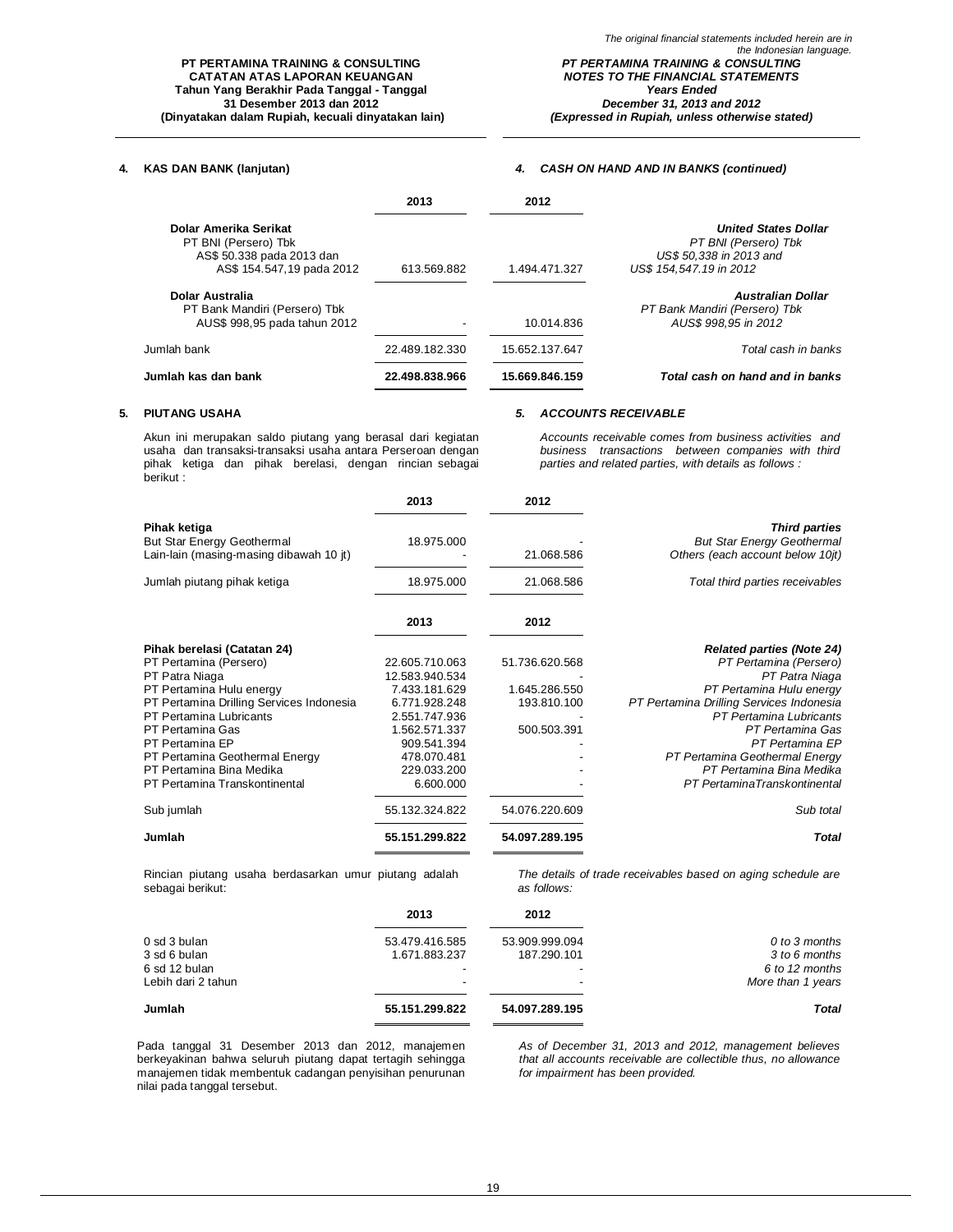The original financial statements included herein are in the Indonesian language.

**PT PERTAMINA TRAINING & CONSULTING**
**CATATAN ATAS LAPORAN KEUANGAN**
**Tahun Yang Berakhir Pada Tanggal - Tanggal**
**31 Desember 2013 dan 2012**
**(Dinyatakan dalam Rupiah, kecuali dinyatakan lain)**

***PT PERTAMINA TRAINING & CONSULTING***
***NOTES TO THE FINANCIAL STATEMENTS***
***Years Ended***
***December 31, 2013 and 2012***
***(Expressed in Rupiah, unless otherwise stated)***

## 4. KAS DAN BANK (lanjutan) / *4. CASH ON HAND AND IN BANKS (continued)*

| | 2013 | 2012 | |
|---|---|---|---|
| **Dolar Amerika Serikat** | | | ***United States Dollar*** |
| PT BNI (Persero) Tbk AS$ 50.338 pada 2013 dan AS$ 154.547,19 pada 2012 | 613.569.882 | 1.494.471.327 | *PT BNI (Persero) Tbk US$ 50,338 in 2013 and US$ 154,547.19 in 2012* |
| **Dolar Australia** | | | ***Australian Dollar*** |
| PT Bank Mandiri (Persero) Tbk AUS$ 998,95 pada tahun 2012 | - | 10.014.836 | *PT Bank Mandiri (Persero) Tbk AUS$ 998,95 in 2012* |
| Jumlah bank | 22.489.182.330 | 15.652.137.647 | *Total cash in banks* |
| **Jumlah kas dan bank** | **22.498.838.966** | **15.669.846.159** | ***Total cash on hand and in banks*** |

## 5. PIUTANG USAHA / *5. ACCOUNTS RECEIVABLE*

Akun ini merupakan saldo piutang yang berasal dari kegiatan usaha dan transaksi-transaksi usaha antara Perseroan dengan pihak ketiga dan pihak berelasi, dengan rincian sebagai berikut :

*Accounts receivable comes from business activities and business transactions between companies with third parties and related parties, with details as follows :*

| | 2013 | 2012 | |
|---|---|---|---|
| **Pihak ketiga** | | | ***Third parties*** |
| But Star Energy Geothermal | 18.975.000 | - | *But Star Energy Geothermal* |
| Lain-lain (masing-masing dibawah 10 jt) | - | 21.068.586 | *Others (each account below 10jt)* |
| Jumlah piutang pihak ketiga | 18.975.000 | 21.068.586 | *Total third parties receivables* |

| | 2013 | 2012 | |
|---|---|---|---|
| **Pihak berelasi (Catatan 24)** | | | ***Related parties (Note 24)*** |
| PT Pertamina (Persero) | 22.605.710.063 | 51.736.620.568 | *PT Pertamina (Persero)* |
| PT Patra Niaga | 12.583.940.534 | - | *PT Patra Niaga* |
| PT Pertamina Hulu energy | 7.433.181.629 | 1.645.286.550 | *PT Pertamina Hulu energy* |
| PT Pertamina Drilling Services Indonesia | 6.771.928.248 | 193.810.100 | *PT Pertamina Drilling Services Indonesia* |
| PT Pertamina Lubricants | 2.551.747.936 | - | *PT Pertamina Lubricants* |
| PT Pertamina Gas | 1.562.571.337 | 500.503.391 | *PT Pertamina Gas* |
| PT Pertamina EP | 909.541.394 | - | *PT Pertamina EP* |
| PT Pertamina Geothermal Energy | 478.070.481 | - | *PT Pertamina Geothermal Energy* |
| PT Pertamina Bina Medika | 229.033.200 | - | *PT Pertamina Bina Medika* |
| PT Pertamina Transkontinental | 6.600.000 | - | *PT PertaminaTranskontinental* |
| Sub jumlah | 55.132.324.822 | 54.076.220.609 | *Sub total* |
| **Jumlah** | **55.151.299.822** | **54.097.289.195** | ***Total*** |

Rincian piutang usaha berdasarkan umur piutang adalah sebagai berikut:

*The details of trade receivables based on aging schedule are as follows:*

| | 2013 | 2012 | |
|---|---|---|---|
| 0 sd 3 bulan | 53.479.416.585 | 53.909.999.094 | *0 to 3 months* |
| 3 sd 6 bulan | 1.671.883.237 | 187.290.101 | *3 to 6 months* |
| 6 sd 12 bulan | - | - | *6 to 12 months* |
| Lebih dari 2 tahun | - | - | *More than 1 years* |
| **Jumlah** | **55.151.299.822** | **54.097.289.195** | ***Total*** |

Pada tanggal 31 Desember 2013 dan 2012, manajemen berkeyakinan bahwa seluruh piutang dapat tertagih sehingga manajemen tidak membentuk cadangan penyisihan penurunan nilai pada tanggal tersebut.

*As of December 31, 2013 and 2012, management believes that all accounts receivable are collectible thus, no allowance for impairment has been provided.*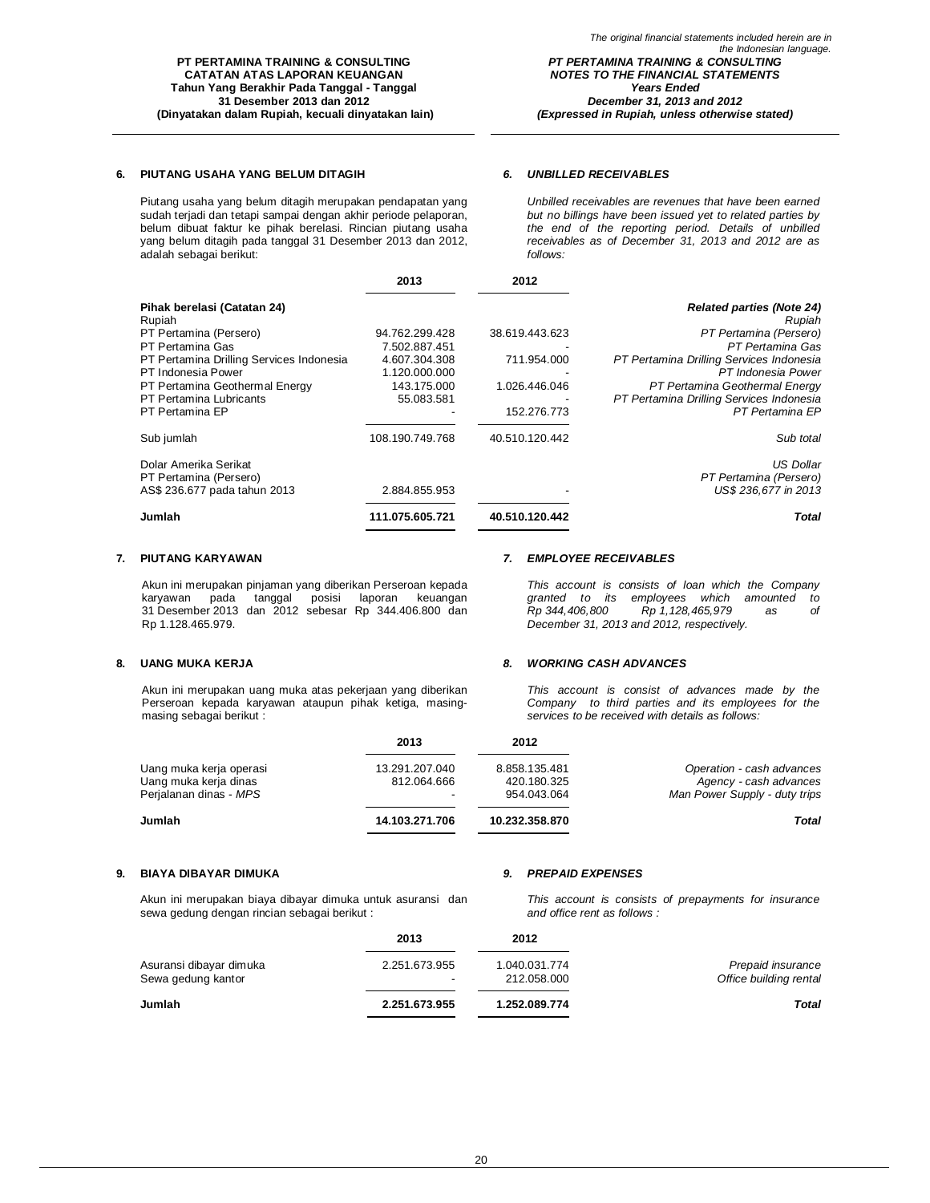## 6. PIUTANG USAHA YANG BELUM DITAGIH / *UNBILLED RECEIVABLES*

Piutang usaha yang belum ditagih merupakan pendapatan yang sudah terjadi dan tetapi sampai dengan akhir periode pelaporan, belum dibuat faktur ke pihak berelasi. Rincian piutang usaha yang belum ditagih pada tanggal 31 Desember 2013 dan 2012, adalah sebagai berikut:

*Unbilled receivables are revenues that have been earned but no billings have been issued yet to related parties by the end of the reporting period. Details of unbilled receivables as of December 31, 2013 and 2012 are as follows:*

| | 2013 | 2012 | |
|---|---|---|---|
| **Pihak berelasi (Catatan 24)** | | | ***Related parties (Note 24)*** |
| Rupiah | | | *Rupiah* |
| PT Pertamina (Persero) | 94.762.299.428 | 38.619.443.623 | *PT Pertamina (Persero)* |
| PT Pertamina Gas | 7.502.887.451 | - | *PT Pertamina Gas* |
| PT Pertamina Drilling Services Indonesia | 4.607.304.308 | 711.954.000 | *PT Pertamina Drilling Services Indonesia* |
| PT Indonesia Power | 1.120.000.000 | - | *PT Indonesia Power* |
| PT Pertamina Geothermal Energy | 143.175.000 | 1.026.446.046 | *PT Pertamina Geothermal Energy* |
| PT Pertamina Lubricants | 55.083.581 | - | *PT Pertamina Drilling Services Indonesia* |
| PT Pertamina EP | - | 152.276.773 | *PT Pertamina EP* |
| Sub jumlah | 108.190.749.768 | 40.510.120.442 | *Sub total* |
| Dolar Amerika Serikat | | | *US Dollar* |
| PT Pertamina (Persero) | | | *PT Pertamina (Persero)* |
| AS$ 236.677 pada tahun 2013 | 2.884.855.953 | - | *US$ 236,677 in 2013* |
| **Jumlah** | **111.075.605.721** | **40.510.120.442** | ***Total*** |

## 7. PIUTANG KARYAWAN / *EMPLOYEE RECEIVABLES*

Akun ini merupakan pinjaman yang diberikan Perseroan kepada karyawan pada tanggal posisi laporan keuangan 31 Desember 2013 dan 2012 sebesar Rp 344.406.800 dan Rp 1.128.465.979.

*This account is consists of loan which the Company granted to its employees which amounted to Rp 344,406,800 Rp 1,128,465,979 as of December 31, 2013 and 2012, respectively.*

## 8. UANG MUKA KERJA / *WORKING CASH ADVANCES*

Akun ini merupakan uang muka atas pekerjaan yang diberikan Perseroan kepada karyawan ataupun pihak ketiga, masing-masing sebagai berikut :

*This account is consist of advances made by the Company to third parties and its employees for the services to be received with details as follows:*

| | 2013 | 2012 | |
|---|---|---|---|
| Uang muka kerja operasi | 13.291.207.040 | 8.858.135.481 | *Operation - cash advances* |
| Uang muka kerja dinas | 812.064.666 | 420.180.325 | *Agency - cash advances* |
| Perjalanan dinas - *MPS* | - | 954.043.064 | *Man Power Supply - duty trips* |
| **Jumlah** | **14.103.271.706** | **10.232.358.870** | ***Total*** |

## 9. BIAYA DIBAYAR DIMUKA / *PREPAID EXPENSES*

Akun ini merupakan biaya dibayar dimuka untuk asuransi dan sewa gedung dengan rincian sebagai berikut :

*This account is consists of prepayments for insurance and office rent as follows :*

| | 2013 | 2012 | |
|---|---|---|---|
| Asuransi dibayar dimuka | 2.251.673.955 | 1.040.031.774 | *Prepaid insurance* |
| Sewa gedung kantor | - | 212.058.000 | *Office building rental* |
| **Jumlah** | **2.251.673.955** | **1.252.089.774** | ***Total*** |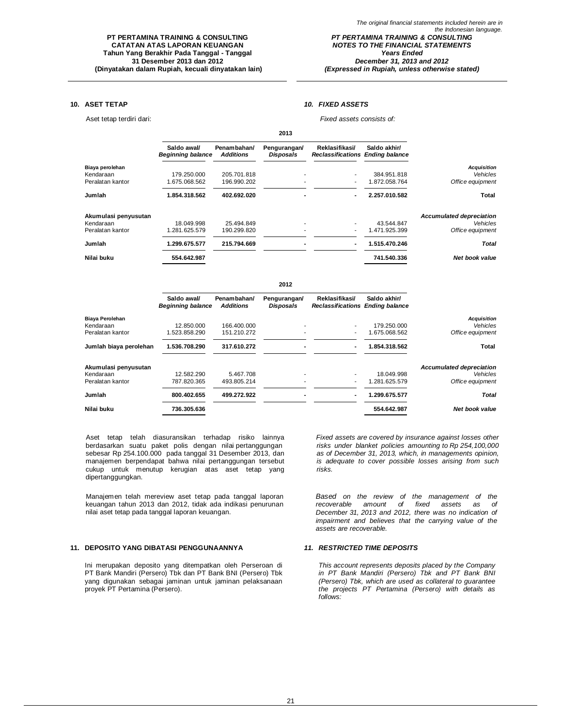## 10. ASET TETAP

## *10. FIXED ASSETS*

Aset tetap terdiri dari:

*Fixed assets consists of:*

| | 2013 | | | | | |
|---|---|---|---|---|---|---|
| | Saldo awal/ *Beginning balance* | Penambahan/ *Additions* | Pengurangan/ *Disposals* | Reklasifikasi/ *Reclassifications* | Saldo akhir/ *Ending balance* | |
| **Biaya perolehan** | | | | | | ***Acquisition*** |
| Kendaraan | 179.250.000 | 205.701.818 | - | - | 384.951.818 | *Vehicles* |
| Peralatan kantor | 1.675.068.562 | 196.990.202 | - | - | 1.872.058.764 | *Office equipment* |
| **Jumlah** | **1.854.318.562** | **402.692.020** | **-** | **-** | **2.257.010.582** | **Total** |
| **Akumulasi penyusutan** | | | | | | ***Accumulated depreciation*** |
| Kendaraan | 18.049.998 | 25.494.849 | - | - | 43.544.847 | *Vehicles* |
| Peralatan kantor | 1.281.625.579 | 190.299.820 | - | - | 1.471.925.399 | *Office equipment* |
| **Jumlah** | **1.299.675.577** | **215.794.669** | **-** | **-** | **1.515.470.246** | ***Total*** |
| **Nilai buku** | **554.642.987** | | | | **741.540.336** | ***Net book value*** |

| | 2012 | | | | | |
|---|---|---|---|---|---|---|
| | Saldo awal/ *Beginning balance* | Penambahan/ *Additions* | Pengurangan/ *Disposals* | Reklasifikasi/ *Reclassifications* | Saldo akhir/ *Ending balance* | |
| **Biaya Perolehan** | | | | | | ***Acquisition*** |
| Kendaraan | 12.850.000 | 166.400.000 | - | - | 179.250.000 | *Vehicles* |
| Peralatan kantor | 1.523.858.290 | 151.210.272 | - | - | 1.675.068.562 | *Office equipment* |
| **Jumlah biaya perolehan** | **1.536.708.290** | **317.610.272** | **-** | **-** | **1.854.318.562** | **Total** |
| **Akumulasi penyusutan** | | | | | | ***Accumulated depreciation*** |
| Kendaraan | 12.582.290 | 5.467.708 | - | - | 18.049.998 | *Vehicles* |
| Peralatan kantor | 787.820.365 | 493.805.214 | - | - | 1.281.625.579 | *Office equipment* |
| **Jumlah** | **800.402.655** | **499.272.922** | **-** | **-** | **1.299.675.577** | ***Total*** |
| **Nilai buku** | **736.305.636** | | | | **554.642.987** | ***Net book value*** |

Aset tetap telah diasuransikan terhadap risiko lainnya berdasarkan suatu paket polis dengan nilai pertanggungan sebesar Rp 254.100.000 pada tanggal 31 Desember 2013, dan manajemen berpendapat bahwa nilai pertanggungan tersebut cukup untuk menutup kerugian atas aset tetap yang dipertanggungkan.

*Fixed assets are covered by insurance against losses other risks under blanket policies amounting to Rp 254,100,000 as of December 31, 2013, which, in managements opinion, is adequate to cover possible losses arising from such risks.*

Manajemen telah mereview aset tetap pada tanggal laporan keuangan tahun 2013 dan 2012, tidak ada indikasi penurunan nilai aset tetap pada tanggal laporan keuangan.

*Based on the review of the management of the recoverable amount of fixed assets as of December 31, 2013 and 2012, there was no indication of impairment and believes that the carrying value of the assets are recoverable.*

## 11. DEPOSITO YANG DIBATASI PENGGUNAANNYA

## *11. RESTRICTED TIME DEPOSITS*

Ini merupakan deposito yang ditempatkan oleh Perseroan di PT Bank Mandiri (Persero) Tbk dan PT Bank BNI (Persero) Tbk yang digunakan sebagai jaminan untuk jaminan pelaksanaan proyek PT Pertamina (Persero).

*This account represents deposits placed by the Company in PT Bank Mandiri (Persero) Tbk and PT Bank BNI (Persero) Tbk, which are used as collateral to guarantee the projects PT Pertamina (Persero) with details as follows:*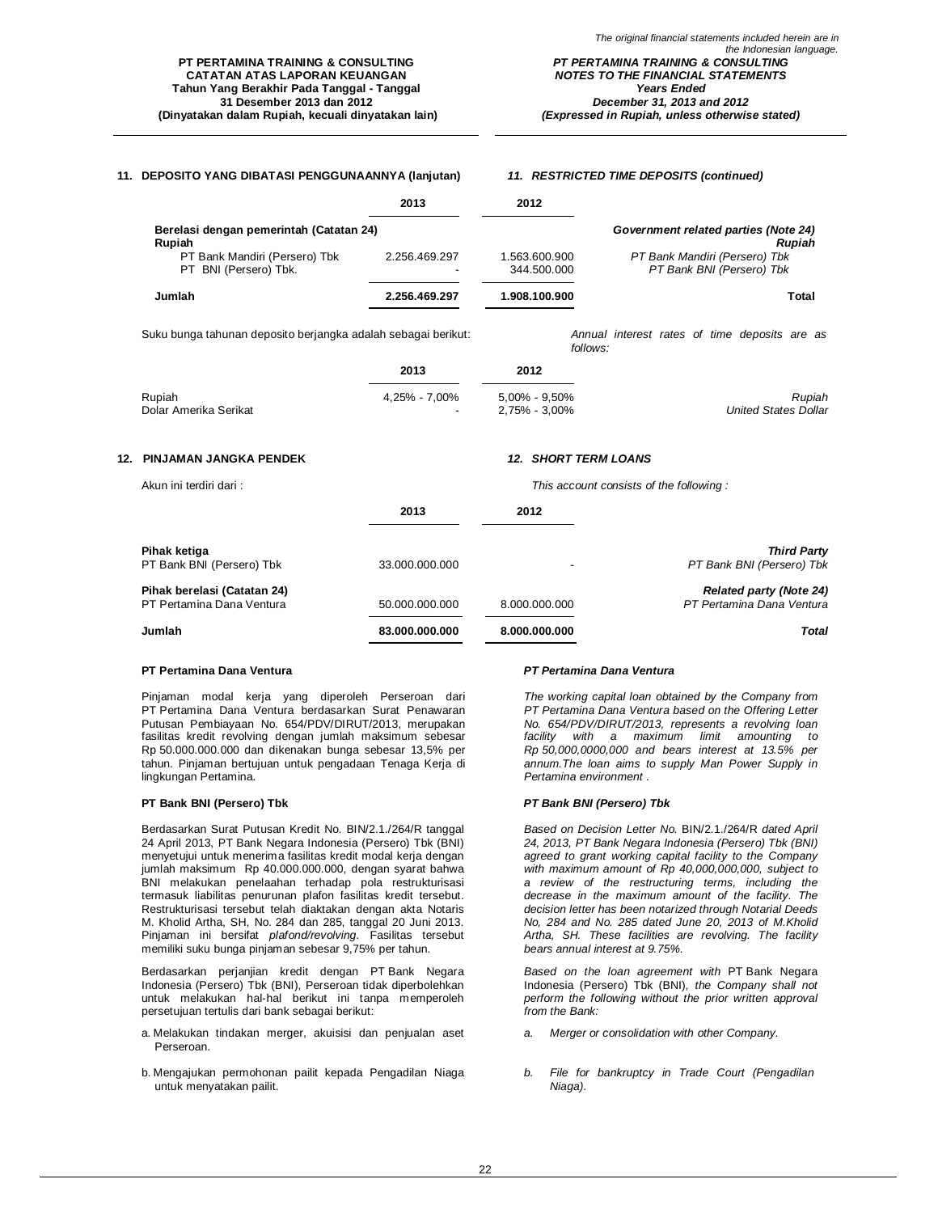## 11. DEPOSITO YANG DIBATASI PENGGUNAANNYA (lanjutan) / *11. RESTRICTED TIME DEPOSITS (continued)*

| | 2013 | 2012 | |
|---|---|---|---|
| **Berelasi dengan pemerintah (Catatan 24)** | | | ***Government related parties (Note 24)*** |
| **Rupiah** | | | ***Rupiah*** |
| PT Bank Mandiri (Persero) Tbk | 2.256.469.297 | 1.563.600.900 | *PT Bank Mandiri (Persero) Tbk* |
| PT BNI (Persero) Tbk. | - | 344.500.000 | *PT Bank BNI (Persero) Tbk* |
| **Jumlah** | **2.256.469.297** | **1.908.100.900** | **Total** |

Suku bunga tahunan deposito berjangka adalah sebagai berikut:

*Annual interest rates of time deposits are as follows:*

| | 2013 | 2012 | |
|---|---|---|---|
| Rupiah | 4,25% - 7,00% | 5,00% - 9,50% | *Rupiah* |
| Dolar Amerika Serikat | - | 2,75% - 3,00% | *United States Dollar* |

## 12. PINJAMAN JANGKA PENDEK / *12. SHORT TERM LOANS*

Akun ini terdiri dari :

*This account consists of the following :*

| | 2013 | 2012 | |
|---|---|---|---|
| **Pihak ketiga** | | | ***Third Party*** |
| PT Bank BNI (Persero) Tbk | 33.000.000.000 | - | *PT Bank BNI (Persero) Tbk* |
| **Pihak berelasi (Catatan 24)** | | | ***Related party (Note 24)*** |
| PT Pertamina Dana Ventura | 50.000.000.000 | 8.000.000.000 | *PT Pertamina Dana Ventura* |
| **Jumlah** | **83.000.000.000** | **8.000.000.000** | ***Total*** |

**PT Pertamina Dana Ventura**

Pinjaman modal kerja yang diperoleh Perseroan dari PT Pertamina Dana Ventura berdasarkan Surat Penawaran Putusan Pembiayaan No. 654/PDV/DIRUT/2013, merupakan fasilitas kredit revolving dengan jumlah maksimum sebesar Rp 50.000.000.000 dan dikenakan bunga sebesar 13,5% per tahun. Pinjaman bertujuan untuk pengadaan Tenaga Kerja di lingkungan Pertamina.

***PT Pertamina Dana Ventura***

*The working capital loan obtained by the Company from PT Pertamina Dana Ventura based on the Offering Letter No. 654/PDV/DIRUT/2013, represents a revolving loan facility with a maximum limit amounting to Rp 50,000,0000,000 and bears interest at 13.5% per annum.The loan aims to supply Man Power Supply in Pertamina environment .*

**PT Bank BNI (Persero) Tbk**

Berdasarkan Surat Putusan Kredit No. BIN/2.1./264/R tanggal 24 April 2013, PT Bank Negara Indonesia (Persero) Tbk (BNI) menyetujui untuk menerima fasilitas kredit modal kerja dengan jumlah maksimum Rp 40.000.000.000, dengan syarat bahwa BNI melakukan penelaahan terhadap pola restrukturisasi termasuk liabilitas penurunan plafon fasilitas kredit tersebut. Restrukturisasi tersebut telah diaktakan dengan akta Notaris M. Kholid Artha, SH, No. 284 dan 285, tanggal 20 Juni 2013. Pinjaman ini bersifat *plafond/revolving*. Fasilitas tersebut memiliki suku bunga pinjaman sebesar 9,75% per tahun.

Berdasarkan perjanjian kredit dengan PT Bank Negara Indonesia (Persero) Tbk (BNI), Perseroan tidak diperbolehkan untuk melakukan hal-hal berikut ini tanpa memperoleh persetujuan tertulis dari bank sebagai berikut:

a. Melakukan tindakan merger, akuisisi dan penjualan aset Perseroan.

b. Mengajukan permohonan pailit kepada Pengadilan Niaga untuk menyatakan pailit.

***PT Bank BNI (Persero) Tbk***

*Based on Decision Letter No.* BIN/2.1./264/R *dated April 24, 2013, PT Bank Negara Indonesia (Persero) Tbk (BNI) agreed to grant working capital facility to the Company with maximum amount of Rp 40,000,000,000, subject to a review of the restructuring terms, including the decrease in the maximum amount of the facility. The decision letter has been notarized through Notarial Deeds No, 284 and No. 285 dated June 20, 2013 of M.Kholid Artha, SH. These facilities are revolving. The facility bears annual interest at 9.75%.*

*Based on the loan agreement with* PT Bank Negara Indonesia (Persero) Tbk (BNI)*, the Company shall not perform the following without the prior written approval from the Bank:*

*a. Merger or consolidation with other Company.*

*b. File for bankruptcy in Trade Court (Pengadilan Niaga).*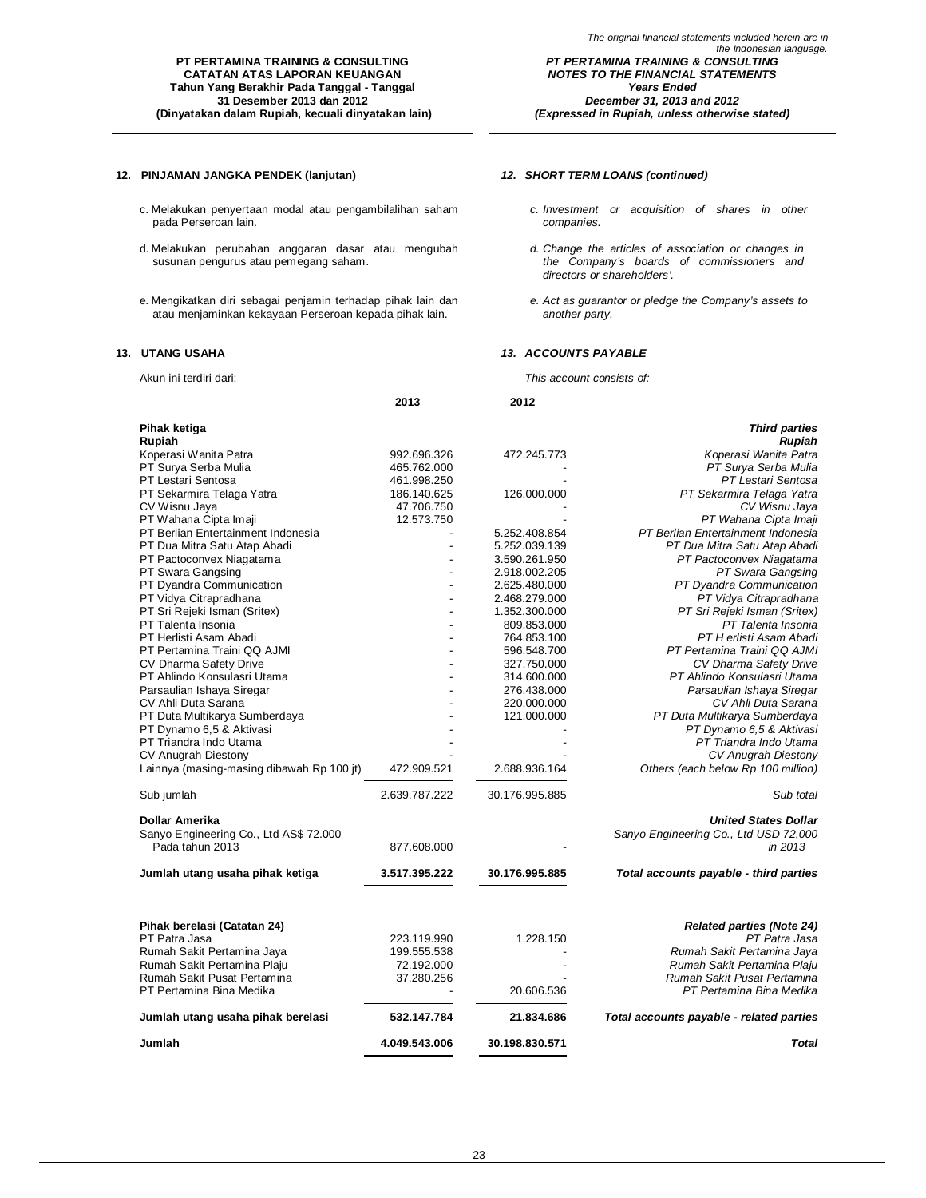## 12. PINJAMAN JANGKA PENDEK (lanjutan)

c. Melakukan penyertaan modal atau pengambilalihan saham pada Perseroan lain.

d. Melakukan perubahan anggaran dasar atau mengubah susunan pengurus atau pemegang saham.

e. Mengikatkan diri sebagai penjamin terhadap pihak lain dan atau menjaminkan kekayaan Perseroan kepada pihak lain.

## *12. SHORT TERM LOANS (continued)*

*c. Investment or acquisition of shares in other companies.*

*d. Change the articles of association or changes in the Company's boards of commissioners and directors or shareholders'.*

*e. Act as guarantor or pledge the Company's assets to another party.*

## 13. UTANG USAHA

## *13. ACCOUNTS PAYABLE*

Akun ini terdiri dari:

*This account consists of:*

| | 2013 | 2012 | |
|---|---|---|---|
| **Pihak ketiga** | | | ***Third parties*** |
| **Rupiah** | | | ***Rupiah*** |
| Koperasi Wanita Patra | 992.696.326 | 472.245.773 | *Koperasi Wanita Patra* |
| PT Surya Serba Mulia | 465.762.000 | - | *PT Surya Serba Mulia* |
| PT Lestari Sentosa | 461.998.250 | - | *PT Lestari Sentosa* |
| PT Sekarmira Telaga Yatra | 186.140.625 | 126.000.000 | *PT Sekarmira Telaga Yatra* |
| CV Wisnu Jaya | 47.706.750 | - | *CV Wisnu Jaya* |
| PT Wahana Cipta Imaji | 12.573.750 | - | *PT Wahana Cipta Imaji* |
| PT Berlian Entertainment Indonesia | - | 5.252.408.854 | *PT Berlian Entertainment Indonesia* |
| PT Dua Mitra Satu Atap Abadi | - | 5.252.039.139 | *PT Dua Mitra Satu Atap Abadi* |
| PT Pactoconvex Niagatama | - | 3.590.261.950 | *PT Pactoconvex Niagatama* |
| PT Swara Gangsing | - | 2.918.002.205 | *PT Swara Gangsing* |
| PT Dyandra Communication | - | 2.625.480.000 | *PT Dyandra Communication* |
| PT Vidya Citrapradhana | - | 2.468.279.000 | *PT Vidya Citrapradhana* |
| PT Sri Rejeki Isman (Sritex) | - | 1.352.300.000 | *PT Sri Rejeki Isman (Sritex)* |
| PT Talenta Insonia | - | 809.853.000 | *PT Talenta Insonia* |
| PT Herlisti Asam Abadi | - | 764.853.100 | *PT H erlisti Asam Abadi* |
| PT Pertamina Traini QQ AJMI | - | 596.548.700 | *PT Pertamina Traini QQ AJMI* |
| CV Dharma Safety Drive | - | 327.750.000 | *CV Dharma Safety Drive* |
| PT Ahlindo Konsulasri Utama | - | 314.600.000 | *PT Ahlindo Konsulasri Utama* |
| Parsaulian Ishaya Siregar | - | 276.438.000 | *Parsaulian Ishaya Siregar* |
| CV Ahli Duta Sarana | - | 220.000.000 | *CV Ahli Duta Sarana* |
| PT Duta Multikarya Sumberdaya | - | 121.000.000 | *PT Duta Multikarya Sumberdaya* |
| PT Dynamo 6,5 & Aktivasi | - | - | *PT Dynamo 6,5 & Aktivasi* |
| PT Triandra Indo Utama | - | - | *PT Triandra Indo Utama* |
| CV Anugrah Diestony | - | - | *CV Anugrah Diestony* |
| Lainnya (masing-masing dibawah Rp 100 jt) | 472.909.521 | 2.688.936.164 | *Others (each below Rp 100 million)* |
| Sub jumlah | 2.639.787.222 | 30.176.995.885 | *Sub total* |
| **Dollar Amerika** | | | ***United States Dollar*** |
| Sanyo Engineering Co., Ltd AS$ 72.000 Pada tahun 2013 | 877.608.000 | - | *Sanyo Engineering Co., Ltd USD 72,000 in 2013* |
| **Jumlah utang usaha pihak ketiga** | **3.517.395.222** | **30.176.995.885** | ***Total accounts payable - third parties*** |
| **Pihak berelasi (Catatan 24)** | | | ***Related parties (Note 24)*** |
| PT Patra Jasa | 223.119.990 | 1.228.150 | *PT Patra Jasa* |
| Rumah Sakit Pertamina Jaya | 199.555.538 | - | *Rumah Sakit Pertamina Jaya* |
| Rumah Sakit Pertamina Plaju | 72.192.000 | - | *Rumah Sakit Pertamina Plaju* |
| Rumah Sakit Pusat Pertamina | 37.280.256 | - | *Rumah Sakit Pusat Pertamina* |
| PT Pertamina Bina Medika | - | 20.606.536 | *PT Pertamina Bina Medika* |
| **Jumlah utang usaha pihak berelasi** | **532.147.784** | **21.834.686** | ***Total accounts payable - related parties*** |
| **Jumlah** | **4.049.543.006** | **30.198.830.571** | ***Total*** |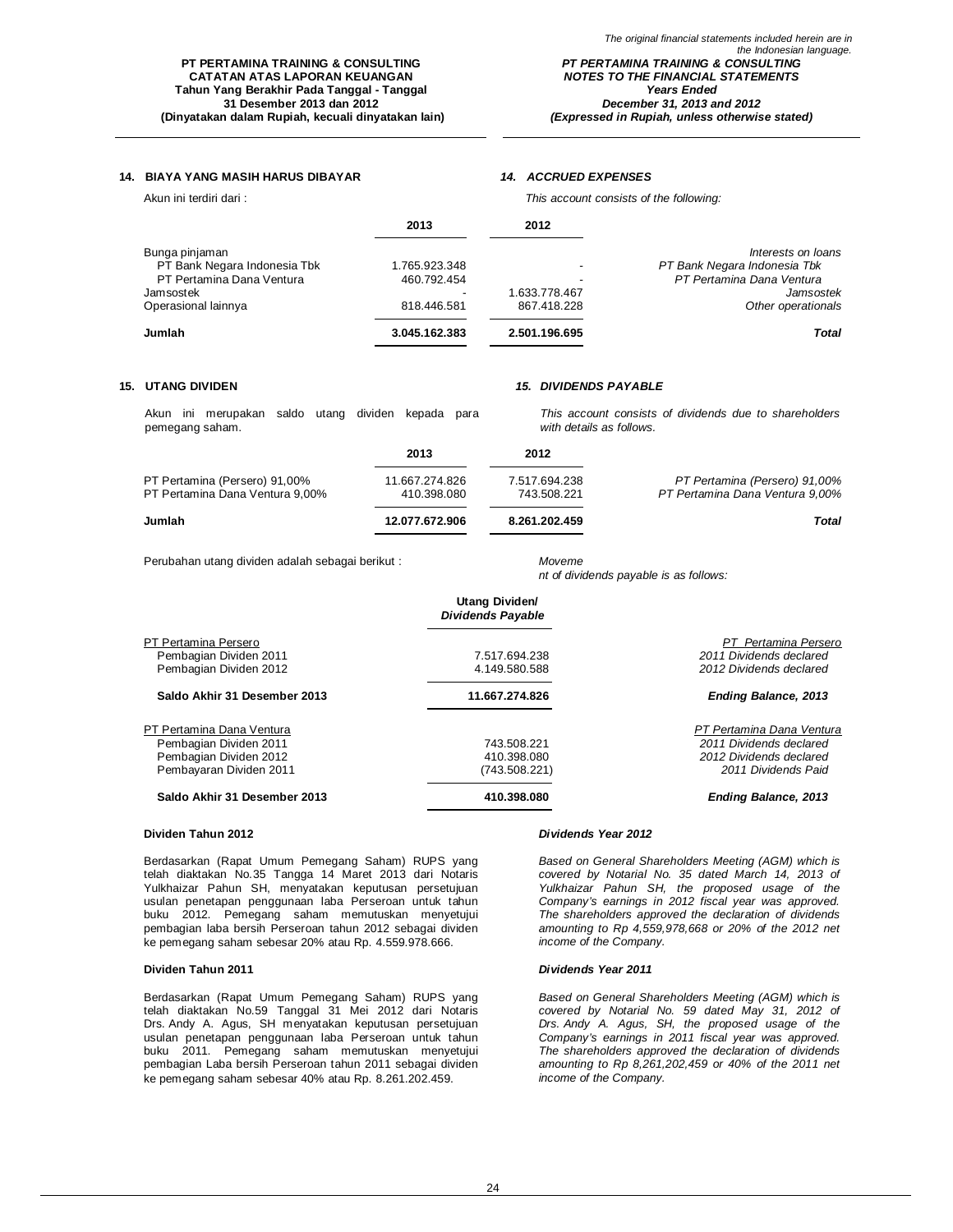## 14. BIAYA YANG MASIH HARUS DIBAYAR / *14. ACCRUED EXPENSES*

Akun ini terdiri dari : / *This account consists of the following:*

| | 2013 | 2012 | |
|---|---|---|---|
| Bunga pinjaman | | | *Interests on loans* |
| PT Bank Negara Indonesia Tbk | 1.765.923.348 | - | *PT Bank Negara Indonesia Tbk* |
| PT Pertamina Dana Ventura | 460.792.454 | - | *PT Pertamina Dana Ventura* |
| Jamsostek | - | 1.633.778.467 | *Jamsostek* |
| Operasional lainnya | 818.446.581 | 867.418.228 | *Other operationals* |
| **Jumlah** | **3.045.162.383** | **2.501.196.695** | ***Total*** |

## 15. UTANG DIVIDEN / *15. DIVIDENDS PAYABLE*

Akun ini merupakan saldo utang dividen kepada para pemegang saham.

*This account consists of dividends due to shareholders with details as follows.*

| | 2013 | 2012 | |
|---|---|---|---|
| PT Pertamina (Persero) 91,00% | 11.667.274.826 | 7.517.694.238 | *PT Pertamina (Persero) 91,00%* |
| PT Pertamina Dana Ventura 9,00% | 410.398.080 | 743.508.221 | *PT Pertamina Dana Ventura 9,00%* |
| **Jumlah** | **12.077.672.906** | **8.261.202.459** | ***Total*** |

Perubahan utang dividen adalah sebagai berikut :

*Moveme nt of dividends payable is as follows:*

| | Utang Dividen/ *Dividends Payable* | |
|---|---|---|
| PT Pertamina Persero | | *PT Pertamina Persero* |
| Pembagian Dividen 2011 | 7.517.694.238 | *2011 Dividends declared* |
| Pembagian Dividen 2012 | 4.149.580.588 | *2012 Dividends declared* |
| **Saldo Akhir 31 Desember 2013** | **11.667.274.826** | ***Ending Balance, 2013*** |
| PT Pertamina Dana Ventura | | *PT Pertamina Dana Ventura* |
| Pembagian Dividen 2011 | 743.508.221 | *2011 Dividends declared* |
| Pembagian Dividen 2012 | 410.398.080 | *2012 Dividends declared* |
| Pembayaran Dividen 2011 | (743.508.221) | *2011 Dividends Paid* |
| **Saldo Akhir 31 Desember 2013** | **410.398.080** | ***Ending Balance, 2013*** |

### Dividen Tahun 2012

Berdasarkan (Rapat Umum Pemegang Saham) RUPS yang telah diaktakan No.35 Tangga 14 Maret 2013 dari Notaris Yulkhaizar Pahun SH, menyatakan keputusan persetujuan usulan penetapan penggunaan laba Perseroan untuk tahun buku 2012. Pemegang saham memutuskan menyetujui pembagian laba bersih Perseroan tahun 2012 sebagai dividen ke pemegang saham sebesar 20% atau Rp. 4.559.978.666.

### *Dividends Year 2012*

*Based on General Shareholders Meeting (AGM) which is covered by Notarial No. 35 dated March 14, 2013 of Yulkhaizar Pahun SH, the proposed usage of the Company's earnings in 2012 fiscal year was approved. The shareholders approved the declaration of dividends amounting to Rp 4,559,978,668 or 20% of the 2012 net income of the Company.*

### Dividen Tahun 2011

Berdasarkan (Rapat Umum Pemegang Saham) RUPS yang telah diaktakan No.59 Tanggal 31 Mei 2012 dari Notaris Drs. Andy A. Agus, SH menyatakan keputusan persetujuan usulan penetapan penggunaan laba Perseroan untuk tahun buku 2011. Pemegang saham memutuskan menyetujui pembagian Laba bersih Perseroan tahun 2011 sebagai dividen ke pemegang saham sebesar 40% atau Rp. 8.261.202.459.

### *Dividends Year 2011*

*Based on General Shareholders Meeting (AGM) which is covered by Notarial No. 59 dated May 31, 2012 of Drs. Andy A. Agus, SH, the proposed usage of the Company's earnings in 2011 fiscal year was approved. The shareholders approved the declaration of dividends amounting to Rp 8,261,202,459 or 40% of the 2011 net income of the Company.*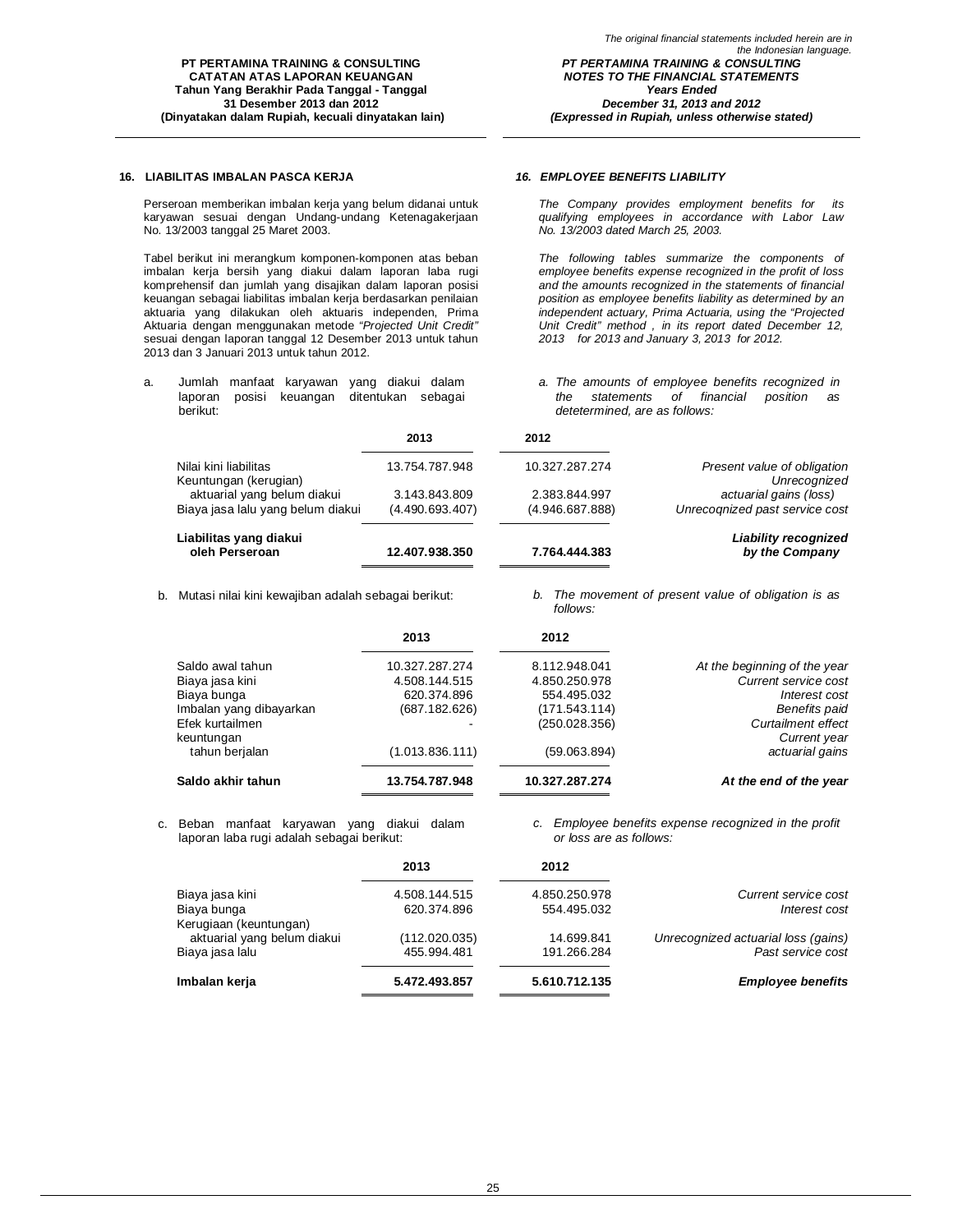**16. LIABILITAS IMBALAN PASCA KERJA**

Perseroan memberikan imbalan kerja yang belum didanai untuk karyawan sesuai dengan Undang-undang Ketenagakerjaan No. 13/2003 tanggal 25 Maret 2003.

Tabel berikut ini merangkum komponen-komponen atas beban imbalan kerja bersih yang diakui dalam laporan laba rugi komprehensif dan jumlah yang disajikan dalam laporan posisi keuangan sebagai liabilitas imbalan kerja berdasarkan penilaian aktuaria yang dilakukan oleh aktuaris independen, Prima Aktuaria dengan menggunakan metode *"Projected Unit Credit"* sesuai dengan laporan tanggal 12 Desember 2013 untuk tahun 2013 dan 3 Januari 2013 untuk tahun 2012.

***16. EMPLOYEE BENEFITS LIABILITY***

*The Company provides employment benefits for its qualifying employees in accordance with Labor Law No. 13/2003 dated March 25, 2003.*

*The following tables summarize the components of employee benefits expense recognized in the profit of loss and the amounts recognized in the statements of financial position as employee benefits liability as determined by an independent actuary, Prima Actuaria, using the "Projected Unit Credit" method , in its report dated December 12, 2013 for 2013 and January 3, 2013 for 2012.*

a. Jumlah manfaat karyawan yang diakui dalam laporan posisi keuangan ditentukan sebagai berikut:

*a. The amounts of employee benefits recognized in the statements of financial position as detetermined, are as follows:*

| | 2013 | 2012 | |
|---|---|---|---|
| Nilai kini liabilitas | 13.754.787.948 | 10.327.287.274 | *Present value of obligation* |
| Keuntungan (kerugian) aktuarial yang belum diakui | 3.143.843.809 | 2.383.844.997 | *Unrecognized actuarial gains (loss)* |
| Biaya jasa lalu yang belum diakui | (4.490.693.407) | (4.946.687.888) | *Unrecoqnized past service cost* |
| **Liabilitas yang diakui oleh Perseroan** | **12.407.938.350** | **7.764.444.383** | ***Liability recognized by the Company*** |

b. Mutasi nilai kini kewajiban adalah sebagai berikut:

*b. The movement of present value of obligation is as follows:*

| | 2013 | 2012 | |
|---|---|---|---|
| Saldo awal tahun | 10.327.287.274 | 8.112.948.041 | *At the beginning of the year* |
| Biaya jasa kini | 4.508.144.515 | 4.850.250.978 | *Current service cost* |
| Biaya bunga | 620.374.896 | 554.495.032 | *Interest cost* |
| Imbalan yang dibayarkan | (687.182.626) | (171.543.114) | *Benefits paid* |
| Efek kurtailmen | - | (250.028.356) | *Curtailment effect* |
| keuntungan tahun berjalan | (1.013.836.111) | (59.063.894) | *Current year actuarial gains* |
| **Saldo akhir tahun** | **13.754.787.948** | **10.327.287.274** | ***At the end of the year*** |

c. Beban manfaat karyawan yang diakui dalam laporan laba rugi adalah sebagai berikut:

*c. Employee benefits expense recognized in the profit or loss are as follows:*

| | 2013 | 2012 | |
|---|---|---|---|
| Biaya jasa kini | 4.508.144.515 | 4.850.250.978 | *Current service cost* |
| Biaya bunga | 620.374.896 | 554.495.032 | *Interest cost* |
| Kerugiaan (keuntungan) aktuarial yang belum diakui | (112.020.035) | 14.699.841 | *Unrecognized actuarial loss (gains)* |
| Biaya jasa lalu | 455.994.481 | 191.266.284 | *Past service cost* |
| **Imbalan kerja** | **5.472.493.857** | **5.610.712.135** | ***Employee benefits*** |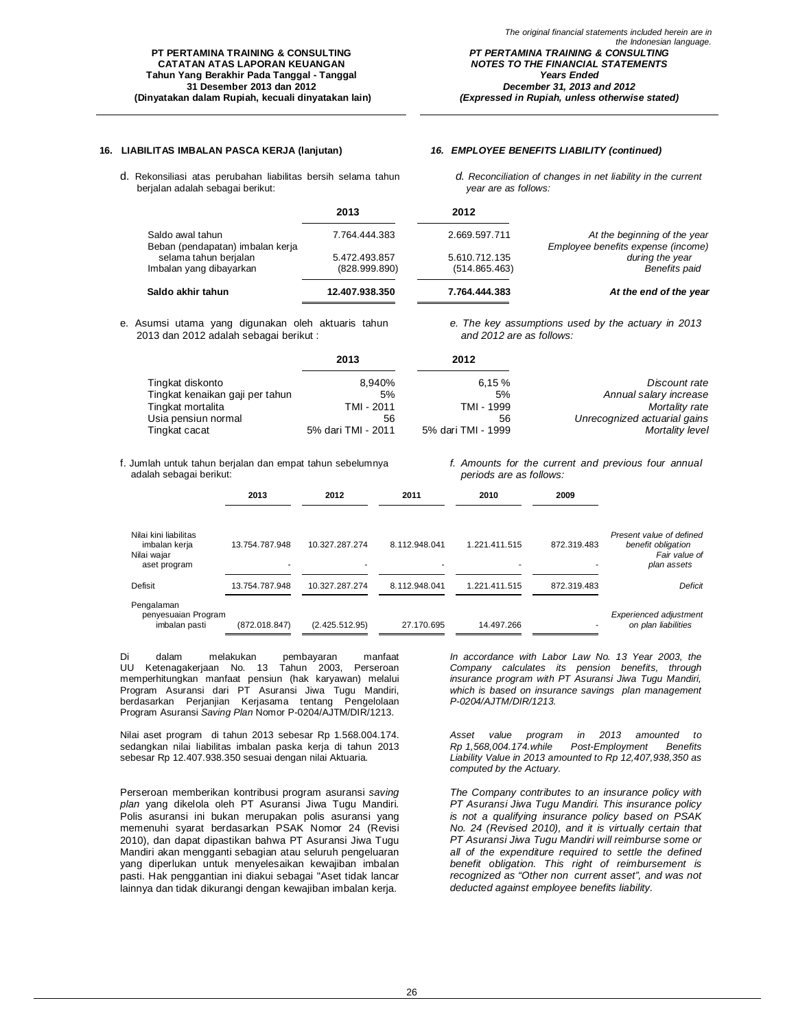## 16. LIABILITAS IMBALAN PASCA KERJA (lanjutan) / *16. EMPLOYEE BENEFITS LIABILITY (continued)*

d. Rekonsiliasi atas perubahan liabilitas bersih selama tahun berjalan adalah sebagai berikut:

*d. Reconciliation of changes in net liability in the current year are as follows:*

| | 2013 | 2012 | |
|---|---|---|---|
| Saldo awal tahun | 7.764.444.383 | 2.669.597.711 | *At the beginning of the year* |
| Beban (pendapatan) imbalan kerja selama tahun berjalan | 5.472.493.857 | 5.610.712.135 | *Employee benefits expense (income) during the year* |
| Imbalan yang dibayarkan | (828.999.890) | (514.865.463) | *Benefits paid* |
| **Saldo akhir tahun** | **12.407.938.350** | **7.764.444.383** | ***At the end of the year*** |

e. Asumsi utama yang digunakan oleh aktuaris tahun 2013 dan 2012 adalah sebagai berikut :

*e. The key assumptions used by the actuary in 2013 and 2012 are as follows:*

| | 2013 | 2012 | |
|---|---|---|---|
| Tingkat diskonto | 8,940% | 6,15 % | *Discount rate* |
| Tingkat kenaikan gaji per tahun | 5% | 5% | *Annual salary increase* |
| Tingkat mortalita | TMI - 2011 | TMI - 1999 | *Mortality rate* |
| Usia pensiun normal | 56 | 56 | *Unrecognized actuarial gains* |
| Tingkat cacat | 5% dari TMI - 2011 | 5% dari TMI - 1999 | *Mortality level* |

f. Jumlah untuk tahun berjalan dan empat tahun sebelumnya adalah sebagai berikut:

*f. Amounts for the current and previous four annual periods are as follows:*

| | 2013 | 2012 | 2011 | 2010 | 2009 | |
|---|---|---|---|---|---|---|
| Nilai kini liabilitas imbalan kerja | 13.754.787.948 | 10.327.287.274 | 8.112.948.041 | 1.221.411.515 | 872.319.483 | *Present value of defined benefit obligation* |
| Nilai wajar aset program | - | - | - | - | - | *Fair value of plan assets* |
| Defisit | 13.754.787.948 | 10.327.287.274 | 8.112.948.041 | 1.221.411.515 | 872.319.483 | *Deficit* |
| Pengalaman penyesuaian Program imbalan pasti | (872.018.847) | (2.425.512.95) | 27.170.695 | 14.497.266 | - | *Experienced adjustment on plan liabilities* |

Di dalam melakukan pembayaran manfaat UU Ketenagakerjaan No. 13 Tahun 2003, Perseroan memperhitungkan manfaat pensiun (hak karyawan) melalui Program Asuransi dari PT Asuransi Jiwa Tugu Mandiri, berdasarkan Perjanjian Kerjasama tentang Pengelolaan Program Asuransi *Saving Plan* Nomor P-0204/AJTM/DIR/1213.

*In accordance with Labor Law No. 13 Year 2003, the Company calculates its pension benefits, through insurance program with PT Asuransi Jiwa Tugu Mandiri, which is based on insurance savings plan management P-0204/AJTM/DIR/1213.*

Nilai aset program di tahun 2013 sebesar Rp 1.568.004.174. sedangkan nilai liabilitas imbalan paska kerja di tahun 2013 sebesar Rp 12.407.938.350 sesuai dengan nilai Aktuaria.

*Asset value program in 2013 amounted to Rp 1,568,004.174.while Post-Employment Benefits Liability Value in 2013 amounted to Rp 12,407,938,350 as computed by the Actuary.*

Perseroan memberikan kontribusi program asuransi *saving plan* yang dikelola oleh PT Asuransi Jiwa Tugu Mandiri. Polis asuransi ini bukan merupakan polis asuransi yang memenuhi syarat berdasarkan PSAK Nomor 24 (Revisi 2010), dan dapat dipastikan bahwa PT Asuransi Jiwa Tugu Mandiri akan mengganti sebagian atau seluruh pengeluaran yang diperlukan untuk menyelesaikan kewajiban imbalan pasti. Hak penggantian ini diakui sebagai "Aset tidak lancar lainnya dan tidak dikurangi dengan kewajiban imbalan kerja.

*The Company contributes to an insurance policy with PT Asuransi Jiwa Tugu Mandiri. This insurance policy is not a qualifying insurance policy based on PSAK No. 24 (Revised 2010), and it is virtually certain that PT Asuransi Jiwa Tugu Mandiri will reimburse some or all of the expenditure required to settle the defined benefit obligation. This right of reimbursement is recognized as "Other non current asset", and was not deducted against employee benefits liability.*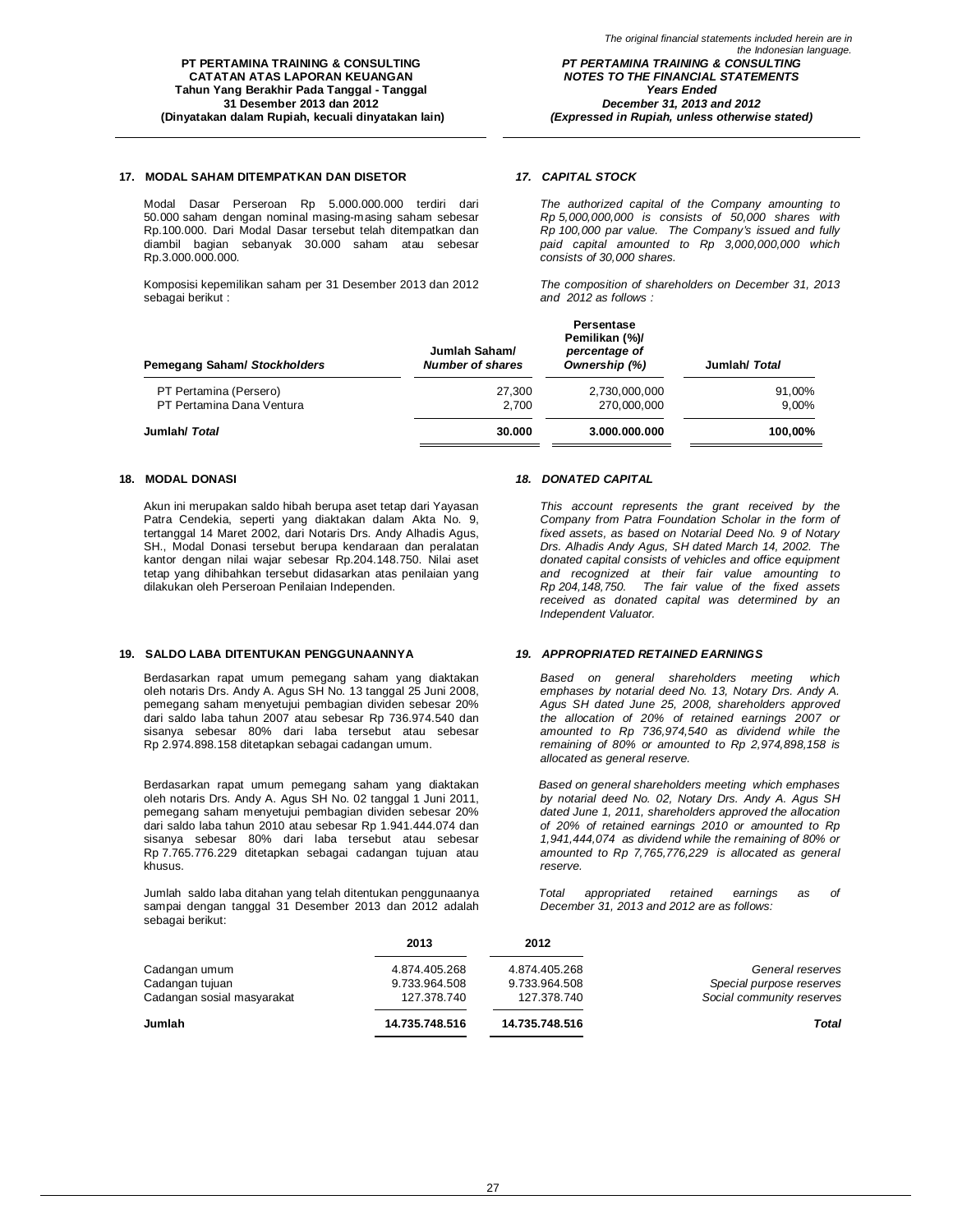## 17. MODAL SAHAM DITEMPATKAN DAN DISETOR

Modal Dasar Perseroan Rp 5.000.000.000 terdiri dari 50.000 saham dengan nominal masing-masing saham sebesar Rp.100.000. Dari Modal Dasar tersebut telah ditempatkan dan diambil bagian sebanyak 30.000 saham atau sebesar Rp.3.000.000.000.

Komposisi kepemilikan saham per 31 Desember 2013 dan 2012 sebagai berikut :

## *17. CAPITAL STOCK*

*The authorized capital of the Company amounting to Rp 5,000,000,000 is consists of 50,000 shares with Rp 100,000 par value. The Company's issued and fully paid capital amounted to Rp 3,000,000,000 which consists of 30,000 shares.*

*The composition of shareholders on December 31, 2013 and 2012 as follows :*

| Pemegang Saham/ *Stockholders* | Jumlah Saham/ *Number of shares* | Persentase Pemilikan (%)/ *percentage of Ownership (%)* | Jumlah/ *Total* |
|---|---|---|---|
| PT Pertamina (Persero) | 27,300 | 2,730,000,000 | 91,00% |
| PT Pertamina Dana Ventura | 2,700 | 270,000,000 | 9,00% |
| **Jumlah/ *Total*** | **30.000** | **3.000.000.000** | **100,00%** |

## 18. MODAL DONASI

Akun ini merupakan saldo hibah berupa aset tetap dari Yayasan Patra Cendekia, seperti yang diaktakan dalam Akta No. 9, tertanggal 14 Maret 2002, dari Notaris Drs. Andy Alhadis Agus, SH., Modal Donasi tersebut berupa kendaraan dan peralatan kantor dengan nilai wajar sebesar Rp.204.148.750. Nilai aset tetap yang dihibahkan tersebut didasarkan atas penilaian yang dilakukan oleh Perseroan Penilaian Independen.

## *18. DONATED CAPITAL*

*This account represents the grant received by the Company from Patra Foundation Scholar in the form of fixed assets, as based on Notarial Deed No. 9 of Notary Drs. Alhadis Andy Agus, SH dated March 14, 2002. The donated capital consists of vehicles and office equipment and recognized at their fair value amounting to Rp 204,148,750. The fair value of the fixed assets received as donated capital was determined by an Independent Valuator.*

## 19. SALDO LABA DITENTUKAN PENGGUNAANNYA

Berdasarkan rapat umum pemegang saham yang diaktakan oleh notaris Drs. Andy A. Agus SH No. 13 tanggal 25 Juni 2008, pemegang saham menyetujui pembagian dividen sebesar 20% dari saldo laba tahun 2007 atau sebesar Rp 736.974.540 dan sisanya sebesar 80% dari laba tersebut atau sebesar Rp 2.974.898.158 ditetapkan sebagai cadangan umum.

Berdasarkan rapat umum pemegang saham yang diaktakan oleh notaris Drs. Andy A. Agus SH No. 02 tanggal 1 Juni 2011, pemegang saham menyetujui pembagian dividen sebesar 20% dari saldo laba tahun 2010 atau sebesar Rp 1.941.444.074 dan sisanya sebesar 80% dari laba tersebut atau sebesar Rp 7.765.776.229 ditetapkan sebagai cadangan tujuan atau khusus.

Jumlah saldo laba ditahan yang telah ditentukan penggunaanya sampai dengan tanggal 31 Desember 2013 dan 2012 adalah sebagai berikut:

## *19. APPROPRIATED RETAINED EARNINGS*

*Based on general shareholders meeting which emphases by notarial deed No. 13, Notary Drs. Andy A. Agus SH dated June 25, 2008, shareholders approved the allocation of 20% of retained earnings 2007 or amounted to Rp 736,974,540 as dividend while the remaining of 80% or amounted to Rp 2,974,898,158 is allocated as general reserve.*

*Based on general shareholders meeting which emphases by notarial deed No. 02, Notary Drs. Andy A. Agus SH dated June 1, 2011, shareholders approved the allocation of 20% of retained earnings 2010 or amounted to Rp 1,941,444,074 as dividend while the remaining of 80% or amounted to Rp 7,765,776,229 is allocated as general reserve.*

*Total appropriated retained earnings as of December 31, 2013 and 2012 are as follows:*

| | 2013 | 2012 | |
|---|---|---|---|
| Cadangan umum | 4.874.405.268 | 4.874.405.268 | *General reserves* |
| Cadangan tujuan | 9.733.964.508 | 9.733.964.508 | *Special purpose reserves* |
| Cadangan sosial masyarakat | 127.378.740 | 127.378.740 | *Social community reserves* |
| **Jumlah** | **14.735.748.516** | **14.735.748.516** | ***Total*** |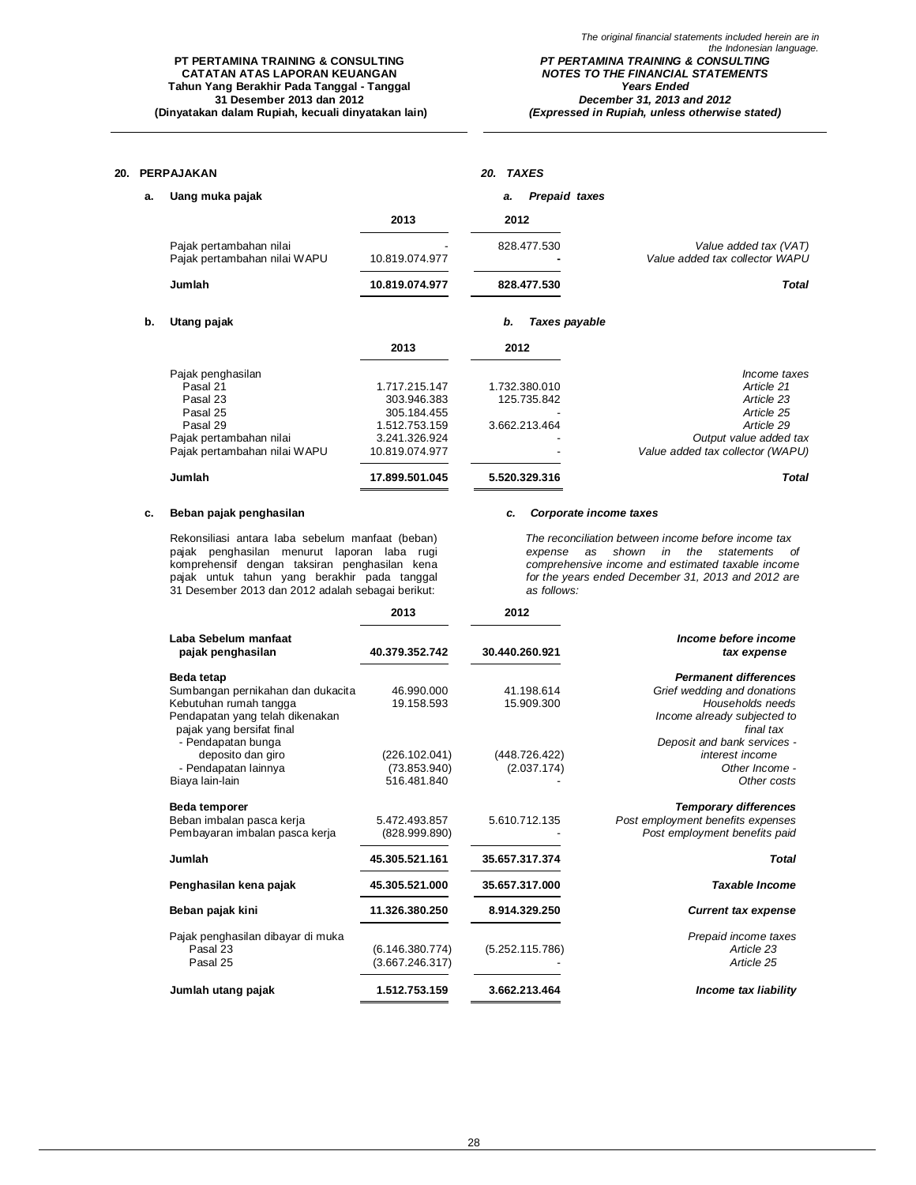## 20. PERPAJAKAN / *20. TAXES*

### a. Uang muka pajak / *a. Prepaid taxes*

| | 2013 | 2012 | |
|---|---|---|---|
| Pajak pertambahan nilai | - | 828.477.530 | *Value added tax (VAT)* |
| Pajak pertambahan nilai WAPU | 10.819.074.977 | - | *Value added tax collector WAPU* |
| **Jumlah** | **10.819.074.977** | **828.477.530** | ***Total*** |

### b. Utang pajak / *b. Taxes payable*

| | 2013 | 2012 | |
|---|---|---|---|
| Pajak penghasilan | | | *Income taxes* |
| Pasal 21 | 1.717.215.147 | 1.732.380.010 | *Article 21* |
| Pasal 23 | 303.946.383 | 125.735.842 | *Article 23* |
| Pasal 25 | 305.184.455 | - | *Article 25* |
| Pasal 29 | 1.512.753.159 | 3.662.213.464 | *Article 29* |
| Pajak pertambahan nilai | 3.241.326.924 | - | *Output value added tax* |
| Pajak pertambahan nilai WAPU | 10.819.074.977 | - | *Value added tax collector (WAPU)* |
| **Jumlah** | **17.899.501.045** | **5.520.329.316** | ***Total*** |

### c. Beban pajak penghasilan / *c. Corporate income taxes*

Rekonsiliasi antara laba sebelum manfaat (beban) pajak penghasilan menurut laporan laba rugi komprehensif dengan taksiran penghasilan kena pajak untuk tahun yang berakhir pada tanggal 31 Desember 2013 dan 2012 adalah sebagai berikut:

*The reconciliation between income before income tax expense as shown in the statements of comprehensive income and estimated taxable income for the years ended December 31, 2013 and 2012 are as follows:*

| | 2013 | 2012 | |
|---|---|---|---|
| **Laba Sebelum manfaat pajak penghasilan** | **40.379.352.742** | **30.440.260.921** | ***Income before income tax expense*** |
| **Beda tetap** | | | ***Permanent differences*** |
| Sumbangan pernikahan dan dukacita | 46.990.000 | 41.198.614 | *Grief wedding and donations* |
| Kebutuhan rumah tangga | 19.158.593 | 15.909.300 | *Households needs* |
| Pendapatan yang telah dikenakan pajak yang bersifat final | | | *Income already subjected to final tax* |
| - Pendapatan bunga deposito dan giro | (226.102.041) | (448.726.422) | *Deposit and bank services - interest income* |
| - Pendapatan lainnya | (73.853.940) | (2.037.174) | *Other Income -* |
| Biaya lain-lain | 516.481.840 | - | *Other costs* |
| **Beda temporer** | | | ***Temporary differences*** |
| Beban imbalan pasca kerja | 5.472.493.857 | 5.610.712.135 | *Post employment benefits expenses* |
| Pembayaran imbalan pasca kerja | (828.999.890) | - | *Post employment benefits paid* |
| **Jumlah** | **45.305.521.161** | **35.657.317.374** | ***Total*** |
| **Penghasilan kena pajak** | **45.305.521.000** | **35.657.317.000** | ***Taxable Income*** |
| **Beban pajak kini** | **11.326.380.250** | **8.914.329.250** | ***Current tax expense*** |
| Pajak penghasilan dibayar di muka | | | *Prepaid income taxes* |
| Pasal 23 | (6.146.380.774) | (5.252.115.786) | *Article 23* |
| Pasal 25 | (3.667.246.317) | - | *Article 25* |
| **Jumlah utang pajak** | **1.512.753.159** | **3.662.213.464** | ***Income tax liability*** |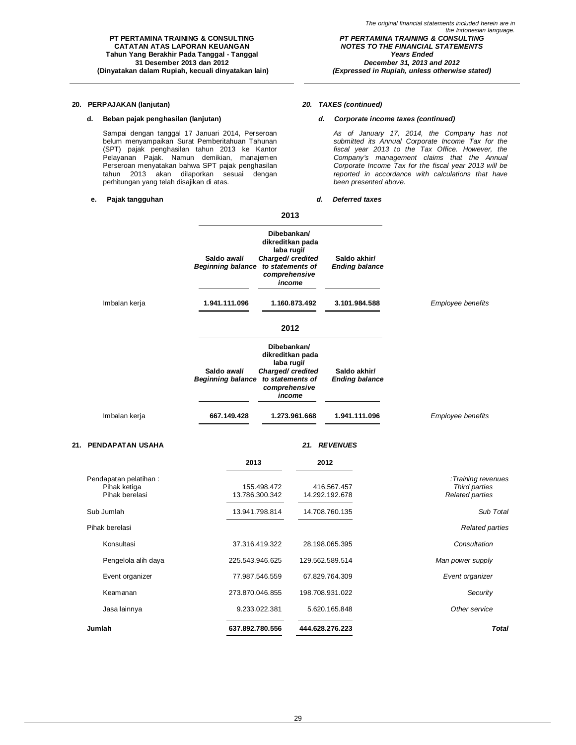## 20. PERPAJAKAN (lanjutan) / *20. TAXES (continued)*

### d. Beban pajak penghasilan (lanjutan) / *d. Corporate income taxes (continued)*

Sampai dengan tanggal 17 Januari 2014, Perseroan belum menyampaikan Surat Pemberitahuan Tahunan (SPT) pajak penghasilan tahun 2013 ke Kantor Pelayanan Pajak. Namun demikian, manajemen Perseroan menyatakan bahwa SPT pajak penghasilan tahun 2013 akan dilaporkan sesuai dengan perhitungan yang telah disajikan di atas.

*As of January 17, 2014, the Company has not submitted its Annual Corporate Income Tax for the fiscal year 2013 to the Tax Office. However, the Company's management claims that the Annual Corporate Income Tax for the fiscal year 2013 will be reported in accordance with calculations that have been presented above.*

### e. Pajak tangguhan / *d. Deferred taxes*

**2013**

| | Saldo awal/ *Beginning balance* | Dibebankan/ dikreditkan pada laba rugi/ *Charged/ credited to statements of comprehensive income* | Saldo akhir/ *Ending balance* | |
|---|---|---|---|---|
| Imbalan kerja | **1.941.111.096** | **1.160.873.492** | **3.101.984.588** | *Employee benefits* |

**2012**

| | Saldo awal/ *Beginning balance* | Dibebankan/ dikreditkan pada laba rugi/ *Charged/ credited to statements of comprehensive income* | Saldo akhir/ *Ending balance* | |
|---|---|---|---|---|
| Imbalan kerja | **667.149.428** | **1.273.961.668** | **1.941.111.096** | *Employee benefits* |

## 21. PENDAPATAN USAHA / *21. REVENUES*

| | 2013 | 2012 | |
|---|---|---|---|
| Pendapatan pelatihan : | | | *:Training revenues* |
| Pihak ketiga | 155.498.472 | 416.567.457 | *Third parties* |
| Pihak berelasi | 13.786.300.342 | 14.292.192.678 | *Related parties* |
| Sub Jumlah | 13.941.798.814 | 14.708.760.135 | *Sub Total* |
| Pihak berelasi | | | *Related parties* |
| Konsultasi | 37.316.419.322 | 28.198.065.395 | *Consultation* |
| Pengelola alih daya | 225.543.946.625 | 129.562.589.514 | *Man power supply* |
| Event organizer | 77.987.546.559 | 67.829.764.309 | *Event organizer* |
| Keamanan | 273.870.046.855 | 198.708.931.022 | *Security* |
| Jasa lainnya | 9.233.022.381 | 5.620.165.848 | *Other service* |
| **Jumlah** | **637.892.780.556** | **444.628.276.223** | ***Total*** |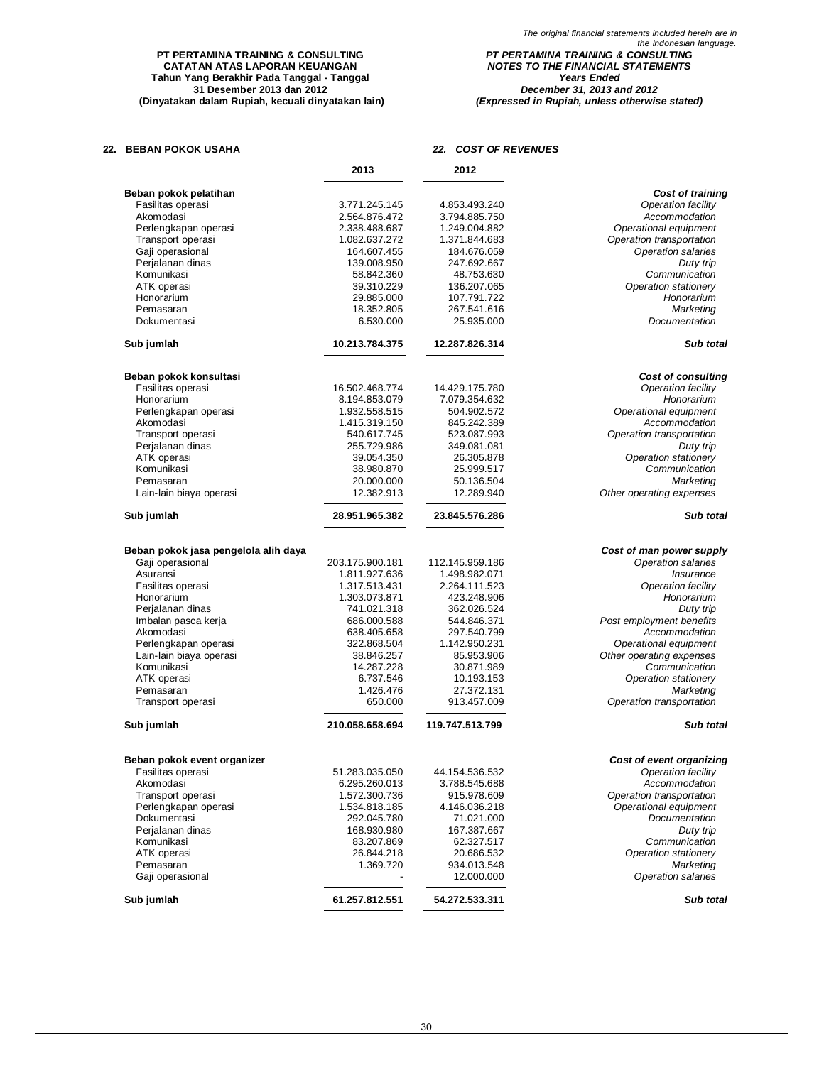The original financial statements included herein are in the Indonesian language.

**PT PERTAMINA TRAINING & CONSULTING**
**CATATAN ATAS LAPORAN KEUANGAN**
**Tahun Yang Berakhir Pada Tanggal - Tanggal 31 Desember 2013 dan 2012**
**(Dinyatakan dalam Rupiah, kecuali dinyatakan lain)**

***PT PERTAMINA TRAINING & CONSULTING***
***NOTES TO THE FINANCIAL STATEMENTS***
***Years Ended December 31, 2013 and 2012***
***(Expressed in Rupiah, unless otherwise stated)***

## 22. BEBAN POKOK USAHA / *22. COST OF REVENUES*

| | 2013 | 2012 | |
|---|---|---|---|
| **Beban pokok pelatihan** | | | ***Cost of training*** |
| Fasilitas operasi | 3.771.245.145 | 4.853.493.240 | *Operation facility* |
| Akomodasi | 2.564.876.472 | 3.794.885.750 | *Accommodation* |
| Perlengkapan operasi | 2.338.488.687 | 1.249.004.882 | *Operational equipment* |
| Transport operasi | 1.082.637.272 | 1.371.844.683 | *Operation transportation* |
| Gaji operasional | 164.607.455 | 184.676.059 | *Operation salaries* |
| Perjalanan dinas | 139.008.950 | 247.692.667 | *Duty trip* |
| Komunikasi | 58.842.360 | 48.753.630 | *Communication* |
| ATK operasi | 39.310.229 | 136.207.065 | *Operation stationery* |
| Honorarium | 29.885.000 | 107.791.722 | *Honorarium* |
| Pemasaran | 18.352.805 | 267.541.616 | *Marketing* |
| Dokumentasi | 6.530.000 | 25.935.000 | *Documentation* |
| **Sub jumlah** | **10.213.784.375** | **12.287.826.314** | ***Sub total*** |
| **Beban pokok konsultasi** | | | ***Cost of consulting*** |
| Fasilitas operasi | 16.502.468.774 | 14.429.175.780 | *Operation facility* |
| Honorarium | 8.194.853.079 | 7.079.354.632 | *Honorarium* |
| Perlengkapan operasi | 1.932.558.515 | 504.902.572 | *Operational equipment* |
| Akomodasi | 1.415.319.150 | 845.242.389 | *Accommodation* |
| Transport operasi | 540.617.745 | 523.087.993 | *Operation transportation* |
| Perjalanan dinas | 255.729.986 | 349.081.081 | *Duty trip* |
| ATK operasi | 39.054.350 | 26.305.878 | *Operation stationery* |
| Komunikasi | 38.980.870 | 25.999.517 | *Communication* |
| Pemasaran | 20.000.000 | 50.136.504 | *Marketing* |
| Lain-lain biaya operasi | 12.382.913 | 12.289.940 | *Other operating expenses* |
| **Sub jumlah** | **28.951.965.382** | **23.845.576.286** | ***Sub total*** |
| **Beban pokok jasa pengelola alih daya** | | | ***Cost of man power supply*** |
| Gaji operasional | 203.175.900.181 | 112.145.959.186 | *Operation salaries* |
| Asuransi | 1.811.927.636 | 1.498.982.071 | *Insurance* |
| Fasilitas operasi | 1.317.513.431 | 2.264.111.523 | *Operation facility* |
| Honorarium | 1.303.073.871 | 423.248.906 | *Honorarium* |
| Perjalanan dinas | 741.021.318 | 362.026.524 | *Duty trip* |
| Imbalan pasca kerja | 686.000.588 | 544.846.371 | *Post employment benefits* |
| Akomodasi | 638.405.658 | 297.540.799 | *Accommodation* |
| Perlengkapan operasi | 322.868.504 | 1.142.950.231 | *Operational equipment* |
| Lain-lain biaya operasi | 38.846.257 | 85.953.906 | *Other operating expenses* |
| Komunikasi | 14.287.228 | 30.871.989 | *Communication* |
| ATK operasi | 6.737.546 | 10.193.153 | *Operation stationery* |
| Pemasaran | 1.426.476 | 27.372.131 | *Marketing* |
| Transport operasi | 650.000 | 913.457.009 | *Operation transportation* |
| **Sub jumlah** | **210.058.658.694** | **119.747.513.799** | ***Sub total*** |
| **Beban pokok event organizer** | | | ***Cost of event organizing*** |
| Fasilitas operasi | 51.283.035.050 | 44.154.536.532 | *Operation facility* |
| Akomodasi | 6.295.260.013 | 3.788.545.688 | *Accommodation* |
| Transport operasi | 1.572.300.736 | 915.978.609 | *Operation transportation* |
| Perlengkapan operasi | 1.534.818.185 | 4.146.036.218 | *Operational equipment* |
| Dokumentasi | 292.045.780 | 71.021.000 | *Documentation* |
| Perjalanan dinas | 168.930.980 | 167.387.667 | *Duty trip* |
| Komunikasi | 83.207.869 | 62.327.517 | *Communication* |
| ATK operasi | 26.844.218 | 20.686.532 | *Operation stationery* |
| Pemasaran | 1.369.720 | 934.013.548 | *Marketing* |
| Gaji operasional | - | 12.000.000 | *Operation salaries* |
| **Sub jumlah** | **61.257.812.551** | **54.272.533.311** | ***Sub total*** |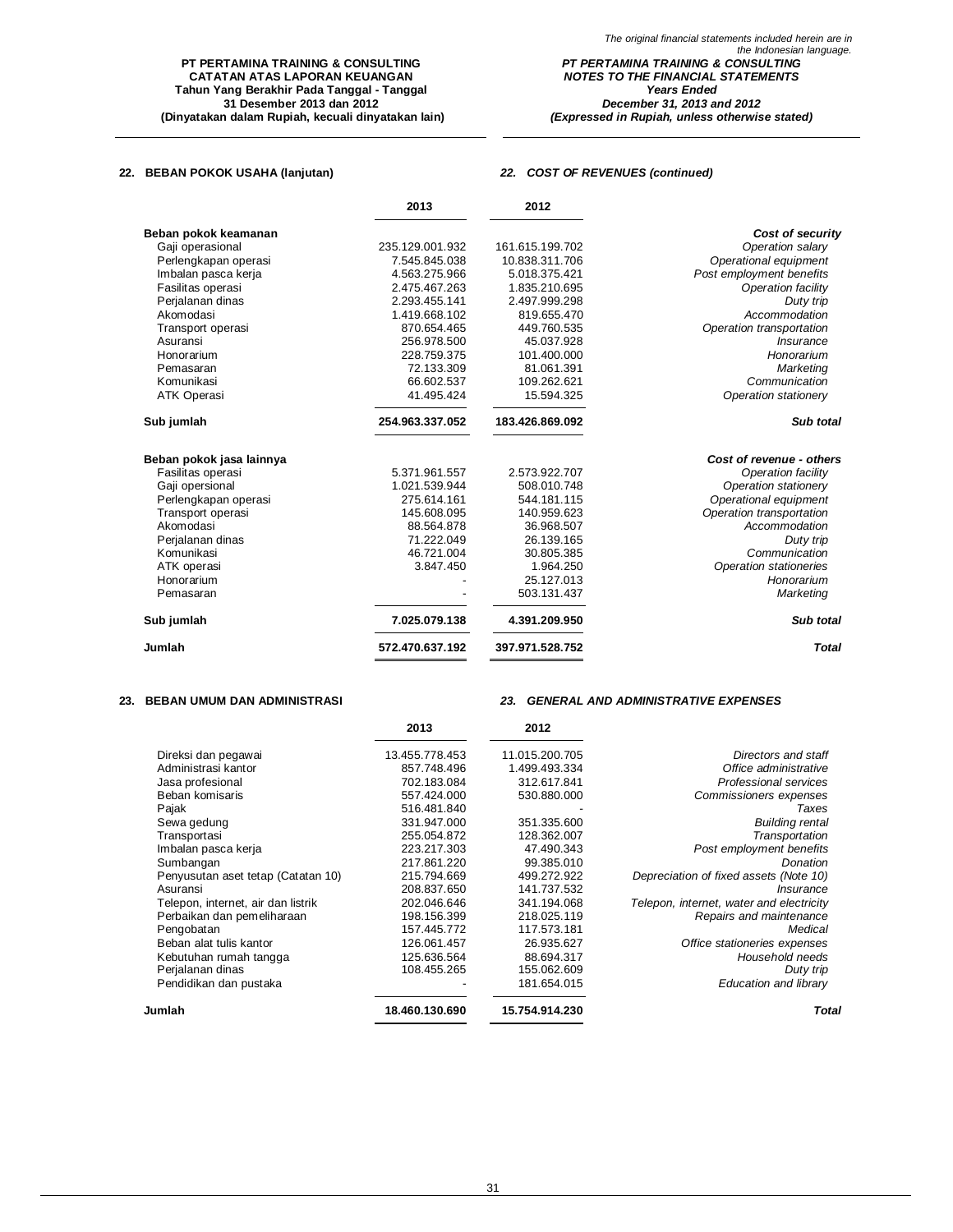## 22. BEBAN POKOK USAHA (lanjutan) / *22. COST OF REVENUES (continued)*

| | 2013 | 2012 | |
|---|---|---|---|
| **Beban pokok keamanan** | | | ***Cost of security*** |
| Gaji operasional | 235.129.001.932 | 161.615.199.702 | *Operation salary* |
| Perlengkapan operasi | 7.545.845.038 | 10.838.311.706 | *Operational equipment* |
| Imbalan pasca kerja | 4.563.275.966 | 5.018.375.421 | *Post employment benefits* |
| Fasilitas operasi | 2.475.467.263 | 1.835.210.695 | *Operation facility* |
| Perjalanan dinas | 2.293.455.141 | 2.497.999.298 | *Duty trip* |
| Akomodasi | 1.419.668.102 | 819.655.470 | *Accommodation* |
| Transport operasi | 870.654.465 | 449.760.535 | *Operation transportation* |
| Asuransi | 256.978.500 | 45.037.928 | *Insurance* |
| Honorarium | 228.759.375 | 101.400.000 | *Honorarium* |
| Pemasaran | 72.133.309 | 81.061.391 | *Marketing* |
| Komunikasi | 66.602.537 | 109.262.621 | *Communication* |
| ATK Operasi | 41.495.424 | 15.594.325 | *Operation stationery* |
| **Sub jumlah** | **254.963.337.052** | **183.426.869.092** | ***Sub total*** |
| **Beban pokok jasa lainnya** | | | ***Cost of revenue - others*** |
| Fasilitas operasi | 5.371.961.557 | 2.573.922.707 | *Operation facility* |
| Gaji opersional | 1.021.539.944 | 508.010.748 | *Operation stationery* |
| Perlengkapan operasi | 275.614.161 | 544.181.115 | *Operational equipment* |
| Transport operasi | 145.608.095 | 140.959.623 | *Operation transportation* |
| Akomodasi | 88.564.878 | 36.968.507 | *Accommodation* |
| Perjalanan dinas | 71.222.049 | 26.139.165 | *Duty trip* |
| Komunikasi | 46.721.004 | 30.805.385 | *Communication* |
| ATK operasi | 3.847.450 | 1.964.250 | *Operation stationeries* |
| Honorarium | - | 25.127.013 | *Honorarium* |
| Pemasaran | - | 503.131.437 | *Marketing* |
| **Sub jumlah** | **7.025.079.138** | **4.391.209.950** | ***Sub total*** |
| **Jumlah** | **572.470.637.192** | **397.971.528.752** | ***Total*** |

## 23. BEBAN UMUM DAN ADMINISTRASI / *23. GENERAL AND ADMINISTRATIVE EXPENSES*

| | 2013 | 2012 | |
|---|---|---|---|
| Direksi dan pegawai | 13.455.778.453 | 11.015.200.705 | *Directors and staff* |
| Administrasi kantor | 857.748.496 | 1.499.493.334 | *Office administrative* |
| Jasa profesional | 702.183.084 | 312.617.841 | *Professional services* |
| Beban komisaris | 557.424.000 | 530.880.000 | *Commissioners expenses* |
| Pajak | 516.481.840 | - | *Taxes* |
| Sewa gedung | 331.947.000 | 351.335.600 | *Building rental* |
| Transportasi | 255.054.872 | 128.362.007 | *Transportation* |
| Imbalan pasca kerja | 223.217.303 | 47.490.343 | *Post employment benefits* |
| Sumbangan | 217.861.220 | 99.385.010 | *Donation* |
| Penyusutan aset tetap (Catatan 10) | 215.794.669 | 499.272.922 | *Depreciation of fixed assets (Note 10)* |
| Asuransi | 208.837.650 | 141.737.532 | *Insurance* |
| Telepon, internet, air dan listrik | 202.046.646 | 341.194.068 | *Telepon, internet, water and electricity* |
| Perbaikan dan pemeliharaan | 198.156.399 | 218.025.119 | *Repairs and maintenance* |
| Pengobatan | 157.445.772 | 117.573.181 | *Medical* |
| Beban alat tulis kantor | 126.061.457 | 26.935.627 | *Office stationeries expenses* |
| Kebutuhan rumah tangga | 125.636.564 | 88.694.317 | *Household needs* |
| Perjalanan dinas | 108.455.265 | 155.062.609 | *Duty trip* |
| Pendidikan dan pustaka | - | 181.654.015 | *Education and library* |
| **Jumlah** | **18.460.130.690** | **15.754.914.230** | ***Total*** |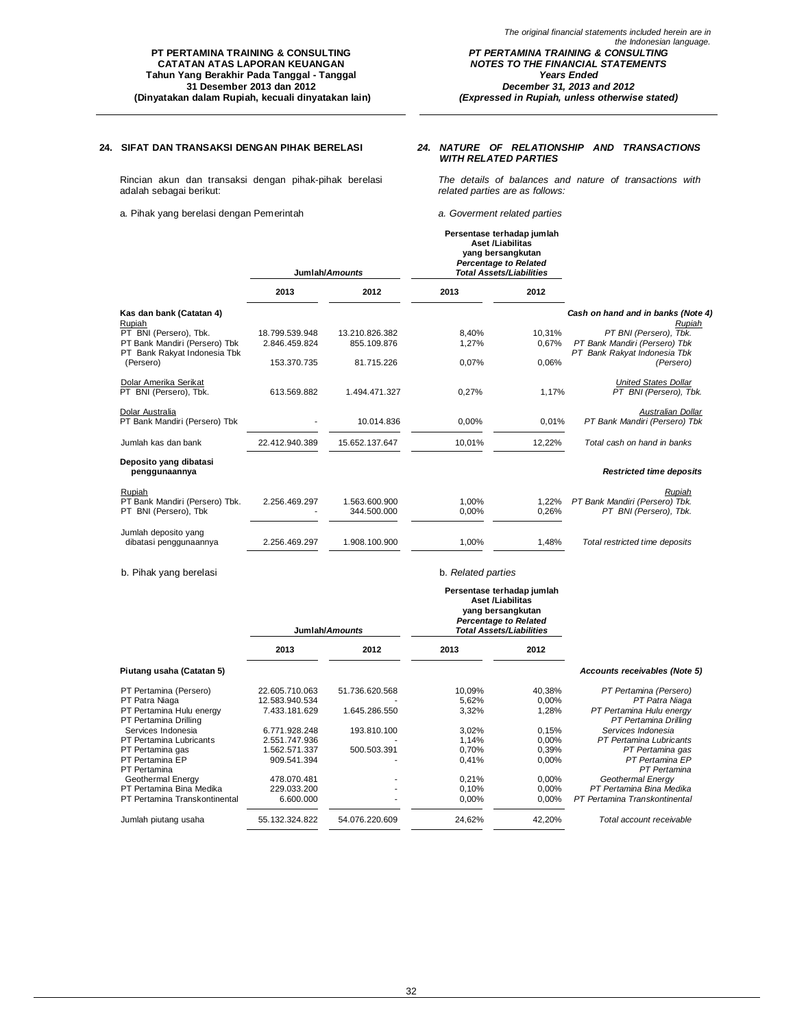## 24. SIFAT DAN TRANSAKSI DENGAN PIHAK BERELASI / *NATURE OF RELATIONSHIP AND TRANSACTIONS WITH RELATED PARTIES*

Rincian akun dan transaksi dengan pihak-pihak berelasi adalah sebagai berikut:

*The details of balances and nature of transactions with related parties are as follows:*

a. Pihak yang berelasi dengan Pemerintah / *a. Goverment related parties*

| | Jumlah/*Amounts* | | Persentase terhadap jumlah Aset /Liabilitas yang bersangkutan *Percentage to Related Total Assets/Liabilities* | | |
|---|---|---|---|---|---|
| | 2013 | 2012 | 2013 | 2012 | |
| **Kas dan bank (Catatan 4)** | | | | | ***Cash on hand and in banks (Note 4)*** |
| Rupiah | | | | | *Rupiah* |
| PT BNI (Persero), Tbk. | 18.799.539.948 | 13.210.826.382 | 8,40% | 10,31% | *PT BNI (Persero), Tbk.* |
| PT Bank Mandiri (Persero) Tbk | 2.846.459.824 | 855.109.876 | 1,27% | 0,67% | *PT Bank Mandiri (Persero) Tbk* |
| PT Bank Rakyat Indonesia Tbk (Persero) | 153.370.735 | 81.715.226 | 0,07% | 0,06% | *PT Bank Rakyat Indonesia Tbk (Persero)* |
| Dolar Amerika Serikat | | | | | *United States Dollar* |
| PT BNI (Persero), Tbk. | 613.569.882 | 1.494.471.327 | 0,27% | 1,17% | *PT BNI (Persero), Tbk.* |
| Dolar Australia | | | | | *Australian Dollar* |
| PT Bank Mandiri (Persero) Tbk | - | 10.014.836 | 0,00% | 0,01% | *PT Bank Mandiri (Persero) Tbk* |
| Jumlah kas dan bank | 22.412.940.389 | 15.652.137.647 | 10,01% | 12,22% | *Total cash on hand in banks* |
| **Deposito yang dibatasi penggunaannya** | | | | | ***Restricted time deposits*** |
| Rupiah | | | | | *Rupiah* |
| PT Bank Mandiri (Persero) Tbk. | 2.256.469.297 | 1.563.600.900 | 1,00% | 1,22% | *PT Bank Mandiri (Persero) Tbk.* |
| PT BNI (Persero), Tbk | - | 344.500.000 | 0,00% | 0,26% | *PT BNI (Persero), Tbk.* |
| Jumlah deposito yang dibatasi penggunaannya | 2.256.469.297 | 1.908.100.900 | 1,00% | 1,48% | *Total restricted time deposits* |

b. Pihak yang berelasi / *b. Related parties*

| | Jumlah/*Amounts* | | Persentase terhadap jumlah Aset /Liabilitas yang bersangkutan *Percentage to Related Total Assets/Liabilities* | | |
|---|---|---|---|---|---|
| | 2013 | 2012 | 2013 | 2012 | |
| **Piutang usaha (Catatan 5)** | | | | | ***Accounts receivables (Note 5)*** |
| PT Pertamina (Persero) | 22.605.710.063 | 51.736.620.568 | 10,09% | 40,38% | *PT Pertamina (Persero)* |
| PT Patra Niaga | 12.583.940.534 | - | 5,62% | 0,00% | *PT Patra Niaga* |
| PT Pertamina Hulu energy | 7.433.181.629 | 1.645.286.550 | 3,32% | 1,28% | *PT Pertamina Hulu energy* |
| PT Pertamina Drilling Services Indonesia | 6.771.928.248 | 193.810.100 | 3,02% | 0,15% | *PT Pertamina Drilling Services Indonesia* |
| PT Pertamina Lubricants | 2.551.747.936 | - | 1,14% | 0,00% | *PT Pertamina Lubricants* |
| PT Pertamina gas | 1.562.571.337 | 500.503.391 | 0,70% | 0,39% | *PT Pertamina gas* |
| PT Pertamina EP | 909.541.394 | - | 0,41% | 0,00% | *PT Pertamina EP* |
| PT Pertamina Geothermal Energy | 478.070.481 | - | 0,21% | 0,00% | *PT Pertamina Geothermal Energy* |
| PT Pertamina Bina Medika | 229.033.200 | - | 0,10% | 0,00% | *PT Pertamina Bina Medika* |
| PT Pertamina Transkontinental | 6.600.000 | - | 0,00% | 0,00% | *PT Pertamina Transkontinental* |
| Jumlah piutang usaha | 55.132.324.822 | 54.076.220.609 | 24,62% | 42,20% | *Total account receivable* |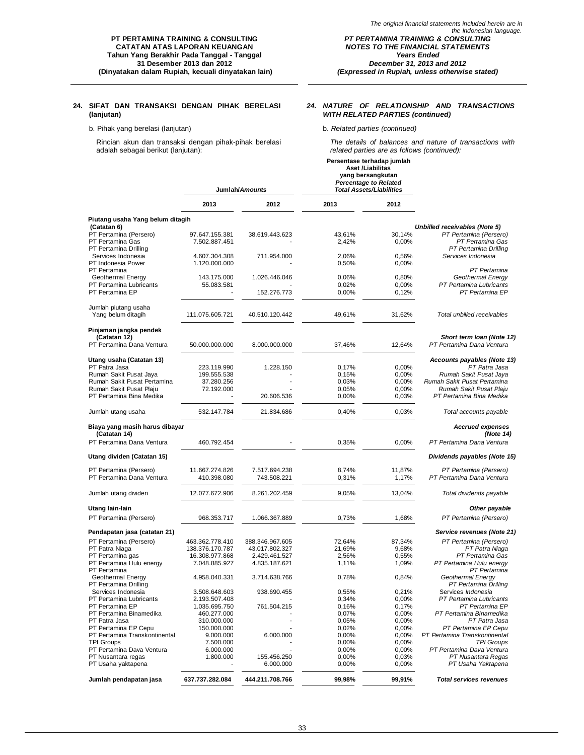The original financial statements included herein are in the Indonesian language.

**PT PERTAMINA TRAINING & CONSULTING**
**CATATAN ATAS LAPORAN KEUANGAN**
**Tahun Yang Berakhir Pada Tanggal - Tanggal 31 Desember 2013 dan 2012**
**(Dinyatakan dalam Rupiah, kecuali dinyatakan lain)**

***PT PERTAMINA TRAINING & CONSULTING***
***NOTES TO THE FINANCIAL STATEMENTS***
***Years Ended December 31, 2013 and 2012***
***(Expressed in Rupiah, unless otherwise stated)***

## 24. SIFAT DAN TRANSAKSI DENGAN PIHAK BERELASI (lanjutan)

## *24. NATURE OF RELATIONSHIP AND TRANSACTIONS WITH RELATED PARTIES (continued)*

b. Pihak yang berelasi (lanjutan)

*b. Related parties (continued)*

Rincian akun dan transaksi dengan pihak-pihak berelasi adalah sebagai berikut (lanjutan):

*The details of balances and nature of transactions with related parties are as follows (continued):*

| | Jumlah/*Amounts* | | Persentase terhadap jumlah Aset /Liabilitas yang bersangkutan *Percentage to Related Total Assets/Liabilities* | | |
|---|---|---|---|---|---|
| | **2013** | **2012** | **2013** | **2012** | |
| **Piutang usaha Yang belum ditagih (Catatan 6)** | | | | | ***Unbilled receivables (Note 5)*** |
| PT Pertamina (Persero) | 97.647.155.381 | 38.619.443.623 | 43,61% | 30,14% | *PT Pertamina (Persero)* |
| PT Pertamina Gas | 7.502.887.451 | - | 2,42% | 0,00% | *PT Pertamina Gas* |
| PT Pertamina Drilling Services Indonesia | 4.607.304.308 | 711.954.000 | 2,06% | 0,56% | *PT Pertamina Drilling Services Indonesia* |
| PT Indonesia Power | 1.120.000.000 | - | 0,50% | 0,00% | |
| PT Pertamina Geothermal Energy | 143.175.000 | 1.026.446.046 | 0,06% | 0,80% | *PT Pertamina Geothermal Energy* |
| PT Pertamina Lubricants | 55.083.581 | - | 0,02% | 0,00% | *PT Pertamina Lubricants* |
| PT Pertamina EP | - | 152.276.773 | 0,00% | 0,12% | *PT Pertamina EP* |
| Jumlah piutang usaha Yang belum ditagih | 111.075.605.721 | 40.510.120.442 | 49,61% | 31,62% | *Total unbilled receivables* |
| **Pinjaman jangka pendek (Catatan 12)** | | | | | ***Short term loan (Note 12)*** |
| PT Pertamina Dana Ventura | 50.000.000.000 | 8.000.000.000 | 37,46% | 12,64% | *PT Pertamina Dana Ventura* |
| **Utang usaha (Catatan 13)** | | | | | ***Accounts payables (Note 13)*** |
| PT Patra Jasa | 223.119.990 | 1.228.150 | 0,17% | 0,00% | *PT Patra Jasa* |
| Rumah Sakit Pusat Jaya | 199.555.538 | - | 0,15% | 0,00% | *Rumah Sakit Pusat Jaya* |
| Rumah Sakit Pusat Pertamina | 37.280.256 | - | 0,03% | 0,00% | *Rumah Sakit Pusat Pertamina* |
| Rumah Sakit Pusat Plaju | 72.192.000 | - | 0,05% | 0,00% | *Rumah Sakit Pusat Plaju* |
| PT Pertamina Bina Medika | - | 20.606.536 | 0,00% | 0,03% | *PT Pertamina Bina Medika* |
| Jumlah utang usaha | 532.147.784 | 21.834.686 | 0,40% | 0,03% | *Total accounts payable* |
| **Biaya yang masih harus dibayar (Catatan 14)** | | | | | ***Accrued expenses (Note 14)*** |
| PT Pertamina Dana Ventura | 460.792.454 | - | 0,35% | 0,00% | *PT Pertamina Dana Ventura* |
| **Utang dividen (Catatan 15)** | | | | | ***Dividends payables (Note 15)*** |
| PT Pertamina (Persero) | 11.667.274.826 | 7.517.694.238 | 8,74% | 11,87% | *PT Pertamina (Persero)* |
| PT Pertamina Dana Ventura | 410.398.080 | 743.508.221 | 0,31% | 1,17% | *PT Pertamina Dana Ventura* |
| Jumlah utang dividen | 12.077.672.906 | 8.261.202.459 | 9,05% | 13,04% | *Total dividends payable* |
| **Utang lain-lain** | | | | | ***Other payable*** |
| PT Pertamina (Persero) | 968.353.717 | 1.066.367.889 | 0,73% | 1,68% | *PT Pertamina (Persero)* |
| **Pendapatan jasa (catatan 21)** | | | | | ***Service revenues (Note 21)*** |
| PT Pertamina (Persero) | 463.362.778.410 | 388.346.967.605 | 72,64% | 87,34% | *PT Pertamina (Persero)* |
| PT Patra Niaga | 138.376.170.787 | 43.017.802.327 | 21,69% | 9,68% | *PT Patra Niaga* |
| PT Pertamina gas | 16.308.977.868 | 2.429.461.527 | 2,56% | 0,55% | *PT Pertamina Gas* |
| PT Pertamina Hulu energy | 7.048.885.927 | 4.835.187.621 | 1,11% | 1,09% | *PT Pertamina Hulu energy* |
| PT Pertamina Geothermal Energy | 4.958.040.331 | 3.714.638.766 | 0,78% | 0,84% | *PT Pertamina Geothermal Energy* |
| PT Pertamina Drilling Services Indonesia | 3.508.648.603 | 938.690.455 | 0,55% | 0,21% | *PT Pertamina Drilling Services Indonesia* |
| PT Pertamina Lubricants | 2.193.507.408 | - | 0,34% | 0,00% | *PT Pertamina Lubricants* |
| PT Pertamina EP | 1.035.695.750 | 761.504.215 | 0,16% | 0,17% | *PT Pertamina EP* |
| PT Pertamina Binamedika | 460.277.000 | - | 0,07% | 0,00% | *PT Pertamina Binamedika* |
| PT Patra Jasa | 310.000.000 | - | 0,05% | 0,00% | *PT Patra Jasa* |
| PT Pertamina EP Cepu | 150.000.000 | - | 0,02% | 0,00% | *PT Pertamina EP Cepu* |
| PT Pertamina Transkontinental | 9.000.000 | 6.000.000 | 0,00% | 0,00% | *PT Pertamina Transkontinental* |
| TPI Groups | 7.500.000 | - | 0,00% | 0,00% | *TPI Groups* |
| PT Pertamina Dava Ventura | 6.000.000 | - | 0,00% | 0,00% | *PT Pertamina Dava Ventura* |
| PT Nusantara regas | 1.800.000 | 155.456.250 | 0,00% | 0,03% | *PT Nusantara Regas* |
| PT Usaha yaktapena | - | 6.000.000 | 0,00% | 0,00% | *PT Usaha Yaktapena* |
| **Jumlah pendapatan jasa** | **637.737.282.084** | **444.211.708.766** | **99,98%** | **99,91%** | ***Total services revenues*** |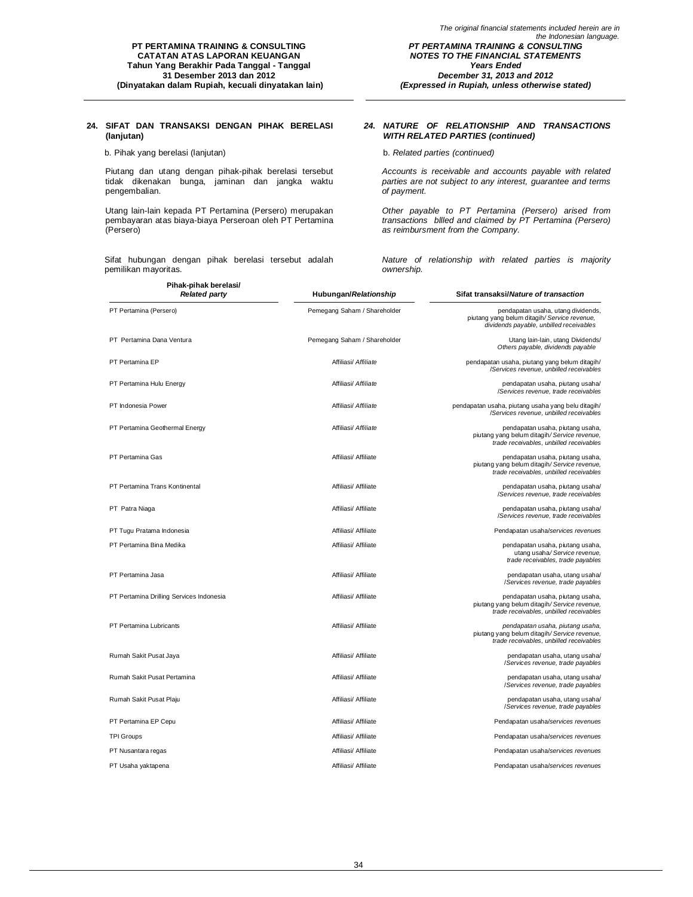## 24. SIFAT DAN TRANSAKSI DENGAN PIHAK BERELASI (lanjutan)

## *24. NATURE OF RELATIONSHIP AND TRANSACTIONS WITH RELATED PARTIES (continued)*

b. Pihak yang berelasi (lanjutan)

b. *Related parties (continued)*

Piutang dan utang dengan pihak-pihak berelasi tersebut tidak dikenakan bunga, jaminan dan jangka waktu pengembalian.

*Accounts is receivable and accounts payable with related parties are not subject to any interest, guarantee and terms of payment.*

Utang lain-lain kepada PT Pertamina (Persero) merupakan pembayaran atas biaya-biaya Perseroan oleh PT Pertamina (Persero)

*Other payable to PT Pertamina (Persero) arised from transactions bllled and claimed by PT Pertamina (Persero) as reimbursment from the Company.*

Sifat hubungan dengan pihak berelasi tersebut adalah pemilikan mayoritas.

*Nature of relationship with related parties is majority ownership.*

| Pihak-pihak berelasi/ *Related party* | Hubungan/*Relationship* | Sifat transaksi/*Nature of transaction* |
|---|---|---|
| PT Pertamina (Persero) | Pemegang Saham / Shareholder | pendapatan usaha, utang dividends, piutang yang belum ditagih/ *Service revenue, dividends payable, unbilled receivables* |
| PT Pertamina Dana Ventura | Pemegang Saham / Shareholder | Utang lain-lain, utang Dividends/ *Others payable, dividends payable* |
| PT Pertamina EP | Affiliasi/ *Affiliate* | pendapatan usaha, piutang yang belum ditagih/ /*Services revenue, unbilled receivables* |
| PT Pertamina Hulu Energy | Affiliasi/ *Affiliate* | pendapatan usaha, piutang usaha/ /*Services revenue, trade receivables* |
| PT Indonesia Power | Affiliasi/ *Affiliate* | pendapatan usaha, piutang usaha yang belu ditagih/ /*Services revenue, unbilled receivables* |
| PT Pertamina Geothermal Energy | Affiliasi/ *Affiliate* | pendapatan usaha, piutang usaha, piutang yang belum ditagih/ *Service revenue, trade receivables, unbilled receivables* |
| PT Pertamina Gas | Affiliasi/ Affiliate | pendapatan usaha, piutang usaha, piutang yang belum ditagih/ *Service revenue, trade receivables, unbilled receivables* |
| PT Pertamina Trans Kontinental | Affiliasi/ Affiliate | pendapatan usaha, piutang usaha/ /*Services revenue, trade receivables* |
| PT Patra Niaga | Affiliasi/ Affiliate | pendapatan usaha, piutang usaha/ /*Services revenue, trade receivables* |
| PT Tugu Pratama Indonesia | Affiliasi/ Affiliate | Pendapatan usaha/*services revenues* |
| PT Pertamina Bina Medika | Affiliasi/ Affiliate | pendapatan usaha, piutang usaha, utang usaha/ *Service revenue, trade receivables, trade payables* |
| PT Pertamina Jasa | Affiliasi/ Affiliate | pendapatan usaha, utang usaha/ /*Services revenue, trade payables* |
| PT Pertamina Drilling Services Indonesia | Affiliasi/ Affiliate | pendapatan usaha, piutang usaha, piutang yang belum ditagih/ *Service revenue, trade receivables, unbilled receivables* |
| PT Pertamina Lubricants | Affiliasi/ Affiliate | *pendapatan usaha, piutang usaha,* piutang yang belum ditagih/ *Service revenue, trade receivables, unbilled receivables* |
| Rumah Sakit Pusat Jaya | Affiliasi/ Affiliate | pendapatan usaha, utang usaha/ /*Services revenue, trade payables* |
| Rumah Sakit Pusat Pertamina | Affiliasi/ Affiliate | pendapatan usaha, utang usaha/ /*Services revenue, trade payables* |
| Rumah Sakit Pusat Plaju | Affiliasi/ Affiliate | pendapatan usaha, utang usaha/ /*Services revenue, trade payables* |
| PT Pertamina EP Cepu | Affiliasi/ Affiliate | Pendapatan usaha/*services revenues* |
| TPI Groups | Affiliasi/ Affiliate | Pendapatan usaha/*services revenues* |
| PT Nusantara regas | Affiliasi/ Affiliate | Pendapatan usaha/*services revenues* |
| PT Usaha yaktapena | Affiliasi/ Affiliate | Pendapatan usaha/*services revenues* |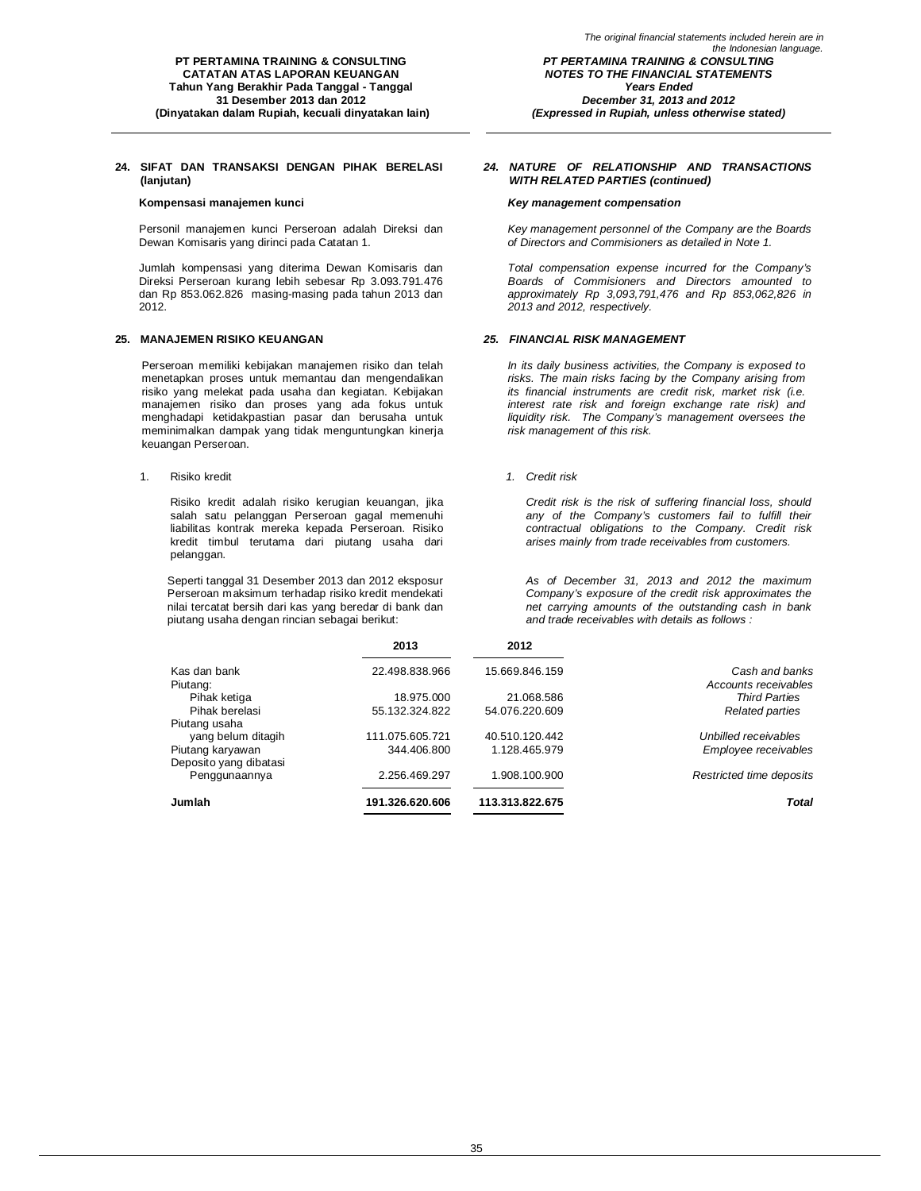**24. SIFAT DAN TRANSAKSI DENGAN PIHAK BERELASI (lanjutan)**

*24. NATURE OF RELATIONSHIP AND TRANSACTIONS WITH RELATED PARTIES (continued)*

**Kompensasi manajemen kunci**

***Key management compensation***

Personil manajemen kunci Perseroan adalah Direksi dan Dewan Komisaris yang dirinci pada Catatan 1.

*Key management personnel of the Company are the Boards of Directors and Commisioners as detailed in Note 1.*

Jumlah kompensasi yang diterima Dewan Komisaris dan Direksi Perseroan kurang lebih sebesar Rp 3.093.791.476 dan Rp 853.062.826 masing-masing pada tahun 2013 dan 2012.

*Total compensation expense incurred for the Company's Boards of Commisioners and Directors amounted to approximately Rp 3,093,791,476 and Rp 853,062,826 in 2013 and 2012, respectively.*

**25. MANAJEMEN RISIKO KEUANGAN**

*25. FINANCIAL RISK MANAGEMENT*

Perseroan memiliki kebijakan manajemen risiko dan telah menetapkan proses untuk memantau dan mengendalikan risiko yang melekat pada usaha dan kegiatan. Kebijakan manajemen risiko dan proses yang ada fokus untuk menghadapi ketidakpastian pasar dan berusaha untuk meminimalkan dampak yang tidak menguntungkan kinerja keuangan Perseroan.

*In its daily business activities, the Company is exposed to risks. The main risks facing by the Company arising from its financial instruments are credit risk, market risk (i.e. interest rate risk and foreign exchange rate risk) and liquidity risk. The Company's management oversees the risk management of this risk.*

1. Risiko kredit

*1. Credit risk*

Risiko kredit adalah risiko kerugian keuangan, jika salah satu pelanggan Perseroan gagal memenuhi liabilitas kontrak mereka kepada Perseroan. Risiko kredit timbul terutama dari piutang usaha dari pelanggan.

*Credit risk is the risk of suffering financial loss, should any of the Company's customers fail to fulfill their contractual obligations to the Company. Credit risk arises mainly from trade receivables from customers.*

Seperti tanggal 31 Desember 2013 dan 2012 eksposur Perseroan maksimum terhadap risiko kredit mendekati nilai tercatat bersih dari kas yang beredar di bank dan piutang usaha dengan rincian sebagai berikut:

*As of December 31, 2013 and 2012 the maximum Company's exposure of the credit risk approximates the net carrying amounts of the outstanding cash in bank and trade receivables with details as follows :*

| | 2013 | 2012 | |
|---|---|---|---|
| Kas dan bank | 22.498.838.966 | 15.669.846.159 | *Cash and banks* |
| Piutang: | | | *Accounts receivables* |
| Pihak ketiga | 18.975.000 | 21.068.586 | *Third Parties* |
| Pihak berelasi | 55.132.324.822 | 54.076.220.609 | *Related parties* |
| Piutang usaha yang belum ditagih | 111.075.605.721 | 40.510.120.442 | *Unbilled receivables* |
| Piutang karyawan | 344.406.800 | 1.128.465.979 | *Employee receivables* |
| Deposito yang dibatasi Penggunaannya | 2.256.469.297 | 1.908.100.900 | *Restricted time deposits* |
| **Jumlah** | **191.326.620.606** | **113.313.822.675** | ***Total*** |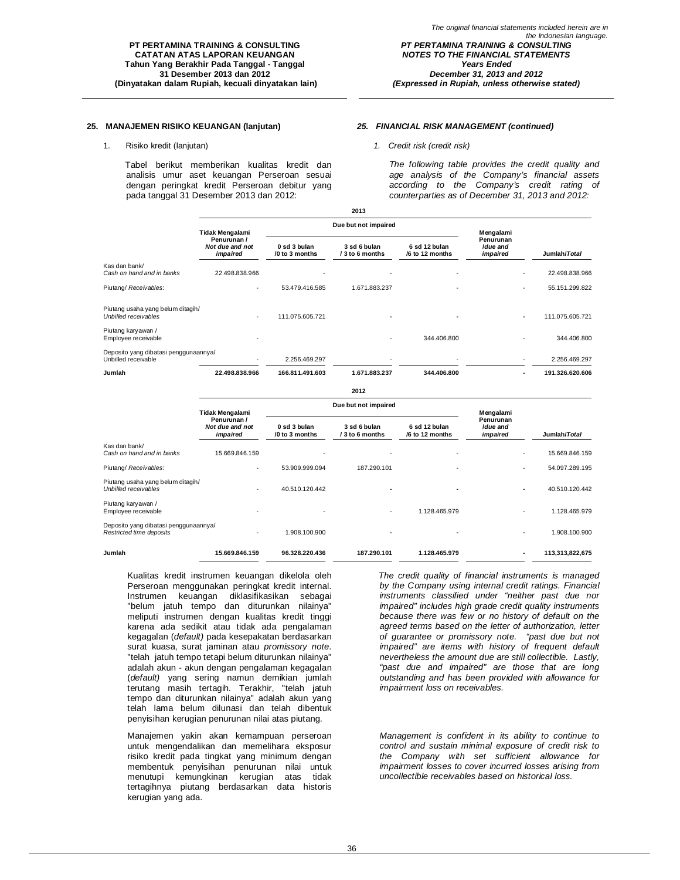## 25. MANAJEMEN RISIKO KEUANGAN (lanjutan) / *25. FINANCIAL RISK MANAGEMENT (continued)*

1. Risiko kredit (lanjutan) / *1. Credit risk (credit risk)*

Tabel berikut memberikan kualitas kredit dan analisis umur aset keuangan Perseroan sesuai dengan peringkat kredit Perseroan debitur yang pada tanggal 31 Desember 2013 dan 2012:

*The following table provides the credit quality and age analysis of the Company's financial assets according to the Company's credit rating of counterparties as of December 31, 2013 and 2012:*

**2013**

| | Tidak Mengalami Penurunan / *Not due and not impaired* | Due but not impaired | | | Mengalami Penurunan /*due and impaired* | Jumlah/*Total* |
|---|---|---|---|---|---|---|
| | | 0 sd 3 bulan /0 to 3 months | 3 sd 6 bulan / 3 to 6 months | 6 sd 12 bulan /6 to 12 months | | |
| Kas dan bank/ *Cash on hand and in banks* | 22.498.838.966 | - | - | - | - | 22.498.838.966 |
| Piutang/ *Receivables*: | - | 53.479.416.585 | 1.671.883.237 | - | - | 55.151.299.822 |
| Piutang usaha yang belum ditagih/ *Unbilled receivables* | - | 111.075.605.721 | - | - | - | 111.075.605.721 |
| Piutang karyawan / Employee receivable | - | | - | 344.406.800 | - | 344.406.800 |
| Deposito yang dibatasi penggunaannya/ Unbilled receivable | - | 2.256.469.297 | - | - | - | 2.256.469.297 |
| **Jumlah** | **22.498.838.966** | **166.811.491.603** | **1.671.883.237** | **344.406.800** | **-** | **191.326.620.606** |

**2012**

| | Tidak Mengalami Penurunan / *Not due and not impaired* | Due but not impaired | | | Mengalami Penurunan /*due and impaired* | Jumlah/*Total* |
|---|---|---|---|---|---|---|
| | | 0 sd 3 bulan /0 to 3 months | 3 sd 6 bulan / 3 to 6 months | 6 sd 12 bulan /6 to 12 months | | |
| Kas dan bank/ *Cash on hand and in banks* | 15.669.846.159 | - | - | - | - | 15.669.846.159 |
| Piutang/ *Receivables*: | - | 53.909.999.094 | 187.290.101 | - | - | 54.097.289.195 |
| Piutang usaha yang belum ditagih/ *Unbilled receivables* | - | 40.510.120.442 | - | - | - | 40.510.120.442 |
| Piutang karyawan / Employee receivable | - | - | - | 1.128.465.979 | - | 1.128.465.979 |
| Deposito yang dibatasi penggunaannya/ *Restricted time deposits* | - | 1.908.100.900 | - | - | - | 1.908.100.900 |
| **Jumlah** | **15.669.846.159** | **96.328.220.436** | **187.290.101** | **1.128.465.979** | **-** | **113,313,822,675** |

Kualitas kredit instrumen keuangan dikelola oleh Perseroan menggunakan peringkat kredit internal. Instrumen keuangan diklasifikasikan sebagai "belum jatuh tempo dan diturunkan nilainya" meliputi instrumen dengan kualitas kredit tinggi karena ada sedikit atau tidak ada pengalaman kegagalan (*default)* pada kesepakatan berdasarkan surat kuasa, surat jaminan atau *promissory note*. "telah jatuh tempo tetapi belum diturunkan nilainya" adalah akun - akun dengan pengalaman kegagalan (*default)* yang sering namun demikian jumlah terutang masih tertagih. Terakhir, "telah jatuh tempo dan diturunkan nilainya" adalah akun yang telah lama belum dilunasi dan telah dibentuk penyisihan kerugian penurunan nilai atas piutang.

*The credit quality of financial instruments is managed by the Company using internal credit ratings. Financial instruments classified under "neither past due nor impaired" includes high grade credit quality instruments because there was few or no history of default on the agreed terms based on the letter of authorization, letter of guarantee or promissory note. "past due but not impaired" are items with history of frequent default nevertheless the amount due are still collectible. Lastly, "past due and impaired" are those that are long outstanding and has been provided with allowance for impairment loss on receivables.*

Manajemen yakin akan kemampuan perseroan untuk mengendalikan dan memelihara eksposur risiko kredit pada tingkat yang minimum dengan membentuk penyisihan penurunan nilai untuk menutupi kemungkinan kerugian atas tidak tertagihnya piutang berdasarkan data historis kerugian yang ada.

*Management is confident in its ability to continue to control and sustain minimal exposure of credit risk to the Company with set sufficient allowance for impairment losses to cover incurred losses arising from uncollectible receivables based on historical loss.*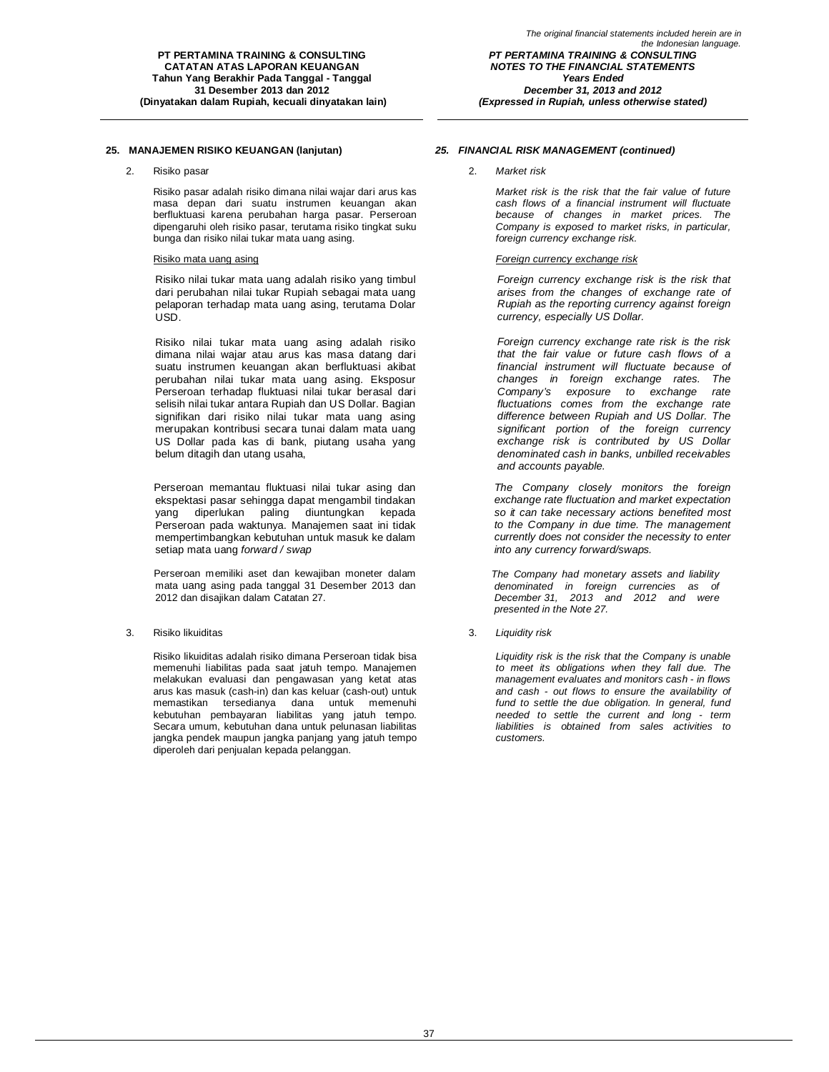## 25. MANAJEMEN RISIKO KEUANGAN (lanjutan)

2. Risiko pasar

Risiko pasar adalah risiko dimana nilai wajar dari arus kas masa depan dari suatu instrumen keuangan akan berfluktuasi karena perubahan harga pasar. Perseroan dipengaruhi oleh risiko pasar, terutama risiko tingkat suku bunga dan risiko nilai tukar mata uang asing.

Risiko mata uang asing

Risiko nilai tukar mata uang adalah risiko yang timbul dari perubahan nilai tukar Rupiah sebagai mata uang pelaporan terhadap mata uang asing, terutama Dolar USD.

Risiko nilai tukar mata uang asing adalah risiko dimana nilai wajar atau arus kas masa datang dari suatu instrumen keuangan akan berfluktuasi akibat perubahan nilai tukar mata uang asing. Eksposur Perseroan terhadap fluktuasi nilai tukar berasal dari selisih nilai tukar antara Rupiah dan US Dollar. Bagian signifikan dari risiko nilai tukar mata uang asing merupakan kontribusi secara tunai dalam mata uang US Dollar pada kas di bank, piutang usaha yang belum ditagih dan utang usaha,

Perseroan memantau fluktuasi nilai tukar asing dan ekspektasi pasar sehingga dapat mengambil tindakan yang diperlukan paling diuntungkan kepada Perseroan pada waktunya. Manajemen saat ini tidak mempertimbangkan kebutuhan untuk masuk ke dalam setiap mata uang *forward / swap*

Perseroan memiliki aset dan kewajiban moneter dalam mata uang asing pada tanggal 31 Desember 2013 dan 2012 dan disajikan dalam Catatan 27.

3. Risiko likuiditas

Risiko likuiditas adalah risiko dimana Perseroan tidak bisa memenuhi liabilitas pada saat jatuh tempo. Manajemen melakukan evaluasi dan pengawasan yang ketat atas arus kas masuk (cash-in) dan kas keluar (cash-out) untuk memastikan tersedianya dana untuk memenuhi kebutuhan pembayaran liabilitas yang jatuh tempo. Secara umum, kebutuhan dana untuk pelunasan liabilitas jangka pendek maupun jangka panjang yang jatuh tempo diperoleh dari penjualan kepada pelanggan.

## *25. FINANCIAL RISK MANAGEMENT (continued)*

*2. Market risk*

*Market risk is the risk that the fair value of future cash flows of a financial instrument will fluctuate because of changes in market prices. The Company is exposed to market risks, in particular, foreign currency exchange risk.*

*Foreign currency exchange risk*

*Foreign currency exchange risk is the risk that arises from the changes of exchange rate of Rupiah as the reporting currency against foreign currency, especially US Dollar.*

*Foreign currency exchange rate risk is the risk that the fair value or future cash flows of a financial instrument will fluctuate because of changes in foreign exchange rates. The Company's exposure to exchange rate fluctuations comes from the exchange rate difference between Rupiah and US Dollar. The significant portion of the foreign currency exchange risk is contributed by US Dollar denominated cash in banks, unbilled receivables and accounts payable.*

*The Company closely monitors the foreign exchange rate fluctuation and market expectation so it can take necessary actions benefited most to the Company in due time. The management currently does not consider the necessity to enter into any currency forward/swaps.*

*The Company had monetary assets and liability denominated in foreign currencies as of December 31, 2013 and 2012 and were presented in the Note 27.*

*3. Liquidity risk*

*Liquidity risk is the risk that the Company is unable to meet its obligations when they fall due. The management evaluates and monitors cash - in flows and cash - out flows to ensure the availability of fund to settle the due obligation. In general, fund needed to settle the current and long - term liabilities is obtained from sales activities to customers.*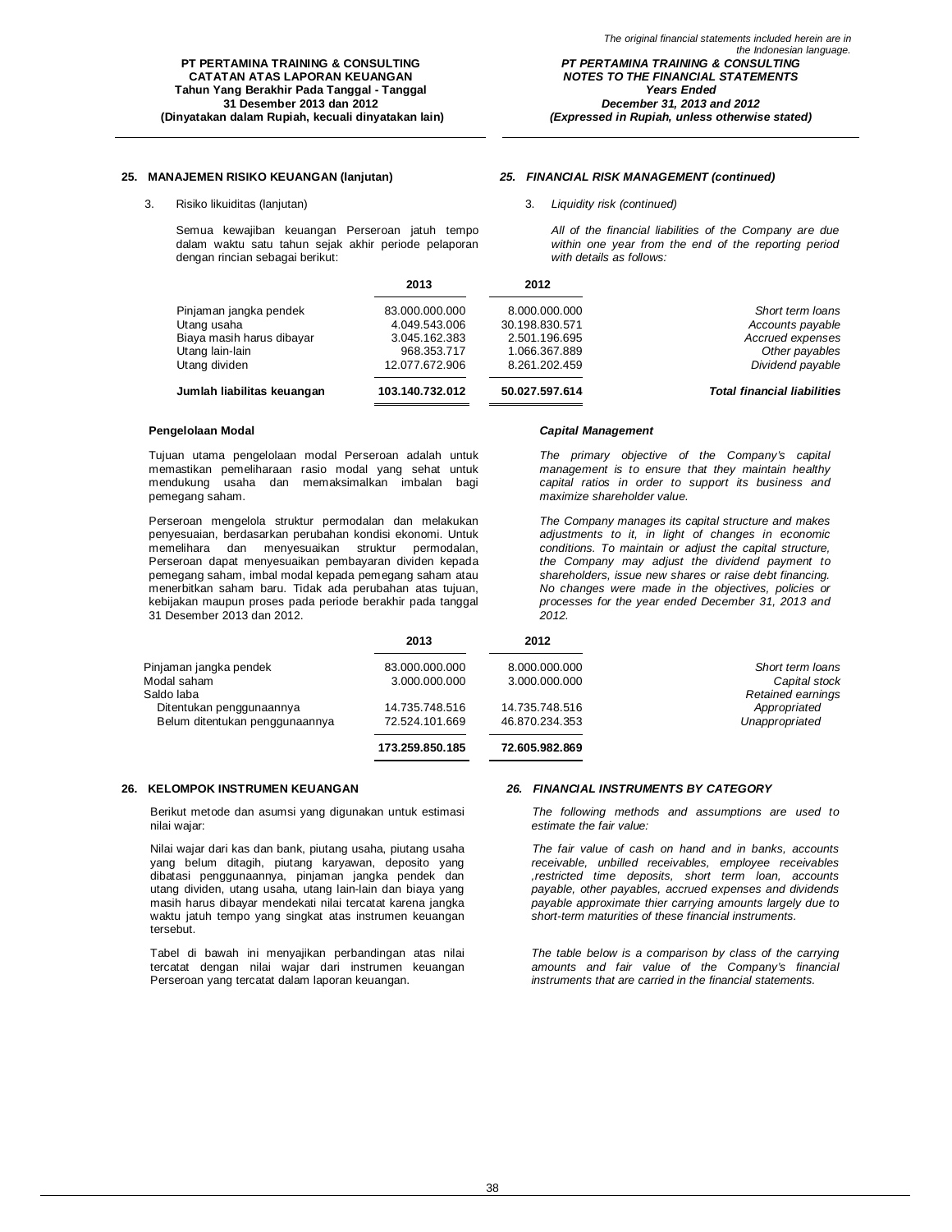## 25. MANAJEMEN RISIKO KEUANGAN (lanjutan)

3. Risiko likuiditas (lanjutan)

Semua kewajiban keuangan Perseroan jatuh tempo dalam waktu satu tahun sejak akhir periode pelaporan dengan rincian sebagai berikut:

## *25. FINANCIAL RISK MANAGEMENT (continued)*

3. *Liquidity risk (continued)*

*All of the financial liabilities of the Company are due within one year from the end of the reporting period with details as follows:*

| | 2013 | 2012 | |
|---|---|---|---|
| Pinjaman jangka pendek | 83.000.000.000 | 8.000.000.000 | *Short term loans* |
| Utang usaha | 4.049.543.006 | 30.198.830.571 | *Accounts payable* |
| Biaya masih harus dibayar | 3.045.162.383 | 2.501.196.695 | *Accrued expenses* |
| Utang lain-lain | 968.353.717 | 1.066.367.889 | *Other payables* |
| Utang dividen | 12.077.672.906 | 8.261.202.459 | *Dividend payable* |
| **Jumlah liabilitas keuangan** | **103.140.732.012** | **50.027.597.614** | ***Total financial liabilities*** |

### Pengelolaan Modal

Tujuan utama pengelolaan modal Perseroan adalah untuk memastikan pemeliharaan rasio modal yang sehat untuk mendukung usaha dan memaksimalkan imbalan bagi pemegang saham.

Perseroan mengelola struktur permodalan dan melakukan penyesuaian, berdasarkan perubahan kondisi ekonomi. Untuk memelihara dan menyesuaikan struktur permodalan, Perseroan dapat menyesuaikan pembayaran dividen kepada pemegang saham, imbal modal kepada pemegang saham atau menerbitkan saham baru. Tidak ada perubahan atas tujuan, kebijakan maupun proses pada periode berakhir pada tanggal 31 Desember 2013 dan 2012.

### *Capital Management*

*The primary objective of the Company's capital management is to ensure that they maintain healthy capital ratios in order to support its business and maximize shareholder value.*

*The Company manages its capital structure and makes adjustments to it, in light of changes in economic conditions. To maintain or adjust the capital structure, the Company may adjust the dividend payment to shareholders, issue new shares or raise debt financing. No changes were made in the objectives, policies or processes for the year ended December 31, 2013 and 2012.*

| | 2013 | 2012 | |
|---|---|---|---|
| Pinjaman jangka pendek | 83.000.000.000 | 8.000.000.000 | *Short term loans* |
| Modal saham | 3.000.000.000 | 3.000.000.000 | *Capital stock* |
| Saldo laba | | | *Retained earnings* |
| Ditentukan penggunaannya | 14.735.748.516 | 14.735.748.516 | *Appropriated* |
| Belum ditentukan penggunaannya | 72.524.101.669 | 46.870.234.353 | *Unappropriated* |
| | **173.259.850.185** | **72.605.982.869** | |

## 26. KELOMPOK INSTRUMEN KEUANGAN

Berikut metode dan asumsi yang digunakan untuk estimasi nilai wajar:

Nilai wajar dari kas dan bank, piutang usaha, piutang usaha yang belum ditagih, piutang karyawan, deposito yang dibatasi penggunaannya, pinjaman jangka pendek dan utang dividen, utang usaha, utang lain-lain dan biaya yang masih harus dibayar mendekati nilai tercatat karena jangka waktu jatuh tempo yang singkat atas instrumen keuangan tersebut.

Tabel di bawah ini menyajikan perbandingan atas nilai tercatat dengan nilai wajar dari instrumen keuangan Perseroan yang tercatat dalam laporan keuangan.

## *26. FINANCIAL INSTRUMENTS BY CATEGORY*

*The following methods and assumptions are used to estimate the fair value:*

*The fair value of cash on hand and in banks, accounts receivable, unbilled receivables, employee receivables ,restricted time deposits, short term loan, accounts payable, other payables, accrued expenses and dividends payable approximate thier carrying amounts largely due to short-term maturities of these financial instruments.*

*The table below is a comparison by class of the carrying amounts and fair value of the Company's financial instruments that are carried in the financial statements.*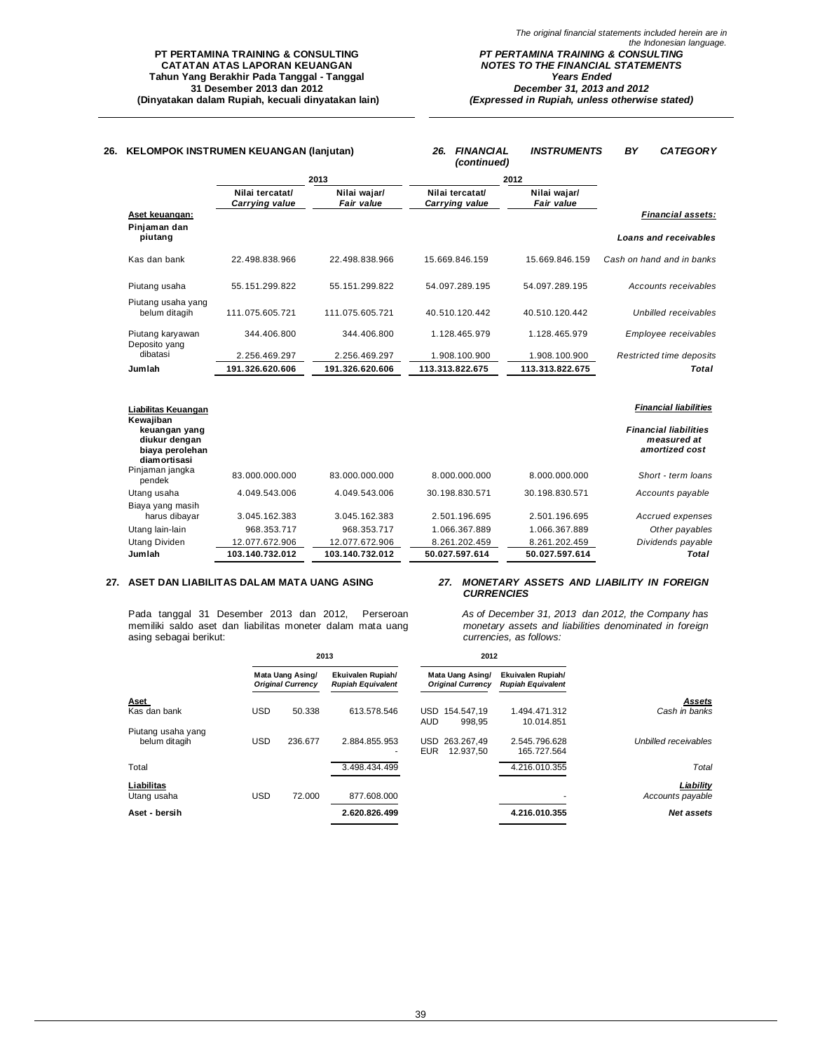## 26. KELOMPOK INSTRUMEN KEUANGAN (lanjutan) / *26. FINANCIAL INSTRUMENTS BY CATEGORY (continued)*

| | 2013 | | 2012 | | |
|---|---|---|---|---|---|
| | Nilai tercatat/ *Carrying value* | Nilai wajar/ *Fair value* | Nilai tercatat/ *Carrying value* | Nilai wajar/ *Fair value* | |
| **Aset keuangan:** | | | | | ***Financial assets:*** |
| **Pinjaman dan piutang** | | | | | ***Loans and receivables*** |
| Kas dan bank | 22.498.838.966 | 22.498.838.966 | 15.669.846.159 | 15.669.846.159 | *Cash on hand and in banks* |
| Piutang usaha | 55.151.299.822 | 55.151.299.822 | 54.097.289.195 | 54.097.289.195 | *Accounts receivables* |
| Piutang usaha yang belum ditagih | 111.075.605.721 | 111.075.605.721 | 40.510.120.442 | 40.510.120.442 | *Unbilled receivables* |
| Piutang karyawan | 344.406.800 | 344.406.800 | 1.128.465.979 | 1.128.465.979 | *Employee receivables* |
| Deposito yang dibatasi | 2.256.469.297 | 2.256.469.297 | 1.908.100.900 | 1.908.100.900 | *Restricted time deposits* |
| **Jumlah** | **191.326.620.606** | **191.326.620.606** | **113.313.822.675** | **113.313.822.675** | ***Total*** |

| | 2013 | | 2012 | | |
|---|---|---|---|---|---|
| | Nilai tercatat/ *Carrying value* | Nilai wajar/ *Fair value* | Nilai tercatat/ *Carrying value* | Nilai wajar/ *Fair value* | |
| **Liabilitas Keuangan** | | | | | ***Financial liabilities*** |
| **Kewajiban keuangan yang diukur dengan biaya perolehan diamortisasi** | | | | | ***Financial liabilities measured at amortized cost*** |
| Pinjaman jangka pendek | 83.000.000.000 | 83.000.000.000 | 8.000.000.000 | 8.000.000.000 | *Short - term loans* |
| Utang usaha | 4.049.543.006 | 4.049.543.006 | 30.198.830.571 | 30.198.830.571 | *Accounts payable* |
| Biaya yang masih harus dibayar | 3.045.162.383 | 3.045.162.383 | 2.501.196.695 | 2.501.196.695 | *Accrued expenses* |
| Utang lain-lain | 968.353.717 | 968.353.717 | 1.066.367.889 | 1.066.367.889 | *Other payables* |
| Utang Dividen | 12.077.672.906 | 12.077.672.906 | 8.261.202.459 | 8.261.202.459 | *Dividends payable* |
| **Jumlah** | **103.140.732.012** | **103.140.732.012** | **50.027.597.614** | **50.027.597.614** | ***Total*** |

## 27. ASET DAN LIABILITAS DALAM MATA UANG ASING / *27. MONETARY ASSETS AND LIABILITY IN FOREIGN CURRENCIES*

Pada tanggal 31 Desember 2013 dan 2012, Perseroan memiliki saldo aset dan liabilitas moneter dalam mata uang asing sebagai berikut:

*As of December 31, 2013 dan 2012, the Company has monetary assets and liabilities denominated in foreign currencies, as follows:*

| | 2013 | | | 2012 | | | |
|---|---|---|---|---|---|---|---|
| | Mata Uang Asing/ *Original Currency* | | Ekuivalen Rupiah/ *Rupiah Equivalent* | Mata Uang Asing/ *Original Currency* | | Ekuivalen Rupiah/ *Rupiah Equivalent* | |
| **Aset** | | | | | | | ***Assets*** |
| Kas dan bank | USD | 50.338 | 613.578.546 | USD | 154.547,19 | 1.494.471.312 | *Cash in banks* |
| | | | | AUD | 998,95 | 10.014.851 | |
| Piutang usaha yang belum ditagih | USD | 236.677 | 2.884.855.953 | USD | 263.267,49 | 2.545.796.628 | *Unbilled receivables* |
| | | | - | EUR | 12.937,50 | 165.727.564 | |
| Total | | | 3.498.434.499 | | | 4.216.010.355 | *Total* |
| **Liabilitas** | | | | | | | ***Liability*** |
| Utang usaha | USD | 72.000 | 877.608.000 | | | - | *Accounts payable* |
| **Aset - bersih** | | | **2.620.826.499** | | | **4.216.010.355** | ***Net assets*** |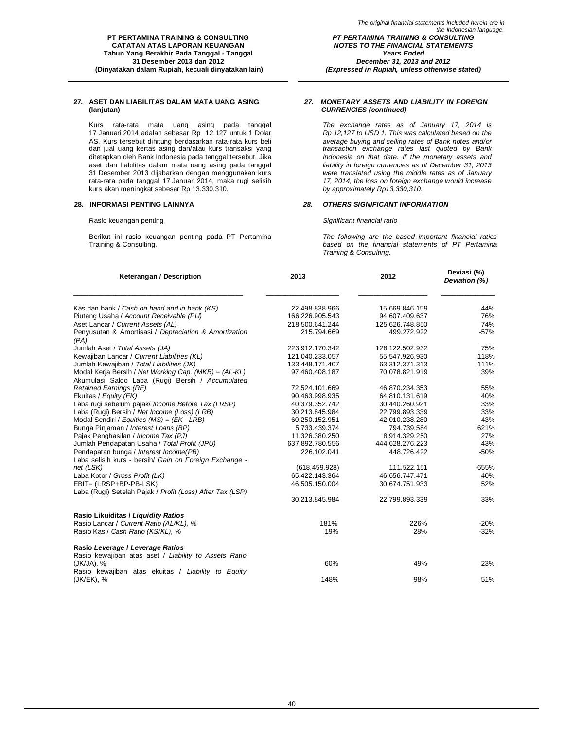## 27. ASET DAN LIABILITAS DALAM MATA UANG ASING (lanjutan)

Kurs rata-rata mata uang asing pada tanggal 17 Januari 2014 adalah sebesar Rp 12.127 untuk 1 Dolar AS. Kurs tersebut dihitung berdasarkan rata-rata kurs beli dan jual uang kertas asing dan/atau kurs transaksi yang ditetapkan oleh Bank Indonesia pada tanggal tersebut. Jika aset dan liabilitas dalam mata uang asing pada tanggal 31 Desember 2013 dijabarkan dengan menggunakan kurs rata-rata pada tanggal 17 Januari 2014, maka rugi selisih kurs akan meningkat sebesar Rp 13.330.310.

## *27. MONETARY ASSETS AND LIABILITY IN FOREIGN CURRENCIES (continued)*

*The exchange rates as of January 17, 2014 is Rp 12,127 to USD 1. This was calculated based on the average buying and selling rates of Bank notes and/or transaction exchange rates last quoted by Bank Indonesia on that date. If the monetary assets and liability in foreign currencies as of December 31, 2013 were translated using the middle rates as of January 17, 2014, the loss on foreign exchange would increase by approximately Rp13,330,310.*

## 28. INFORMASI PENTING LAINNYA

Rasio keuangan penting

Berikut ini rasio keuangan penting pada PT Pertamina Training & Consulting.

## *28. OTHERS SIGNIFICANT INFORMATION*

*Significant financial ratio*

*The following are the based important financial ratios based on the financial statements of PT Pertamina Training & Consulting.*

| Keterangan / Description | 2013 | 2012 | Deviasi (%) *Deviation (%)* |
|---|---|---|---|
| Kas dan bank / *Cash on hand and in bank (KS)* | 22.498.838.966 | 15.669.846.159 | 44% |
| Piutang Usaha / *Account Receivable (PU)* | 166.226.905.543 | 94.607.409.637 | 76% |
| Aset Lancar / *Current Assets (AL)* | 218.500.641.244 | 125.626.748.850 | 74% |
| Penyusutan & Amortisasi / *Depreciation & Amortization (PA)* | 215.794.669 | 499.272.922 | -57% |
| Jumlah Aset / *Total Assets (JA)* | 223.912.170.342 | 128.122.502.932 | 75% |
| Kewajiban Lancar / *Current Liabilities (KL)* | 121.040.233.057 | 55.547.926.930 | 118% |
| Jumlah Kewajiban / *Total Liabilities (JK)* | 133.448.171.407 | 63.312.371.313 | 111% |
| Modal Kerja Bersih / *Net Working Cap. (MKB) = (AL-KL)* | 97.460.408.187 | 70.078.821.919 | 39% |
| Akumulasi Saldo Laba (Rugi) Bersih / *Accumulated Retained Earnings (RE)* | 72.524.101.669 | 46.870.234.353 | 55% |
| Ekuitas / *Equity (EK)* | 90.463.998.935 | 64.810.131.619 | 40% |
| Laba rugi sebelum pajak/ *Income Before Tax (LRSP)* | 40.379.352.742 | 30.440.260.921 | 33% |
| Laba (Rugi) Bersih / *Net Income (Loss) (LRB)* | 30.213.845.984 | 22.799.893.339 | 33% |
| Modal Sendiri / *Equities (MS) = (EK - LRB)* | 60.250.152.951 | 42.010.238.280 | 43% |
| Bunga Pinjaman / *Interest Loans (BP)* | 5.733.439.374 | 794.739.584 | 621% |
| Pajak Penghasilan / *Income Tax (PJ)* | 11.326.380.250 | 8.914.329.250 | 27% |
| Jumlah Pendapatan Usaha / *Total Profit (JPU)* | 637.892.780.556 | 444.628.276.223 | 43% |
| Pendapatan bunga / *Interest Income(PB)* | 226.102.041 | 448.726.422 | -50% |
| Laba selisih kurs - bersih/ *Gain on Foreign Exchange - net (LSK)* | (618.459.928) | 111.522.151 | -655% |
| Laba Kotor / *Gross Profit (LK)* | 65.422.143.364 | 46.656.747.471 | 40% |
| EBIT= (LRSP+BP-PB-LSK) | 46.505.150.004 | 30.674.751.933 | 52% |
| Laba (Rugi) Setelah Pajak / *Profit (Loss) After Tax (LSP)* | 30.213.845.984 | 22.799.893.339 | 33% |
| **Rasio Likuiditas / *Liquidity Ratios*** | | | |
| Rasio Lancar / *Current Ratio (AL/KL), %* | 181% | 226% | -20% |
| Rasio Kas / *Cash Ratio (KS/KL), %* | 19% | 28% | -32% |
| **Rasio *Leverage* / *Leverage Ratios*** | | | |
| Rasio kewajiban atas aset / *Liability to Assets Ratio* (JK/JA), % | 60% | 49% | 23% |
| Rasio kewajiban atas ekuitas / *Liability to Equity* (JK/EK), % | 148% | 98% | 51% |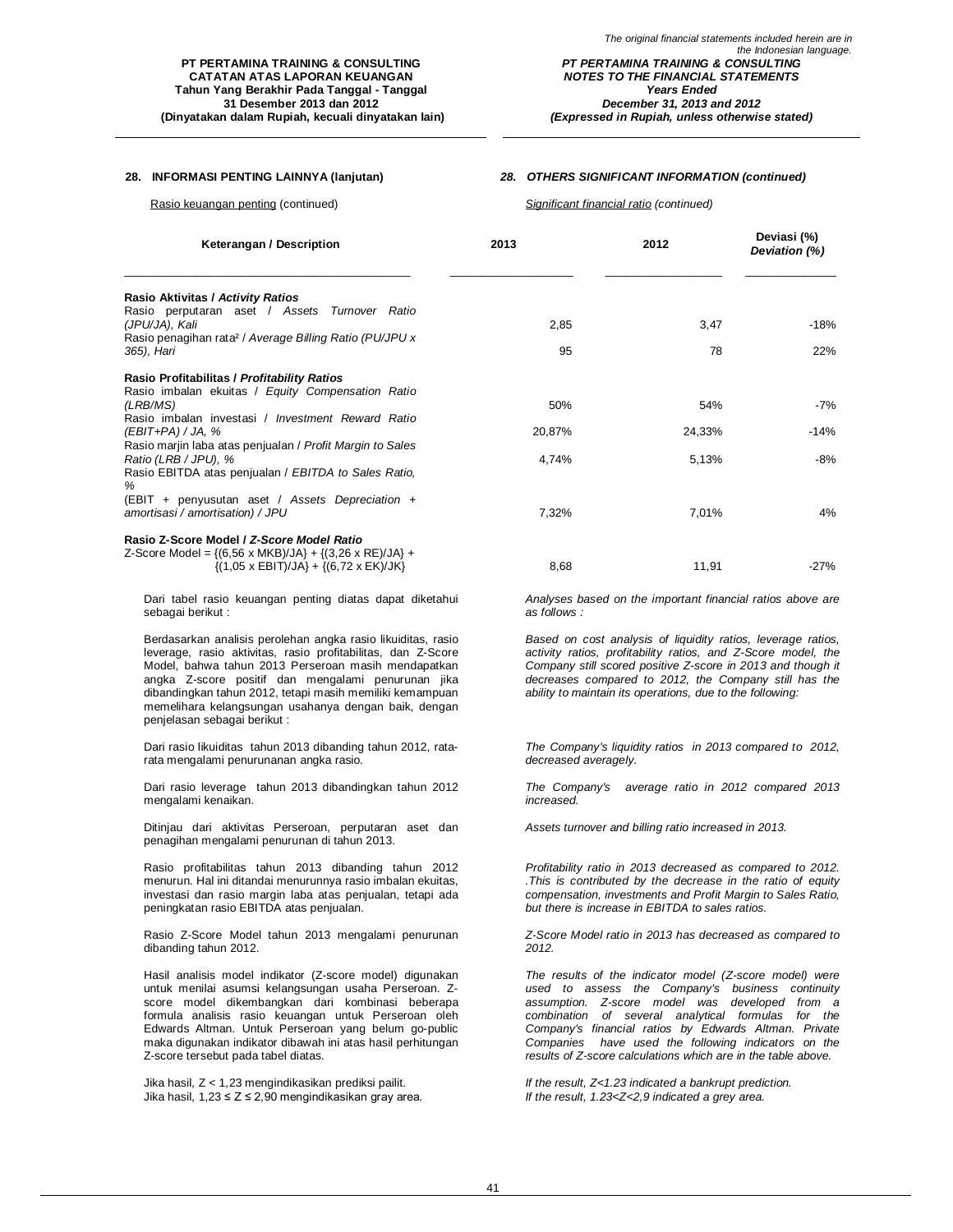## 28. INFORMASI PENTING LAINNYA (lanjutan)

## *28. OTHERS SIGNIFICANT INFORMATION (continued)*

Rasio keuangan penting (continued) / *Significant financial ratio (continued)*

| Keterangan / Description | 2013 | 2012 | Deviasi (%) *Deviation (%)* |
|---|---|---|---|
| **Rasio Aktivitas / *Activity Ratios*** | | | |
| Rasio perputaran aset / *Assets Turnover Ratio (JPU/JA), Kali* | 2,85 | 3,47 | -18% |
| Rasio penagihan rata² / *Average Billing Ratio (PU/JPU x 365), Hari* | 95 | 78 | 22% |
| **Rasio Profitabilitas / *Profitability Ratios*** | | | |
| Rasio imbalan ekuitas / *Equity Compensation Ratio (LRB/MS)* | 50% | 54% | -7% |
| Rasio imbalan investasi / *Investment Reward Ratio (EBIT+PA) / JA, %* | 20,87% | 24,33% | -14% |
| Rasio marjin laba atas penjualan / *Profit Margin to Sales Ratio (LRB / JPU), %* | 4,74% | 5,13% | -8% |
| Rasio EBITDA atas penjualan / *EBITDA to Sales Ratio, %* (EBIT + penyusutan aset / *Assets Depreciation +* amortisasi / *amortisation) / JPU* | 7,32% | 7,01% | 4% |
| **Rasio Z-Score Model / *Z-Score Model Ratio*** | | | |
| Z-Score Model = {(6,56 x MKB)/JA} + {(3,26 x RE)/JA} + {(1,05 x EBIT)/JA} + {(6,72 x EK)/JK} | 8,68 | 11,91 | -27% |

Dari tabel rasio keuangan penting diatas dapat diketahui sebagai berikut :

Berdasarkan analisis perolehan angka rasio likuiditas, rasio leverage, rasio aktivitas, rasio profitabilitas, dan Z-Score Model, bahwa tahun 2013 Perseroan masih mendapatkan angka Z-score positif dan mengalami penurunan jika dibandingkan tahun 2012, tetapi masih memiliki kemampuan memelihara kelangsungan usahanya dengan baik, dengan penjelasan sebagai berikut :

Dari rasio likuiditas tahun 2013 dibanding tahun 2012, rata-rata mengalami penurunanan angka rasio.

Dari rasio leverage tahun 2013 dibandingkan tahun 2012 mengalami kenaikan.

Ditinjau dari aktivitas Perseroan, perputaran aset dan penagihan mengalami penurunan di tahun 2013.

Rasio profitabilitas tahun 2013 dibanding tahun 2012 menurun. Hal ini ditandai menurunnya rasio imbalan ekuitas, investasi dan rasio margin laba atas penjualan, tetapi ada peningkatan rasio EBITDA atas penjualan.

Rasio Z-Score Model tahun 2013 mengalami penurunan dibanding tahun 2012.

Hasil analisis model indikator (Z-score model) digunakan untuk menilai asumsi kelangsungan usaha Perseroan. Z-score model dikembangkan dari kombinasi beberapa formula analisis rasio keuangan untuk Perseroan oleh Edwards Altman. Untuk Perseroan yang belum go-public maka digunakan indikator dibawah ini atas hasil perhitungan Z-score tersebut pada tabel diatas.

Jika hasil, Z < 1,23 mengindikasikan prediksi pailit.
Jika hasil, 1,23 ≤ Z ≤ 2,90 mengindikasikan gray area.

*Analyses based on the important financial ratios above are as follows :*

*Based on cost analysis of liquidity ratios, leverage ratios, activity ratios, profitability ratios, and Z-Score model, the Company still scored positive Z-score in 2013 and though it decreases compared to 2012, the Company still has the ability to maintain its operations, due to the following:*

*The Company's liquidity ratios in 2013 compared to 2012, decreased averagely.*

*The Company's average ratio in 2012 compared 2013 increased.*

*Assets turnover and billing ratio increased in 2013.*

*Profitability ratio in 2013 decreased as compared to 2012. .This is contributed by the decrease in the ratio of equity compensation, investments and Profit Margin to Sales Ratio, but there is increase in EBITDA to sales ratios.*

*Z-Score Model ratio in 2013 has decreased as compared to 2012.*

*The results of the indicator model (Z-score model) were used to assess the Company's business continuity assumption. Z-score model was developed from a combination of several analytical formulas for the Company's financial ratios by Edwards Altman. Private Companies have used the following indicators on the results of Z-score calculations which are in the table above.*

*If the result, Z<1.23 indicated a bankrupt prediction.*
*If the result, 1.23<Z<2,9 indicated a grey area.*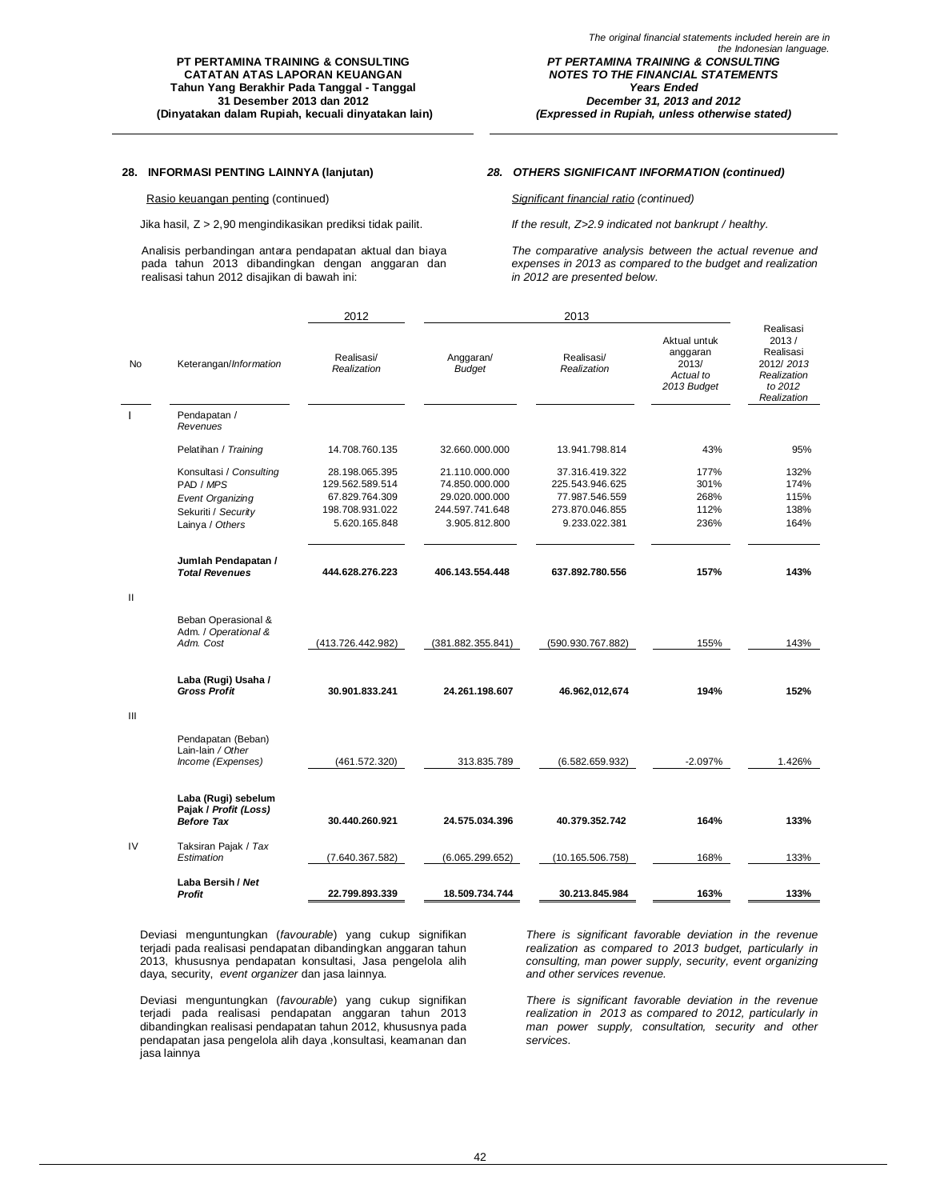## 28. INFORMASI PENTING LAINNYA (lanjutan)

## 28. OTHERS SIGNIFICANT INFORMATION (continued)

Rasio keuangan penting (continued)

*Significant financial ratio (continued)*

Jika hasil, Z > 2,90 mengindikasikan prediksi tidak pailit.

*If the result, Z>2.9 indicated not bankrupt / healthy.*

Analisis perbandingan antara pendapatan aktual dan biaya pada tahun 2013 dibandingkan dengan anggaran dan realisasi tahun 2012 disajikan di bawah ini:

*The comparative analysis between the actual revenue and expenses in 2013 as compared to the budget and realization in 2012 are presented below.*

| No | Keterangan/*Information* | 2012 Realisasi/ *Realization* | 2013 Anggaran/ *Budget* | 2013 Realisasi/ *Realization* | Aktual untuk anggaran 2013/ *Actual to 2013 Budget* | Realisasi 2013 / Realisasi 2012/ 2013 *Realization to 2012 Realization* |
|---|---|---|---|---|---|---|
| I | Pendapatan / *Revenues* | | | | | |
| | Pelatihan / *Training* | 14.708.760.135 | 32.660.000.000 | 13.941.798.814 | 43% | 95% |
| | Konsultasi / *Consulting* | 28.198.065.395 | 21.110.000.000 | 37.316.419.322 | 177% | 132% |
| | PAD / *MPS* | 129.562.589.514 | 74.850.000.000 | 225.543.946.625 | 301% | 174% |
| | *Event Organizing* | 67.829.764.309 | 29.020.000.000 | 77.987.546.559 | 268% | 115% |
| | Sekuriti / *Security* | 198.708.931.022 | 244.597.741.648 | 273.870.046.855 | 112% | 138% |
| | Lainya / *Others* | 5.620.165.848 | 3.905.812.800 | 9.233.022.381 | 236% | 164% |
| | **Jumlah Pendapatan / *Total Revenues*** | **444.628.276.223** | **406.143.554.448** | **637.892.780.556** | **157%** | **143%** |
| II | | | | | | |
| | Beban Operasional & Adm. / *Operational & Adm. Cost* | (413.726.442.982) | (381.882.355.841) | (590.930.767.882) | 155% | 143% |
| | **Laba (Rugi) Usaha / *Gross Profit*** | **30.901.833.241** | **24.261.198.607** | **46.962,012,674** | **194%** | **152%** |
| III | | | | | | |
| | Pendapatan (Beban) Lain-lain / *Other Income (Expenses)* | (461.572.320) | 313.835.789 | (6.582.659.932) | -2.097% | 1.426% |
| | **Laba (Rugi) sebelum Pajak / *Profit (Loss) Before Tax*** | **30.440.260.921** | **24.575.034.396** | **40.379.352.742** | **164%** | **133%** |
| IV | Taksiran Pajak / *Tax Estimation* | (7.640.367.582) | (6.065.299.652) | (10.165.506.758) | 168% | 133% |
| | **Laba Bersih / *Net Profit*** | **22.799.893.339** | **18.509.734.744** | **30.213.845.984** | **163%** | **133%** |

Deviasi menguntungkan (*favourable*) yang cukup signifikan terjadi pada realisasi pendapatan dibandingkan anggaran tahun 2013, khususnya pendapatan konsultasi, Jasa pengelola alih daya, security, *event organizer* dan jasa lainnya.

*There is significant favorable deviation in the revenue realization as compared to 2013 budget, particularly in consulting, man power supply, security, event organizing and other services revenue.*

Deviasi menguntungkan (*favourable*) yang cukup signifikan terjadi pada realisasi pendapatan anggaran tahun 2013 dibandingkan realisasi pendapatan tahun 2012, khususnya pada pendapatan jasa pengelola alih daya ,konsultasi, keamanan dan jasa lainnya

*There is significant favorable deviation in the revenue realization in 2013 as compared to 2012, particularly in man power supply, consultation, security and other services.*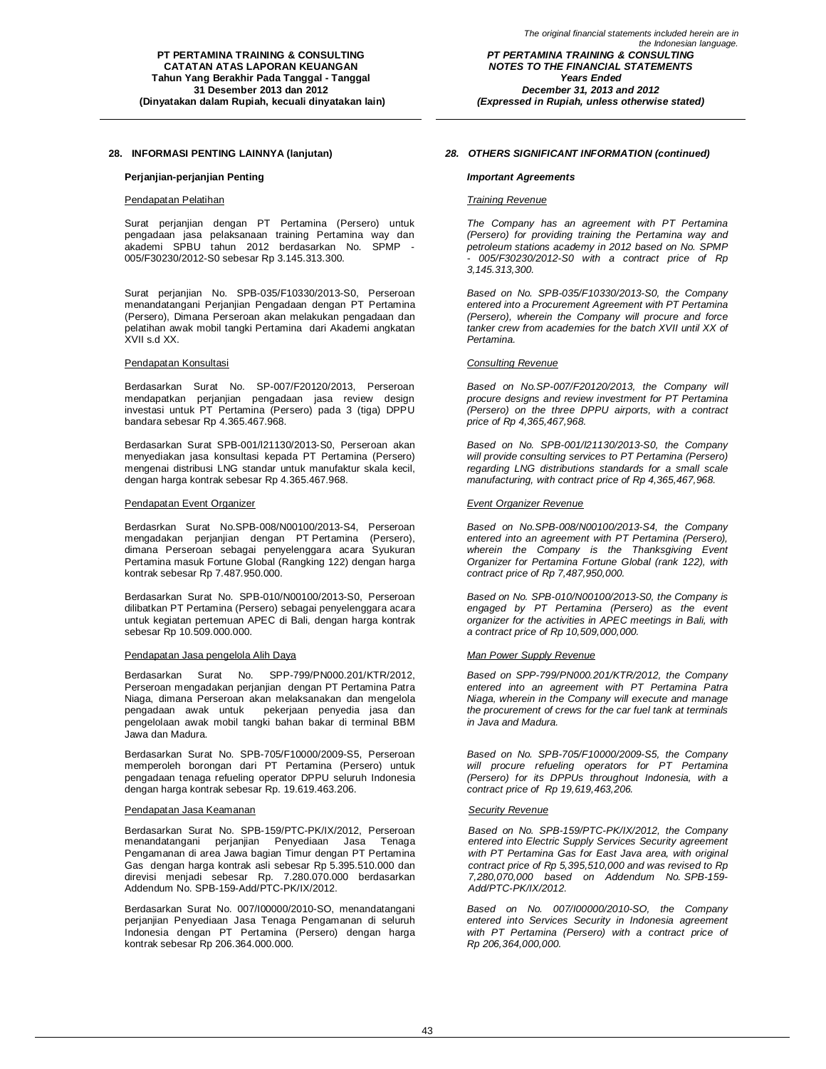## 28. INFORMASI PENTING LAINNYA (lanjutan)

### Perjanjian-perjanjian Penting

Pendapatan Pelatihan

Surat perjanjian dengan PT Pertamina (Persero) untuk pengadaan jasa pelaksanaan training Pertamina way dan akademi SPBU tahun 2012 berdasarkan No. SPMP - 005/F30230/2012-S0 sebesar Rp 3.145.313.300.

Surat perjanjian No. SPB-035/F10330/2013-S0, Perseroan menandatangani Perjanjian Pengadaan dengan PT Pertamina (Persero), Dimana Perseroan akan melakukan pengadaan dan pelatihan awak mobil tangki Pertamina dari Akademi angkatan XVII s.d XX.

Pendapatan Konsultasi

Berdasarkan Surat No. SP-007/F20120/2013, Perseroan mendapatkan perjanjian pengadaan jasa review design investasi untuk PT Pertamina (Persero) pada 3 (tiga) DPPU bandara sebesar Rp 4.365.467.968.

Berdasarkan Surat SPB-001/I21130/2013-S0, Perseroan akan menyediakan jasa konsultasi kepada PT Pertamina (Persero) mengenai distribusi LNG standar untuk manufaktur skala kecil, dengan harga kontrak sebesar Rp 4.365.467.968.

Pendapatan Event Organizer

Berdasrkan Surat No.SPB-008/N00100/2013-S4, Perseroan mengadakan perjanjian dengan PT Pertamina (Persero), dimana Perseroan sebagai penyelenggara acara Syukuran Pertamina masuk Fortune Global (Rangking 122) dengan harga kontrak sebesar Rp 7.487.950.000.

Berdasarkan Surat No. SPB-010/N00100/2013-S0, Perseroan dilibatkan PT Pertamina (Persero) sebagai penyelenggara acara untuk kegiatan pertemuan APEC di Bali, dengan harga kontrak sebesar Rp 10.509.000.000.

Pendapatan Jasa pengelola Alih Daya

Berdasarkan Surat No. SPP-799/PN000.201/KTR/2012, Perseroan mengadakan perjanjian dengan PT Pertamina Patra Niaga, dimana Perseroan akan melaksanakan dan mengelola pengadaan awak untuk pekerjaan penyedia jasa dan pengelolaan awak mobil tangki bahan bakar di terminal BBM Jawa dan Madura.

Berdasarkan Surat No. SPB-705/F10000/2009-S5, Perseroan memperoleh borongan dari PT Pertamina (Persero) untuk pengadaan tenaga refueling operator DPPU seluruh Indonesia dengan harga kontrak sebesar Rp. 19.619.463.206.

Pendapatan Jasa Keamanan

Berdasarkan Surat No. SPB-159/PTC-PK/IX/2012, Perseroan menandatangani perjanjian Penyediaan Jasa Tenaga Pengamanan di area Jawa bagian Timur dengan PT Pertamina Gas dengan harga kontrak asli sebesar Rp 5.395.510.000 dan direvisi menjadi sebesar Rp. 7.280.070.000 berdasarkan Addendum No. SPB-159-Add/PTC-PK/IX/2012.

Berdasarkan Surat No. 007/I00000/2010-SO, menandatangani perjanjian Penyediaan Jasa Tenaga Pengamanan di seluruh Indonesia dengan PT Pertamina (Persero) dengan harga kontrak sebesar Rp 206.364.000.000.

## *28. OTHERS SIGNIFICANT INFORMATION (continued)*

### *Important Agreements*

*Training Revenue*

*The Company has an agreement with PT Pertamina (Persero) for providing training the Pertamina way and petroleum stations academy in 2012 based on No. SPMP - 005/F30230/2012-S0 with a contract price of Rp 3,145,313,300.*

*Based on No. SPB-035/F10330/2013-S0, the Company entered into a Procurement Agreement with PT Pertamina (Persero), wherein the Company will procure and force tanker crew from academies for the batch XVII until XX of Pertamina.*

*Consulting Revenue*

*Based on No.SP-007/F20120/2013, the Company will procure designs and review investment for PT Pertamina (Persero) on the three DPPU airports, with a contract price of Rp 4,365,467,968.*

*Based on No. SPB-001/I21130/2013-S0, the Company will provide consulting services to PT Pertamina (Persero) regarding LNG distributions standards for a small scale manufacturing, with contract price of Rp 4,365,467,968.*

*Event Organizer Revenue*

*Based on No.SPB-008/N00100/2013-S4, the Company entered into an agreement with PT Pertamina (Persero), wherein the Company is the Thanksgiving Event Organizer for Pertamina Fortune Global (rank 122), with contract price of Rp 7,487,950,000.*

*Based on No. SPB-010/N00100/2013-S0, the Company is engaged by PT Pertamina (Persero) as the event organizer for the activities in APEC meetings in Bali, with a contract price of Rp 10,509,000,000.*

*Man Power Supply Revenue*

*Based on SPP-799/PN000.201/KTR/2012, the Company entered into an agreement with PT Pertamina Patra Niaga, wherein in the Company will execute and manage the procurement of crews for the car fuel tank at terminals in Java and Madura.*

*Based on No. SPB-705/F10000/2009-S5, the Company will procure refueling operators for PT Pertamina (Persero) for its DPPUs throughout Indonesia, with a contract price of Rp 19,619,463,206.*

*Security Revenue*

*Based on No. SPB-159/PTC-PK/IX/2012, the Company entered into Electric Supply Services Security agreement with PT Pertamina Gas for East Java area, with original contract price of Rp 5,395,510,000 and was revised to Rp 7,280,070,000 based on Addendum No. SPB-159-Add/PTC-PK/IX/2012.*

*Based on No. 007/I00000/2010-SO, the Company entered into Services Security in Indonesia agreement with PT Pertamina (Persero) with a contract price of Rp 206,364,000,000.*